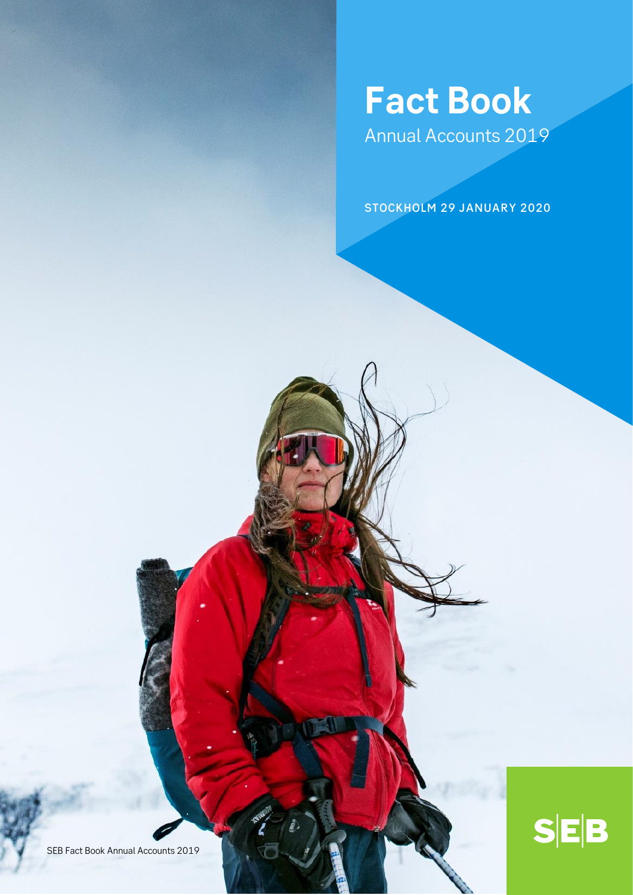# Fact Book

Annual Accounts 2019

STOCKHOLM 29 JANUARY 2020

SEB Fact Book Annual Accounts 2019

SEB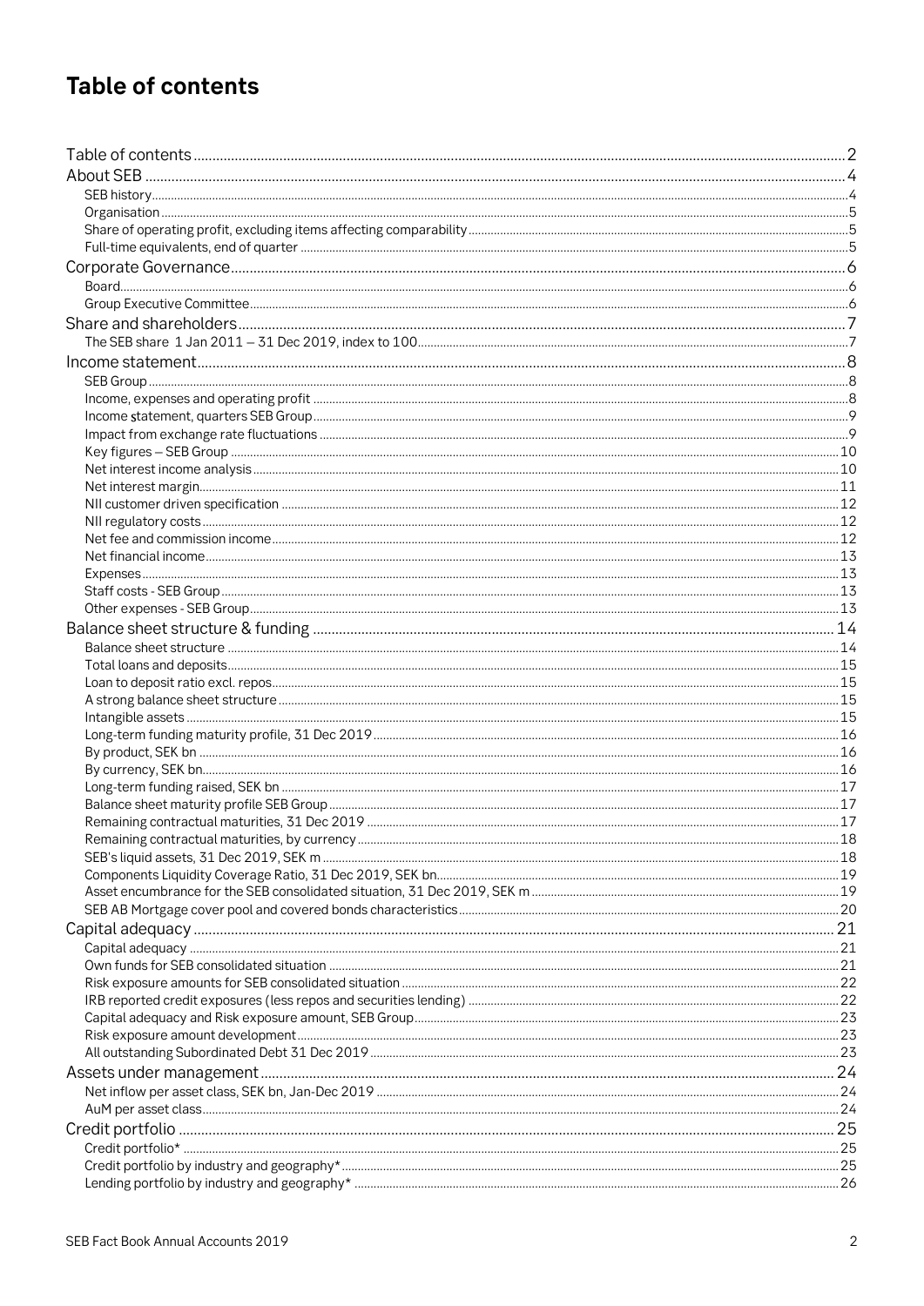# Table of contents

- Table of contents ..... 2
- About SEB ..... 4
  - SEB history ..... 4
  - Organisation ..... 5
  - Share of operating profit, excluding items affecting comparability ..... 5
  - Full-time equivalents, end of quarter ..... 5
- Corporate Governance ..... 6
  - Board ..... 6
  - Group Executive Committee ..... 6
- Share and shareholders ..... 7
  - The SEB share 1 Jan 2011 – 31 Dec 2019, index to 100 ..... 7
- Income statement ..... 8
  - SEB Group ..... 8
  - Income, expenses and operating profit ..... 8
  - Income statement, quarters SEB Group ..... 9
  - Impact from exchange rate fluctuations ..... 9
  - Key figures – SEB Group ..... 10
  - Net interest income analysis ..... 10
  - Net interest margin ..... 11
  - NII customer driven specification ..... 12
  - NII regulatory costs ..... 12
  - Net fee and commission income ..... 12
  - Net financial income ..... 13
  - Expenses ..... 13
  - Staff costs - SEB Group ..... 13
  - Other expenses - SEB Group ..... 13
- Balance sheet structure & funding ..... 14
  - Balance sheet structure ..... 14
  - Total loans and deposits ..... 15
  - Loan to deposit ratio excl. repos ..... 15
  - A strong balance sheet structure ..... 15
  - Intangible assets ..... 15
  - Long-term funding maturity profile, 31 Dec 2019 ..... 16
  - By product, SEK bn ..... 16
  - By currency, SEK bn ..... 16
  - Long-term funding raised, SEK bn ..... 17
  - Balance sheet maturity profile SEB Group ..... 17
  - Remaining contractual maturities, 31 Dec 2019 ..... 17
  - Remaining contractual maturities, by currency ..... 18
  - SEB's liquid assets, 31 Dec 2019, SEK m ..... 18
  - Components Liquidity Coverage Ratio, 31 Dec 2019, SEK bn ..... 19
  - Asset encumbrance for the SEB consolidated situation, 31 Dec 2019, SEK m ..... 19
  - SEB AB Mortgage cover pool and covered bonds characteristics ..... 20
- Capital adequacy ..... 21
  - Capital adequacy ..... 21
  - Own funds for SEB consolidated situation ..... 21
  - Risk exposure amounts for SEB consolidated situation ..... 22
  - IRB reported credit exposures (less repos and securities lending) ..... 22
  - Capital adequacy and Risk exposure amount, SEB Group ..... 23
  - Risk exposure amount development ..... 23
  - All outstanding Subordinated Debt 31 Dec 2019 ..... 23
- Assets under management ..... 24
  - Net inflow per asset class, SEK bn, Jan-Dec 2019 ..... 24
  - AuM per asset class ..... 24
- Credit portfolio ..... 25
  - Credit portfolio* ..... 25
  - Credit portfolio by industry and geography* ..... 25
  - Lending portfolio by industry and geography* ..... 26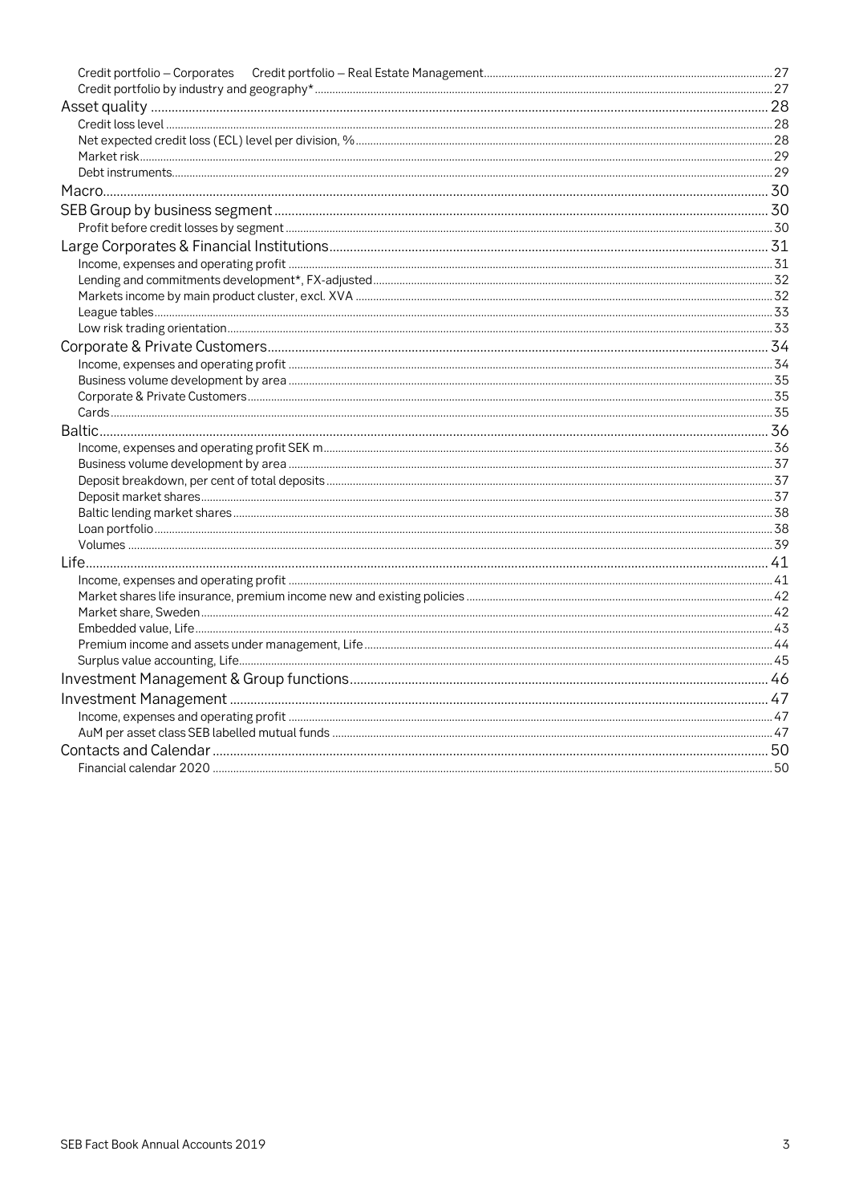Credit portfolio – Corporates Credit portfolio – Real Estate Management.......27
Credit portfolio by industry and geography*.......27

Asset quality.......28
Credit loss level.......28
Net expected credit loss (ECL) level per division, %.......28
Market risk.......29
Debt instruments.......29

Macro.......30

SEB Group by business segment.......30
Profit before credit losses by segment.......30

Large Corporates & Financial Institutions.......31
Income, expenses and operating profit.......31
Lending and commitments development*, FX-adjusted.......32
Markets income by main product cluster, excl. XVA.......32
League tables.......33
Low risk trading orientation.......33

Corporate & Private Customers.......34
Income, expenses and operating profit.......34
Business volume development by area.......35
Corporate & Private Customers.......35
Cards.......35

Baltic.......36
Income, expenses and operating profit SEK m.......36
Business volume development by area.......37
Deposit breakdown, per cent of total deposits.......37
Deposit market shares.......37
Baltic lending market shares.......38
Loan portfolio.......38
Volumes.......39

Life.......41
Income, expenses and operating profit.......41
Market shares life insurance, premium income new and existing policies.......42
Market share, Sweden.......42
Embedded value, Life.......43
Premium income and assets under management, Life.......44
Surplus value accounting, Life.......45

Investment Management & Group functions.......46

Investment Management.......47
Income, expenses and operating profit.......47
AuM per asset class SEB labelled mutual funds.......47

Contacts and Calendar.......50
Financial calendar 2020.......50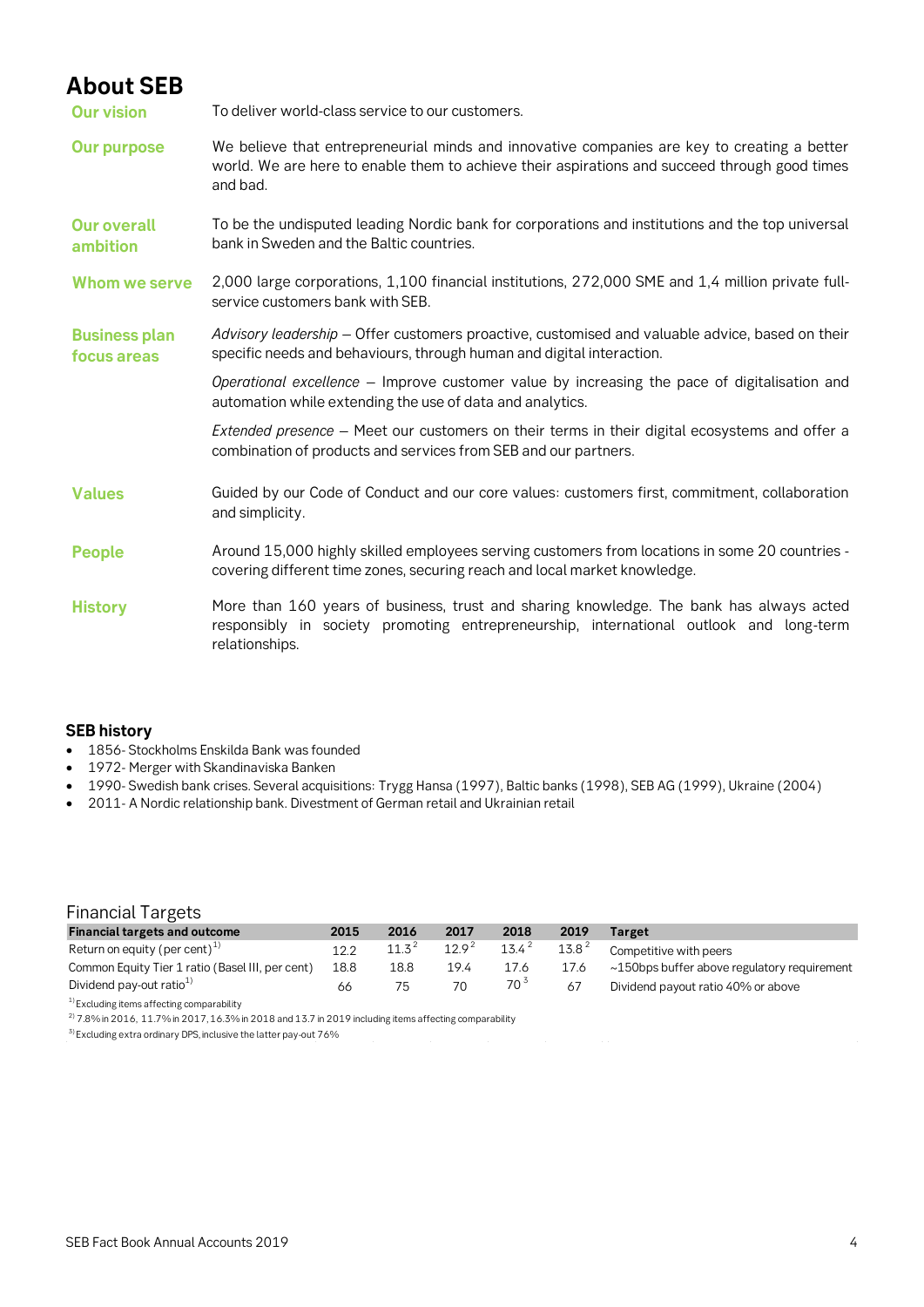# About SEB

| | |
|---|---|
| **Our vision** | To deliver world-class service to our customers. |
| **Our purpose** | We believe that entrepreneurial minds and innovative companies are key to creating a better world. We are here to enable them to achieve their aspirations and succeed through good times and bad. |
| **Our overall ambition** | To be the undisputed leading Nordic bank for corporations and institutions and the top universal bank in Sweden and the Baltic countries. |
| **Whom we serve** | 2,000 large corporations, 1,100 financial institutions, 272,000 SME and 1,4 million private full-service customers bank with SEB. |
| **Business plan focus areas** | *Advisory leadership* – Offer customers proactive, customised and valuable advice, based on their specific needs and behaviours, through human and digital interaction. |
| | *Operational excellence* – Improve customer value by increasing the pace of digitalisation and automation while extending the use of data and analytics. |
| | *Extended presence* – Meet our customers on their terms in their digital ecosystems and offer a combination of products and services from SEB and our partners. |
| **Values** | Guided by our Code of Conduct and our core values: customers first, commitment, collaboration and simplicity. |
| **People** | Around 15,000 highly skilled employees serving customers from locations in some 20 countries - covering different time zones, securing reach and local market knowledge. |
| **History** | More than 160 years of business, trust and sharing knowledge. The bank has always acted responsibly in society promoting entrepreneurship, international outlook and long-term relationships. |

## SEB history

- 1856- Stockholms Enskilda Bank was founded
- 1972- Merger with Skandinaviska Banken
- 1990- Swedish bank crises. Several acquisitions: Trygg Hansa (1997), Baltic banks (1998), SEB AG (1999), Ukraine (2004)
- 2011- A Nordic relationship bank. Divestment of German retail and Ukrainian retail

## Financial Targets

| Financial targets and outcome | 2015 | 2016 | 2017 | 2018 | 2019 | Target |
|---|---|---|---|---|---|---|
| Return on equity (per cent)[1] | 12.2 | 11.3[2] | 12.9[2] | 13.4[2] | 13.8[2] | Competitive with peers |
| Common Equity Tier 1 ratio (Basel III, per cent) | 18.8 | 18.8 | 19.4 | 17.6 | 17.6 | ~150bps buffer above regulatory requirement |
| Dividend pay-out ratio[1] | 66 | 75 | 70 | 70[3] | 67 | Dividend payout ratio 40% or above |

[1] Excluding items affecting comparability

[2] 7.8% in 2016, 11.7% in 2017, 16.3% in 2018 and 13.7 in 2019 including items affecting comparability

[3] Excluding extra ordinary DPS, inclusive the latter pay-out 76%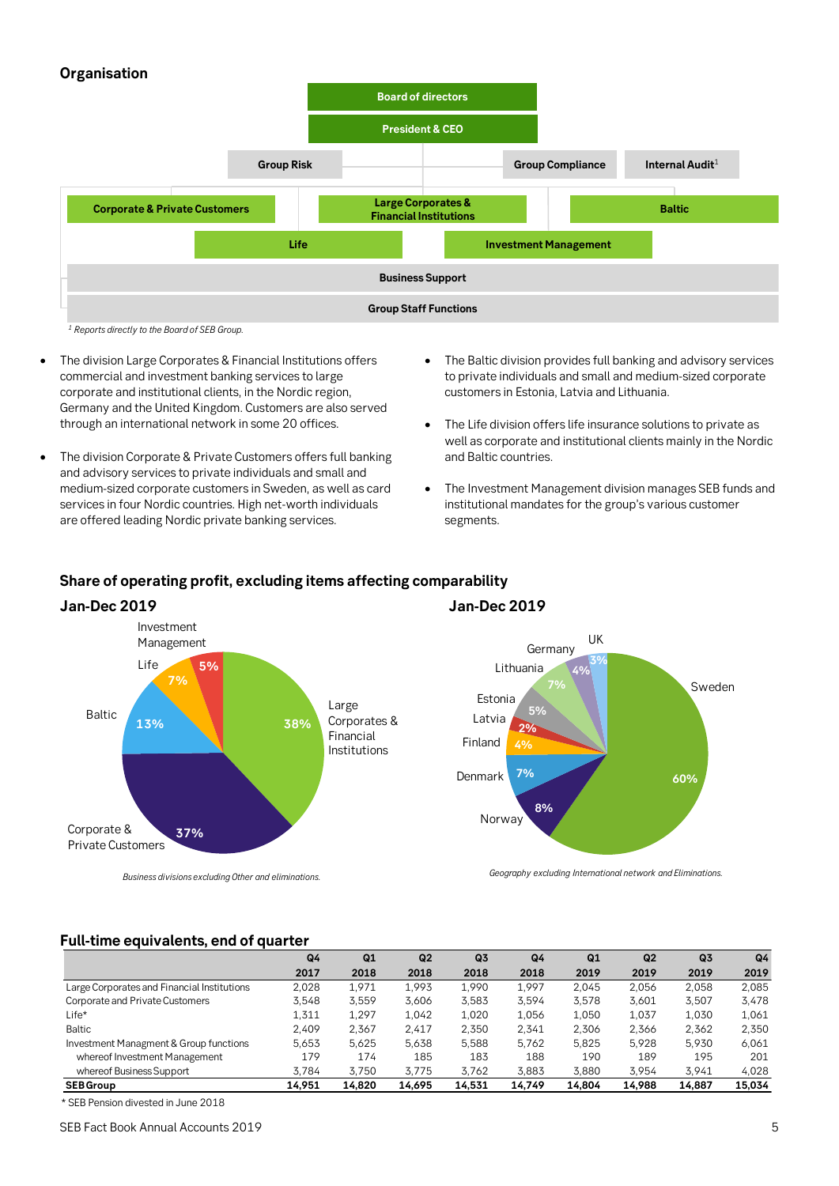## Organisation

Board of directors

President & CEO

Group Risk | Group Compliance | Internal Audit[1]

Corporate & Private Customers | Large Corporates & Financial Institutions | Baltic

Life | Investment Management

Business Support

Group Staff Functions

*[1] Reports directly to the Board of SEB Group.*

- The division Large Corporates & Financial Institutions offers commercial and investment banking services to large corporate and institutional clients, in the Nordic region, Germany and the United Kingdom. Customers are also served through an international network in some 20 offices.
- The division Corporate & Private Customers offers full banking and advisory services to private individuals and small and medium-sized corporate customers in Sweden, as well as card services in four Nordic countries. High net-worth individuals are offered leading Nordic private banking services.
- The Baltic division provides full banking and advisory services to private individuals and small and medium-sized corporate customers in Estonia, Latvia and Lithuania.
- The Life division offers life insurance solutions to private as well as corporate and institutional clients mainly in the Nordic and Baltic countries.
- The Investment Management division manages SEB funds and institutional mandates for the group's various customer segments.

## Share of operating profit, excluding items affecting comparability

### Jan-Dec 2019

| Division | Share |
|---|---|
| Large Corporates & Financial Institutions | 38% |
| Corporate & Private Customers | 37% |
| Baltic | 13% |
| Life | 7% |
| Investment Management | 5% |

*Business divisions excluding Other and eliminations.*

### Jan-Dec 2019

| Country | Share |
|---|---|
| Sweden | 60% |
| Norway | 8% |
| Denmark | 7% |
| Finland | 4% |
| Latvia | 2% |
| Estonia | 5% |
| Lithuania | 7% |
| Germany | 4% |
| UK | 3% |

*Geography excluding International network and Eliminations.*

## Full-time equivalents, end of quarter

| | Q4 2017 | Q1 2018 | Q2 2018 | Q3 2018 | Q4 2018 | Q1 2019 | Q2 2019 | Q3 2019 | Q4 2019 |
|---|---|---|---|---|---|---|---|---|---|
| Large Corporates and Financial Institutions | 2,028 | 1,971 | 1,993 | 1,990 | 1,997 | 2,045 | 2,056 | 2,058 | 2,085 |
| Corporate and Private Customers | 3,548 | 3,559 | 3,606 | 3,583 | 3,594 | 3,578 | 3,601 | 3,507 | 3,478 |
| Life* | 1,311 | 1,297 | 1,042 | 1,020 | 1,056 | 1,050 | 1,037 | 1,030 | 1,061 |
| Baltic | 2,409 | 2,367 | 2,417 | 2,350 | 2,341 | 2,306 | 2,366 | 2,362 | 2,350 |
| Investment Managment & Group functions | 5,653 | 5,625 | 5,638 | 5,588 | 5,762 | 5,825 | 5,928 | 5,930 | 6,061 |
| whereof Investment Management | 179 | 174 | 185 | 183 | 188 | 190 | 189 | 195 | 201 |
| whereof Business Support | 3,784 | 3,750 | 3,775 | 3,762 | 3,883 | 3,880 | 3,954 | 3,941 | 4,028 |
| **SEB Group** | **14,951** | **14,820** | **14,695** | **14,531** | **14,749** | **14,804** | **14,988** | **14,887** | **15,034** |

\* SEB Pension divested in June 2018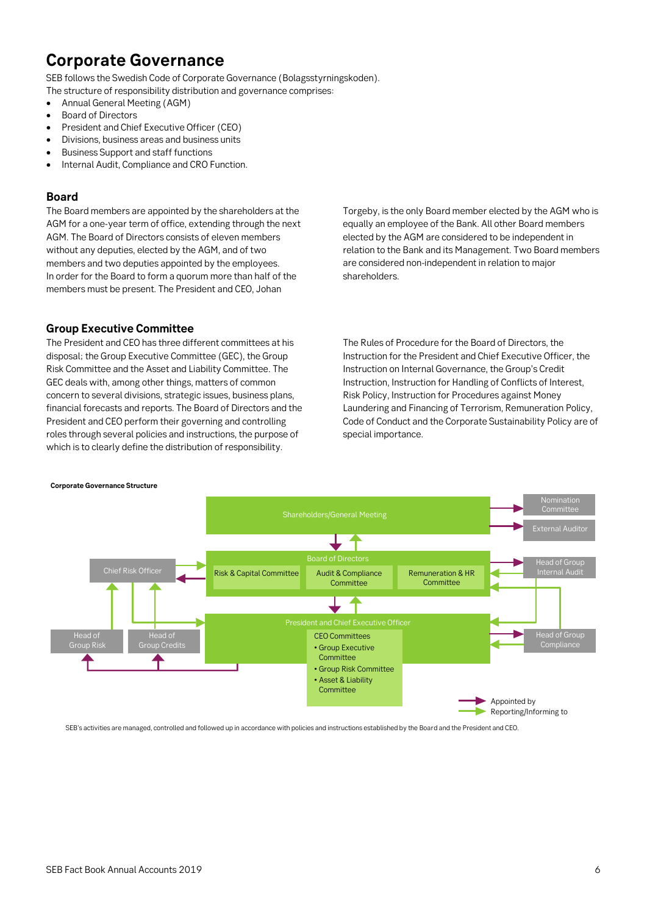# Corporate Governance

SEB follows the Swedish Code of Corporate Governance (Bolagsstyrningskoden).
The structure of responsibility distribution and governance comprises:

- Annual General Meeting (AGM)
- Board of Directors
- President and Chief Executive Officer (CEO)
- Divisions, business areas and business units
- Business Support and staff functions
- Internal Audit, Compliance and CRO Function.

## Board

The Board members are appointed by the shareholders at the AGM for a one-year term of office, extending through the next AGM. The Board of Directors consists of eleven members without any deputies, elected by the AGM, and of two members and two deputies appointed by the employees. In order for the Board to form a quorum more than half of the members must be present. The President and CEO, Johan Torgeby, is the only Board member elected by the AGM who is equally an employee of the Bank. All other Board members elected by the AGM are considered to be independent in relation to the Bank and its Management. Two Board members are considered non-independent in relation to major shareholders.

## Group Executive Committee

The President and CEO has three different committees at his disposal; the Group Executive Committee (GEC), the Group Risk Committee and the Asset and Liability Committee. The GEC deals with, among other things, matters of common concern to several divisions, strategic issues, business plans, financial forecasts and reports. The Board of Directors and the President and CEO perform their governing and controlling roles through several policies and instructions, the purpose of which is to clearly define the distribution of responsibility.

The Rules of Procedure for the Board of Directors, the Instruction for the President and Chief Executive Officer, the Instruction on Internal Governance, the Group's Credit Instruction, Instruction for Handling of Conflicts of Interest, Risk Policy, Instruction for Procedures against Money Laundering and Financing of Terrorism, Remuneration Policy, Code of Conduct and the Corporate Sustainability Policy are of special importance.

**Corporate Governance Structure**

- Shareholders/General Meeting
  - Nomination Committee
  - External Auditor
- Board of Directors
  - Risk & Capital Committee
  - Audit & Compliance Committee
  - Remuneration & HR Committee
- Chief Risk Officer
- Head of Group Internal Audit
- President and Chief Executive Officer
  - CEO Committees
    - Group Executive Committee
    - Group Risk Committee
    - Asset & Liability Committee
- Head of Group Risk
- Head of Group Credits
- Head of Group Compliance

Legend: Appointed by; Reporting/Informing to

SEB's activities are managed, controlled and followed up in accordance with policies and instructions established by the Board and the President and CEO.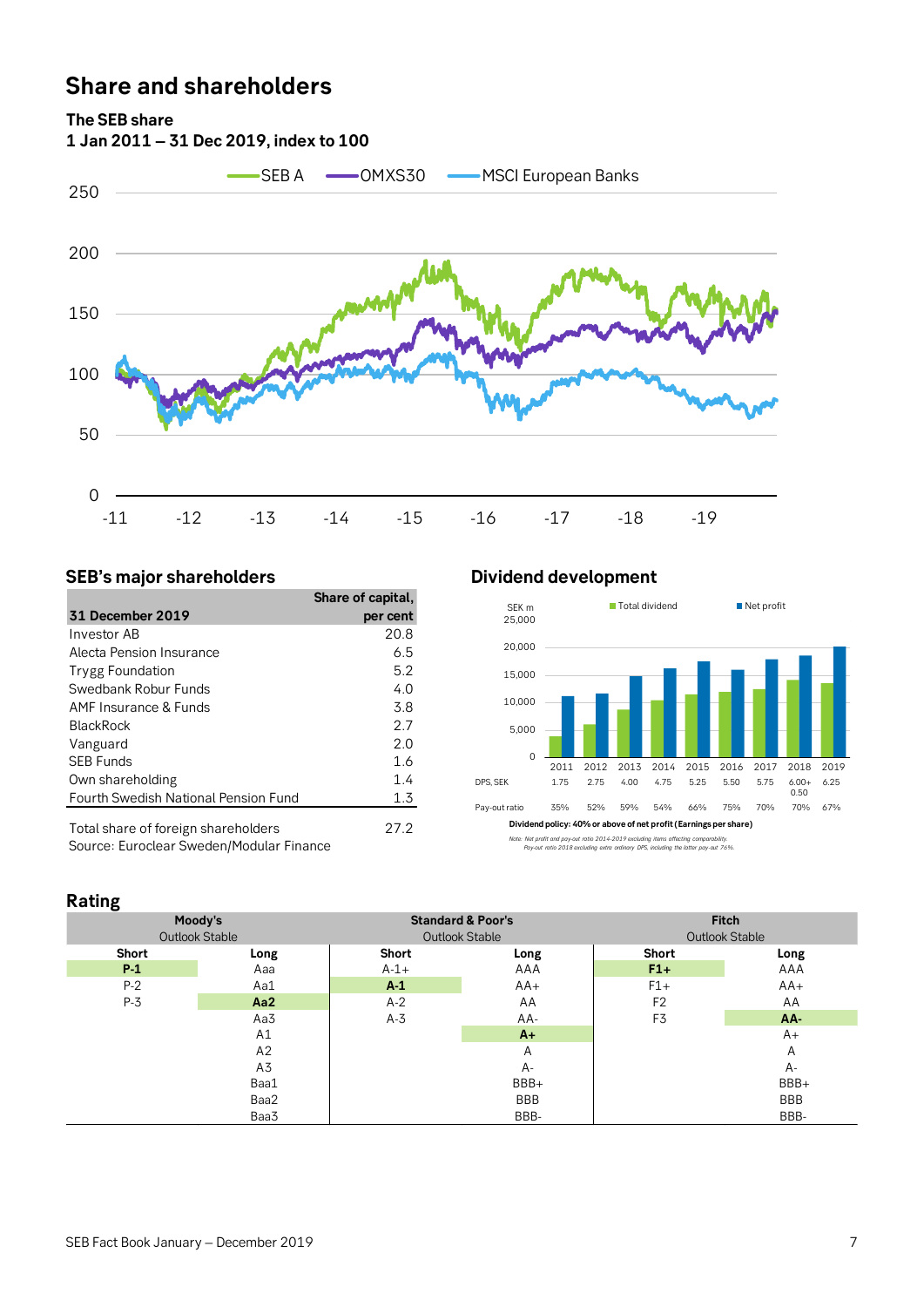# Share and shareholders

**The SEB share**
**1 Jan 2011 – 31 Dec 2019, index to 100**

SEB A | OMXS30 | MSCI European Banks

## SEB's major shareholders

| 31 December 2019 | Share of capital, per cent |
|---|---|
| Investor AB | 20.8 |
| Alecta Pension Insurance | 6.5 |
| Trygg Foundation | 5.2 |
| Swedbank Robur Funds | 4.0 |
| AMF Insurance & Funds | 3.8 |
| BlackRock | 2.7 |
| Vanguard | 2.0 |
| SEB Funds | 1.6 |
| Own shareholding | 1.4 |
| Fourth Swedish National Pension Fund | 1.3 |
| Total share of foreign shareholders | 27.2 |

Source: Euroclear Sweden/Modular Finance

## Dividend development

SEK m — Total dividend, Net profit

| | 2011 | 2012 | 2013 | 2014 | 2015 | 2016 | 2017 | 2018 | 2019 |
|---|---|---|---|---|---|---|---|---|---|
| DPS, SEK | 1.75 | 2.75 | 4.00 | 4.75 | 5.25 | 5.50 | 5.75 | 6.00+ 0.50 | 6.25 |
| Pay-out ratio | 35% | 52% | 59% | 54% | 66% | 75% | 70% | 70% | 67% |

**Dividend policy: 40% or above of net profit (Earnings per share)**

*Note: Net profit and pay-out ratio 2014-2019 excluding items affecting comparability. Pay-out ratio 2018 excluding extra ordinary DPS, including the latter pay-out 76%.*

## Rating

| Moody's | | Standard & Poor's | | Fitch | |
|---|---|---|---|---|---|
| Outlook Stable | | Outlook Stable | | Outlook Stable | |
| Short | Long | Short | Long | Short | Long |
| **P-1** | Aaa | A-1+ | AAA | **F1+** | AAA |
| P-2 | Aa1 | **A-1** | AA+ | F1+ | AA+ |
| P-3 | **Aa2** | A-2 | AA | F2 | AA |
| | Aa3 | A-3 | AA- | F3 | **AA-** |
| | A1 | | **A+** | | A+ |
| | A2 | | A | | A |
| | A3 | | A- | | A- |
| | Baa1 | | BBB+ | | BBB+ |
| | Baa2 | | BBB | | BBB |
| | Baa3 | | BBB- | | BBB- |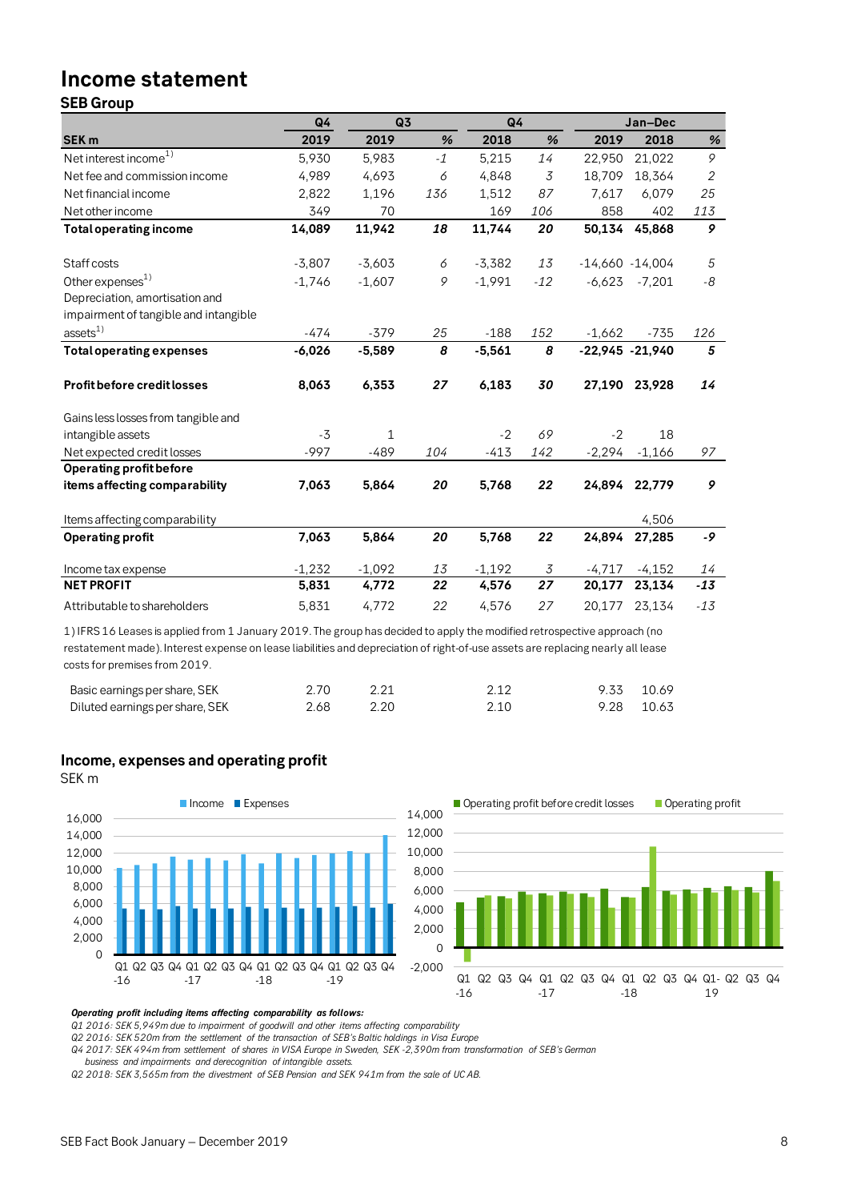# Income statement

## SEB Group

| SEK m | Q4 2019 | Q3 2019 | % | Q4 2018 | % | Jan–Dec 2019 | Jan–Dec 2018 | % |
|---|---|---|---|---|---|---|---|---|
| Net interest income[1] | 5,930 | 5,983 | *-1* | 5,215 | *14* | 22,950 | 21,022 | *9* |
| Net fee and commission income | 4,989 | 4,693 | *6* | 4,848 | *3* | 18,709 | 18,364 | *2* |
| Net financial income | 2,822 | 1,196 | *136* | 1,512 | *87* | 7,617 | 6,079 | *25* |
| Net other income | 349 | 70 | | 169 | *106* | 858 | 402 | *113* |
| **Total operating income** | **14,089** | **11,942** | ***18*** | **11,744** | ***20*** | **50,134** | **45,868** | ***9*** |
| Staff costs | -3,807 | -3,603 | *6* | -3,382 | *13* | -14,660 | -14,004 | *5* |
| Other expenses[1] | -1,746 | -1,607 | *9* | -1,991 | *-12* | -6,623 | -7,201 | *-8* |
| Depreciation, amortisation and impairment of tangible and intangible assets[1] | -474 | -379 | *25* | -188 | *152* | -1,662 | -735 | *126* |
| **Total operating expenses** | **-6,026** | **-5,589** | ***8*** | **-5,561** | ***8*** | **-22,945** | **-21,940** | ***5*** |
| **Profit before credit losses** | **8,063** | **6,353** | ***27*** | **6,183** | ***30*** | **27,190** | **23,928** | ***14*** |
| Gains less losses from tangible and intangible assets | -3 | 1 | | -2 | *69* | -2 | 18 | |
| Net expected credit losses | -997 | -489 | *104* | -413 | *142* | -2,294 | -1,166 | *97* |
| **Operating profit before items affecting comparability** | **7,063** | **5,864** | ***20*** | **5,768** | ***22*** | **24,894** | **22,779** | ***9*** |
| Items affecting comparability | | | | | | | 4,506 | |
| **Operating profit** | **7,063** | **5,864** | ***20*** | **5,768** | ***22*** | **24,894** | **27,285** | ***-9*** |
| Income tax expense | -1,232 | -1,092 | *13* | -1,192 | *3* | -4,717 | -4,152 | *14* |
| **NET PROFIT** | **5,831** | **4,772** | ***22*** | **4,576** | ***27*** | **20,177** | **23,134** | ***-13*** |
| Attributable to shareholders | 5,831 | 4,772 | *22* | 4,576 | *27* | 20,177 | 23,134 | *-13* |

1) IFRS 16 Leases is applied from 1 January 2019. The group has decided to apply the modified retrospective approach (no restatement made). Interest expense on lease liabilities and depreciation of right-of-use assets are replacing nearly all lease costs for premises from 2019.

| | Q4 2019 | Q3 2019 | Q4 2018 | Jan–Dec 2019 | Jan–Dec 2018 |
|---|---|---|---|---|---|
| Basic earnings per share, SEK | 2.70 | 2.21 | 2.12 | 9.33 | 10.69 |
| Diluted earnings per share, SEK | 2.68 | 2.20 | 2.10 | 9.28 | 10.63 |

## Income, expenses and operating profit

SEK m

***Operating profit including items affecting comparability as follows:***

*Q1 2016: SEK 5,949m due to impairment of goodwill and other items affecting comparability*

*Q2 2016: SEK 520m from the settlement of the transaction of SEB's Baltic holdings in Visa Europe*

*Q4 2017: SEK 494m from settlement of shares in VISA Europe in Sweden, SEK -2,390m from transformation of SEB's German business and impairments and derecognition of intangible assets.*

*Q2 2018: SEK 3,565m from the divestment of SEB Pension and SEK 941m from the sale of UC AB.*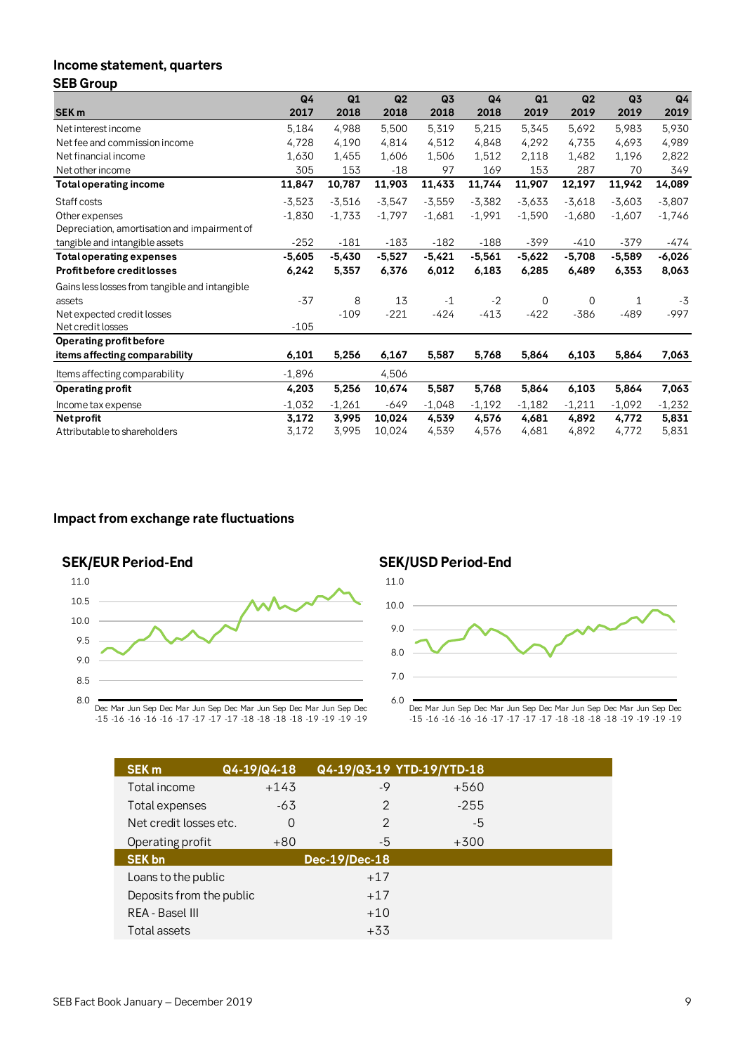## Income statement, quarters

### SEB Group

| SEK m | Q4 2017 | Q1 2018 | Q2 2018 | Q3 2018 | Q4 2018 | Q1 2019 | Q2 2019 | Q3 2019 | Q4 2019 |
|---|---|---|---|---|---|---|---|---|---|
| Net interest income | 5,184 | 4,988 | 5,500 | 5,319 | 5,215 | 5,345 | 5,692 | 5,983 | 5,930 |
| Net fee and commission income | 4,728 | 4,190 | 4,814 | 4,512 | 4,848 | 4,292 | 4,735 | 4,693 | 4,989 |
| Net financial income | 1,630 | 1,455 | 1,606 | 1,506 | 1,512 | 2,118 | 1,482 | 1,196 | 2,822 |
| Net other income | 305 | 153 | -18 | 97 | 169 | 153 | 287 | 70 | 349 |
| **Total operating income** | **11,847** | **10,787** | **11,903** | **11,433** | **11,744** | **11,907** | **12,197** | **11,942** | **14,089** |
| Staff costs | -3,523 | -3,516 | -3,547 | -3,559 | -3,382 | -3,633 | -3,618 | -3,603 | -3,807 |
| Other expenses | -1,830 | -1,733 | -1,797 | -1,681 | -1,991 | -1,590 | -1,680 | -1,607 | -1,746 |
| Depreciation, amortisation and impairment of tangible and intangible assets | -252 | -181 | -183 | -182 | -188 | -399 | -410 | -379 | -474 |
| **Total operating expenses** | **-5,605** | **-5,430** | **-5,527** | **-5,421** | **-5,561** | **-5,622** | **-5,708** | **-5,589** | **-6,026** |
| **Profit before credit losses** | **6,242** | **5,357** | **6,376** | **6,012** | **6,183** | **6,285** | **6,489** | **6,353** | **8,063** |
| Gains less losses from tangible and intangible assets | -37 | 8 | 13 | -1 | -2 | 0 | 0 | 1 | -3 |
| Net expected credit losses | | -109 | -221 | -424 | -413 | -422 | -386 | -489 | -997 |
| Net credit losses | -105 | | | | | | | | |
| **Operating profit before items affecting comparability** | **6,101** | **5,256** | **6,167** | **5,587** | **5,768** | **5,864** | **6,103** | **5,864** | **7,063** |
| Items affecting comparability | -1,896 | | 4,506 | | | | | | |
| **Operating profit** | **4,203** | **5,256** | **10,674** | **5,587** | **5,768** | **5,864** | **6,103** | **5,864** | **7,063** |
| Income tax expense | -1,032 | -1,261 | -649 | -1,048 | -1,192 | -1,182 | -1,211 | -1,092 | -1,232 |
| **Net profit** | **3,172** | **3,995** | **10,024** | **4,539** | **4,576** | **4,681** | **4,892** | **4,772** | **5,831** |
| Attributable to shareholders | 3,172 | 3,995 | 10,024 | 4,539 | 4,576 | 4,681 | 4,892 | 4,772 | 5,831 |

## Impact from exchange rate fluctuations

**SEK/EUR Period-End**

**SEK/USD Period-End**

| SEK m | Q4-19/Q4-18 | Q4-19/Q3-19 | YTD-19/YTD-18 |
|---|---|---|---|
| Total income | +143 | -9 | +560 |
| Total expenses | -63 | 2 | -255 |
| Net credit losses etc. | 0 | 2 | -5 |
| Operating profit | +80 | -5 | +300 |

| SEK bn | Dec-19/Dec-18 |
|---|---|
| Loans to the public | +17 |
| Deposits from the public | +17 |
| REA - Basel III | +10 |
| Total assets | +33 |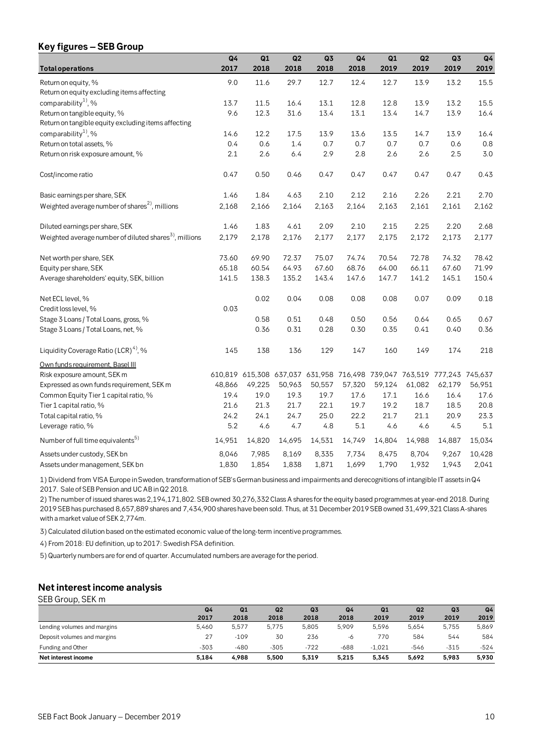## Key figures – SEB Group

| Total operations | Q4 2017 | Q1 2018 | Q2 2018 | Q3 2018 | Q4 2018 | Q1 2019 | Q2 2019 | Q3 2019 | Q4 2019 |
|---|---|---|---|---|---|---|---|---|---|
| Return on equity, % | 9.0 | 11.6 | 29.7 | 12.7 | 12.4 | 12.7 | 13.9 | 13.2 | 15.5 |
| Return on equity excluding items affecting comparability[1], % | 13.7 | 11.5 | 16.4 | 13.1 | 12.8 | 12.8 | 13.9 | 13.2 | 15.5 |
| Return on tangible equity, % | 9.6 | 12.3 | 31.6 | 13.4 | 13.1 | 13.4 | 14.7 | 13.9 | 16.4 |
| Return on tangible equity excluding items affecting comparability[1], % | 14.6 | 12.2 | 17.5 | 13.9 | 13.6 | 13.5 | 14.7 | 13.9 | 16.4 |
| Return on total assets, % | 0.4 | 0.6 | 1.4 | 0.7 | 0.7 | 0.7 | 0.7 | 0.6 | 0.8 |
| Return on risk exposure amount, % | 2.1 | 2.6 | 6.4 | 2.9 | 2.8 | 2.6 | 2.6 | 2.5 | 3.0 |
| Cost/income ratio | 0.47 | 0.50 | 0.46 | 0.47 | 0.47 | 0.47 | 0.47 | 0.47 | 0.43 |
| Basic earnings per share, SEK | 1.46 | 1.84 | 4.63 | 2.10 | 2.12 | 2.16 | 2.26 | 2.21 | 2.70 |
| Weighted average number of shares[2], millions | 2,168 | 2,166 | 2,164 | 2,163 | 2,164 | 2,163 | 2,161 | 2,161 | 2,162 |
| Diluted earnings per share, SEK | 1.46 | 1.83 | 4.61 | 2.09 | 2.10 | 2.15 | 2.25 | 2.20 | 2.68 |
| Weighted average number of diluted shares[3], millions | 2,179 | 2,178 | 2,176 | 2,177 | 2,177 | 2,175 | 2,172 | 2,173 | 2,177 |
| Net worth per share, SEK | 73.60 | 69.90 | 72.37 | 75.07 | 74.74 | 70.54 | 72.78 | 74.32 | 78.42 |
| Equity per share, SEK | 65.18 | 60.54 | 64.93 | 67.60 | 68.76 | 64.00 | 66.11 | 67.60 | 71.99 |
| Average shareholders' equity, SEK, billion | 141.5 | 138.3 | 135.2 | 143.4 | 147.6 | 147.7 | 141.2 | 145.1 | 150.4 |
| Net ECL level, % | | 0.02 | 0.04 | 0.08 | 0.08 | 0.08 | 0.07 | 0.09 | 0.18 |
| Credit loss level, % | 0.03 | | | | | | | | |
| Stage 3 Loans / Total Loans, gross, % | | 0.58 | 0.51 | 0.48 | 0.50 | 0.56 | 0.64 | 0.65 | 0.67 |
| Stage 3 Loans / Total Loans, net, % | | 0.36 | 0.31 | 0.28 | 0.30 | 0.35 | 0.41 | 0.40 | 0.36 |
| Liquidity Coverage Ratio (LCR)[4], % | 145 | 138 | 136 | 129 | 147 | 160 | 149 | 174 | 218 |
| Own funds requirement, Basel III | | | | | | | | | |
| Risk exposure amount, SEK m | 610,819 | 615,308 | 637,037 | 631,958 | 716,498 | 739,047 | 763,519 | 777,243 | 745,637 |
| Expressed as own funds requirement, SEK m | 48,866 | 49,225 | 50,963 | 50,557 | 57,320 | 59,124 | 61,082 | 62,179 | 56,951 |
| Common Equity Tier 1 capital ratio, % | 19.4 | 19.0 | 19.3 | 19.7 | 17.6 | 17.1 | 16.6 | 16.4 | 17.6 |
| Tier 1 capital ratio, % | 21.6 | 21.3 | 21.7 | 22.1 | 19.7 | 19.2 | 18.7 | 18.5 | 20.8 |
| Total capital ratio, % | 24.2 | 24.1 | 24.7 | 25.0 | 22.2 | 21.7 | 21.1 | 20.9 | 23.3 |
| Leverage ratio, % | 5.2 | 4.6 | 4.7 | 4.8 | 5.1 | 4.6 | 4.6 | 4.5 | 5.1 |
| Number of full time equivalents[5] | 14,951 | 14,820 | 14,695 | 14,531 | 14,749 | 14,804 | 14,988 | 14,887 | 15,034 |
| Assets under custody, SEK bn | 8,046 | 7,985 | 8,169 | 8,335 | 7,734 | 8,475 | 8,704 | 9,267 | 10,428 |
| Assets under management, SEK bn | 1,830 | 1,854 | 1,838 | 1,871 | 1,699 | 1,790 | 1,932 | 1,943 | 2,041 |

1) Dividend from VISA Europe in Sweden, transformation of SEB's German business and impairments and derecognitions of intangible IT assets in Q4 2017. Sale of SEB Pension and UC AB in Q2 2018.

2) The number of issued shares was 2,194,171,802. SEB owned 30,276,332 Class A shares for the equity based programmes at year-end 2018. During 2019 SEB has purchased 8,657,889 shares and 7,434,900 shares have been sold. Thus, at 31 December 2019 SEB owned 31,499,321 Class A-shares with a market value of SEK 2,774m.

3) Calculated dilution based on the estimated economic value of the long-term incentive programmes.

4) From 2018: EU definition, up to 2017: Swedish FSA definition.

5) Quarterly numbers are for end of quarter. Accumulated numbers are average for the period.

## Net interest income analysis

SEB Group, SEK m

| | Q4 2017 | Q1 2018 | Q2 2018 | Q3 2018 | Q4 2018 | Q1 2019 | Q2 2019 | Q3 2019 | Q4 2019 |
|---|---|---|---|---|---|---|---|---|---|
| Lending volumes and margins | 5,460 | 5,577 | 5,775 | 5,805 | 5,909 | 5,596 | 5,654 | 5,755 | 5,869 |
| Deposit volumes and margins | 27 | -109 | 30 | 236 | -6 | 770 | 584 | 544 | 584 |
| Funding and Other | -303 | -480 | -305 | -722 | -688 | -1,021 | -546 | -315 | -524 |
| **Net interest income** | **5,184** | **4,988** | **5,500** | **5,319** | **5,215** | **5,345** | **5,692** | **5,983** | **5,930** |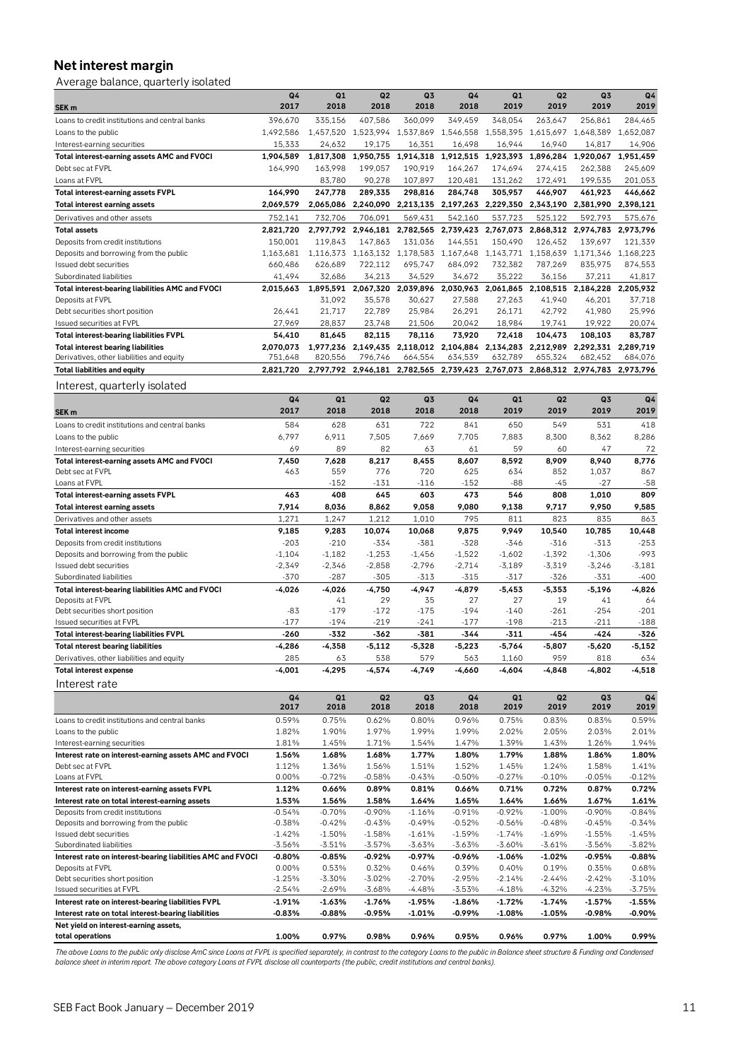## Net interest margin

Average balance, quarterly isolated

| SEK m | Q4 2017 | Q1 2018 | Q2 2018 | Q3 2018 | Q4 2018 | Q1 2019 | Q2 2019 | Q3 2019 | Q4 2019 |
|---|---|---|---|---|---|---|---|---|---|
| Loans to credit institutions and central banks | 396,670 | 335,156 | 407,586 | 360,099 | 349,459 | 348,054 | 263,647 | 256,861 | 284,465 |
| Loans to the public | 1,492,586 | 1,457,520 | 1,523,994 | 1,537,869 | 1,546,558 | 1,558,395 | 1,615,697 | 1,648,389 | 1,652,087 |
| Interest-earning securities | 15,333 | 24,632 | 19,175 | 16,351 | 16,498 | 16,944 | 16,940 | 14,817 | 14,906 |
| **Total interest-earning assets AMC and FVOCI** | **1,904,589** | **1,817,308** | **1,950,755** | **1,914,318** | **1,912,515** | **1,923,393** | **1,896,284** | **1,920,067** | **1,951,459** |
| Debt sec at FVPL | 164,990 | 163,998 | 199,057 | 190,919 | 164,267 | 174,694 | 274,415 | 262,388 | 245,609 |
| Loans at FVPL | | 83,780 | 90,278 | 107,897 | 120,481 | 131,262 | 172,491 | 199,535 | 201,053 |
| **Total interest-earning assets FVPL** | **164,990** | **247,778** | **289,335** | **298,816** | **284,748** | **305,957** | **446,907** | **461,923** | **446,662** |
| **Total interest earning assets** | **2,069,579** | **2,065,086** | **2,240,090** | **2,213,135** | **2,197,263** | **2,229,350** | **2,343,190** | **2,381,990** | **2,398,121** |
| Derivatives and other assets | 752,141 | 732,706 | 706,091 | 569,431 | 542,160 | 537,723 | 525,122 | 592,793 | 575,676 |
| **Total assets** | **2,821,720** | **2,797,792** | **2,946,181** | **2,782,565** | **2,739,423** | **2,767,073** | **2,868,312** | **2,974,783** | **2,973,796** |
| Deposits from credit institutions | 150,001 | 119,843 | 147,863 | 131,036 | 144,551 | 150,490 | 126,452 | 139,697 | 121,339 |
| Deposits and borrowing from the public | 1,163,681 | 1,116,373 | 1,163,132 | 1,178,583 | 1,167,648 | 1,143,771 | 1,158,639 | 1,171,346 | 1,168,223 |
| Issued debt securities | 660,486 | 626,689 | 722,112 | 695,747 | 684,092 | 732,382 | 787,269 | 835,975 | 874,553 |
| Subordinated liabilities | 41,494 | 32,686 | 34,213 | 34,529 | 34,672 | 35,222 | 36,156 | 37,211 | 41,817 |
| **Total interest-bearing liabilities AMC and FVOCI** | **2,015,663** | **1,895,591** | **2,067,320** | **2,039,896** | **2,030,963** | **2,061,865** | **2,108,515** | **2,184,228** | **2,205,932** |
| Deposits at FVPL | | 31,092 | 35,578 | 30,627 | 27,588 | 27,263 | 41,940 | 46,201 | 37,718 |
| Debt securities short position | 26,441 | 21,717 | 22,789 | 25,984 | 26,291 | 26,171 | 42,792 | 41,980 | 25,996 |
| Issued securities at FVPL | 27,969 | 28,837 | 23,748 | 21,506 | 20,042 | 18,984 | 19,741 | 19,922 | 20,074 |
| **Total interest-bearing liabilities FVPL** | **54,410** | **81,645** | **82,115** | **78,116** | **73,920** | **72,418** | **104,473** | **108,103** | **83,787** |
| **Total interest bearing liabilities** | **2,070,073** | **1,977,236** | **2,149,435** | **2,118,012** | **2,104,884** | **2,134,283** | **2,212,989** | **2,292,331** | **2,289,719** |
| Derivatives, other liabilities and equity | 751,648 | 820,556 | 796,746 | 664,554 | 634,539 | 632,789 | 655,324 | 682,452 | 684,076 |
| **Total liabilities and equity** | **2,821,720** | **2,797,792** | **2,946,181** | **2,782,565** | **2,739,423** | **2,767,073** | **2,868,312** | **2,974,783** | **2,973,796** |

Interest, quarterly isolated

| SEK m | Q4 2017 | Q1 2018 | Q2 2018 | Q3 2018 | Q4 2018 | Q1 2019 | Q2 2019 | Q3 2019 | Q4 2019 |
|---|---|---|---|---|---|---|---|---|---|
| Loans to credit institutions and central banks | 584 | 628 | 631 | 722 | 841 | 650 | 549 | 531 | 418 |
| Loans to the public | 6,797 | 6,911 | 7,505 | 7,669 | 7,705 | 7,883 | 8,300 | 8,362 | 8,286 |
| Interest-earning securities | 69 | 89 | 82 | 63 | 61 | 59 | 60 | 47 | 72 |
| **Total interest-earning assets AMC and FVOCI** | **7,450** | **7,628** | **8,217** | **8,455** | **8,607** | **8,592** | **8,909** | **8,940** | **8,776** |
| Debt sec at FVPL | 463 | 559 | 776 | 720 | 625 | 634 | 852 | 1,037 | 867 |
| Loans at FVPL | | -152 | -131 | -116 | -152 | -88 | -45 | -27 | -58 |
| **Total interest-earning assets FVPL** | **463** | **408** | **645** | **603** | **473** | **546** | **808** | **1,010** | **809** |
| **Total interest earning assets** | **7,914** | **8,036** | **8,862** | **9,058** | **9,080** | **9,138** | **9,717** | **9,950** | **9,585** |
| Derivatives and other assets | 1,271 | 1,247 | 1,212 | 1,010 | 795 | 811 | 823 | 835 | 863 |
| **Total interest income** | **9,185** | **9,283** | **10,074** | **10,068** | **9,875** | **9,949** | **10,540** | **10,785** | **10,448** |
| Deposits from credit institutions | -203 | -210 | -334 | -381 | -328 | -346 | -316 | -313 | -253 |
| Deposits and borrowing from the public | -1,104 | -1,182 | -1,253 | -1,456 | -1,522 | -1,602 | -1,392 | -1,306 | -993 |
| Issued debt securities | -2,349 | -2,346 | -2,858 | -2,796 | -2,714 | -3,189 | -3,319 | -3,246 | -3,181 |
| Subordinated liabilities | -370 | -287 | -305 | -313 | -315 | -317 | -326 | -331 | -400 |
| **Total interest-bearing liabilities AMC and FVOCI** | **-4,026** | **-4,026** | **-4,750** | **-4,947** | **-4,879** | **-5,453** | **-5,353** | **-5,196** | **-4,826** |
| Deposits at FVPL | | 41 | 29 | 35 | 27 | 27 | 19 | 41 | 64 |
| Debt securities short position | -83 | -179 | -172 | -175 | -194 | -140 | -261 | -254 | -201 |
| Issued securities at FVPL | -177 | -194 | -219 | -241 | -177 | -198 | -213 | -211 | -188 |
| **Total interest-bearing liabilities FVPL** | **-260** | **-332** | **-362** | **-381** | **-344** | **-311** | **-454** | **-424** | **-326** |
| **Total nterest bearing liabilities** | **-4,286** | **-4,358** | **-5,112** | **-5,328** | **-5,223** | **-5,764** | **-5,807** | **-5,620** | **-5,152** |
| Derivatives, other liabilities and equity | 285 | 63 | 538 | 579 | 563 | 1,160 | 959 | 818 | 634 |
| **Total interest expense** | **-4,001** | **-4,295** | **-4,574** | **-4,749** | **-4,660** | **-4,604** | **-4,848** | **-4,802** | **-4,518** |

Interest rate

| | Q4 2017 | Q1 2018 | Q2 2018 | Q3 2018 | Q4 2018 | Q1 2019 | Q2 2019 | Q3 2019 | Q4 2019 |
|---|---|---|---|---|---|---|---|---|---|
| Loans to credit institutions and central banks | 0.59% | 0.75% | 0.62% | 0.80% | 0.96% | 0.75% | 0.83% | 0.83% | 0.59% |
| Loans to the public | 1.82% | 1.90% | 1.97% | 1.99% | 1.99% | 2.02% | 2.05% | 2.03% | 2.01% |
| Interest-earning securities | 1.81% | 1.45% | 1.71% | 1.54% | 1.47% | 1.39% | 1.43% | 1.26% | 1.94% |
| **Interest rate on interest-earning assets AMC and FVOCI** | **1.56%** | **1.68%** | **1.68%** | **1.77%** | **1.80%** | **1.79%** | **1.88%** | **1.86%** | **1.80%** |
| Debt sec at FVPL | 1.12% | 1.36% | 1.56% | 1.51% | 1.52% | 1.45% | 1.24% | 1.58% | 1.41% |
| Loans at FVPL | 0.00% | -0.72% | -0.58% | -0.43% | -0.50% | -0.27% | -0.10% | -0.05% | -0.12% |
| **Interest rate on interest-earning assets FVPL** | **1.12%** | **0.66%** | **0.89%** | **0.81%** | **0.66%** | **0.71%** | **0.72%** | **0.87%** | **0.72%** |
| **Interest rate on total interest-earning assets** | **1.53%** | **1.56%** | **1.58%** | **1.64%** | **1.65%** | **1.64%** | **1.66%** | **1.67%** | **1.61%** |
| Deposits from credit institutions | -0.54% | -0.70% | -0.90% | -1.16% | -0.91% | -0.92% | -1.00% | -0.90% | -0.84% |
| Deposits and borrowing from the public | -0.38% | -0.42% | -0.43% | -0.49% | -0.52% | -0.56% | -0.48% | -0.45% | -0.34% |
| Issued debt securities | -1.42% | -1.50% | -1.58% | -1.61% | -1.59% | -1.74% | -1.69% | -1.55% | -1.45% |
| Subordinated liabilities | -3.56% | -3.51% | -3.57% | -3.63% | -3.63% | -3.60% | -3.61% | -3.56% | -3.82% |
| **Interest rate on interest-bearing liabilities AMC and FVOCI** | **-0.80%** | **-0.85%** | **-0.92%** | **-0.97%** | **-0.96%** | **-1.06%** | **-1.02%** | **-0.95%** | **-0.88%** |
| Deposits at FVPL | 0.00% | 0.53% | 0.32% | 0.46% | 0.39% | 0.40% | 0.19% | 0.35% | 0.68% |
| Debt securities short position | -1.25% | -3.30% | -3.02% | -2.70% | -2.95% | -2.14% | -2.44% | -2.42% | -3.10% |
| Issued securities at FVPL | -2.54% | -2.69% | -3.68% | -4.48% | -3.53% | -4.18% | -4.32% | -4.23% | -3.75% |
| **Interest rate on interest-bearing liabilities FVPL** | **-1.91%** | **-1.63%** | **-1.76%** | **-1.95%** | **-1.86%** | **-1.72%** | **-1.74%** | **-1.57%** | **-1.55%** |
| **Interest rate on total interest-bearing liabilities** | **-0.83%** | **-0.88%** | **-0.95%** | **-1.01%** | **-0.99%** | **-1.08%** | **-1.05%** | **-0.98%** | **-0.90%** |
| **Net yield on interest-earning assets, total operations** | **1.00%** | **0.97%** | **0.98%** | **0.96%** | **0.95%** | **0.96%** | **0.97%** | **1.00%** | **0.99%** |

*The above Loans to the public only disclose AmC since Loans at FVPL is specified separately, in contrast to the category Loans to the public in Balance sheet structure & Funding and Condensed balance sheet in interim report. The above category Loans at FVPL disclose all counterparts (the public, credit institutions and central banks).*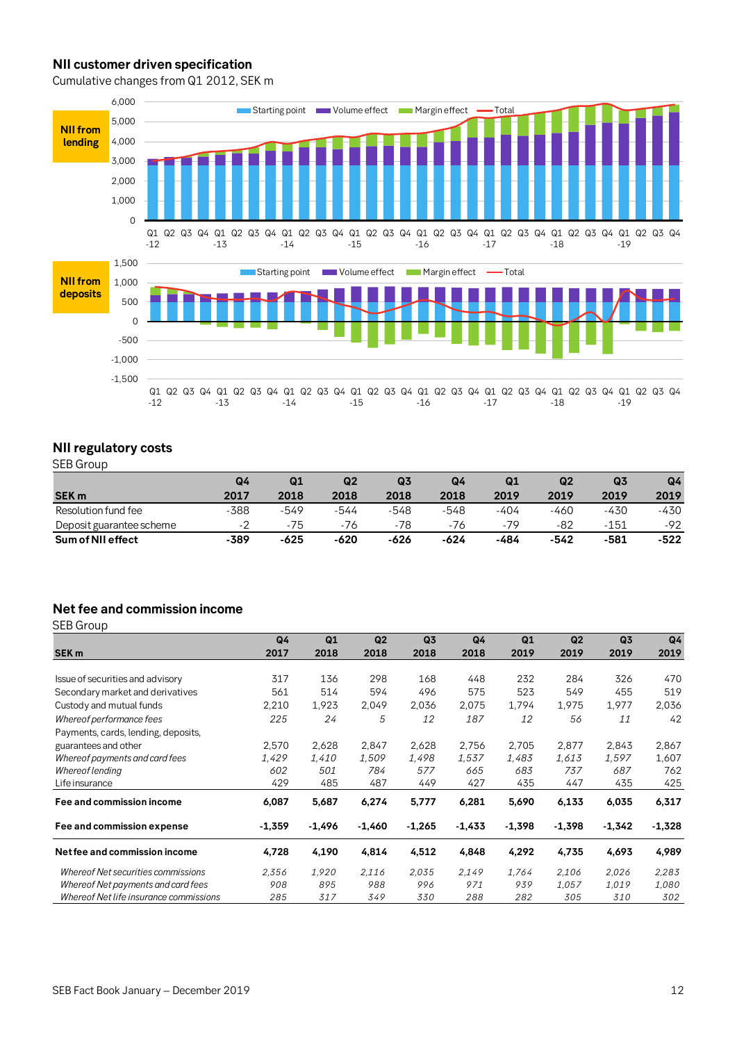## NII customer driven specification

Cumulative changes from Q1 2012, SEK m

**NII from lending**

Starting point | Volume effect | Margin effect | Total

**NII from deposits**

Starting point | Volume effect | Margin effect | Total

## NII regulatory costs

SEB Group

| SEK m | Q4 2017 | Q1 2018 | Q2 2018 | Q3 2018 | Q4 2018 | Q1 2019 | Q2 2019 | Q3 2019 | Q4 2019 |
|---|---|---|---|---|---|---|---|---|---|
| Resolution fund fee | -388 | -549 | -544 | -548 | -548 | -404 | -460 | -430 | -430 |
| Deposit guarantee scheme | -2 | -75 | -76 | -78 | -76 | -79 | -82 | -151 | -92 |
| **Sum of NII effect** | **-389** | **-625** | **-620** | **-626** | **-624** | **-484** | **-542** | **-581** | **-522** |

## Net fee and commission income

SEB Group

| SEK m | Q4 2017 | Q1 2018 | Q2 2018 | Q3 2018 | Q4 2018 | Q1 2019 | Q2 2019 | Q3 2019 | Q4 2019 |
|---|---|---|---|---|---|---|---|---|---|
| Issue of securities and advisory | 317 | 136 | 298 | 168 | 448 | 232 | 284 | 326 | 470 |
| Secondary market and derivatives | 561 | 514 | 594 | 496 | 575 | 523 | 549 | 455 | 519 |
| Custody and mutual funds | 2,210 | 1,923 | 2,049 | 2,036 | 2,075 | 1,794 | 1,975 | 1,977 | 2,036 |
| *Whereof performance fees* | *225* | *24* | *5* | *12* | *187* | *12* | *56* | *11* | *42* |
| Payments, cards, lending, deposits, guarantees and other | 2,570 | 2,628 | 2,847 | 2,628 | 2,756 | 2,705 | 2,877 | 2,843 | 2,867 |
| *Whereof payments and card fees* | *1,429* | *1,410* | *1,509* | *1,498* | *1,537* | *1,483* | *1,613* | *1,597* | *1,607* |
| *Whereof lending* | *602* | *501* | *784* | *577* | *665* | *683* | *737* | *687* | *762* |
| Life insurance | 429 | 485 | 487 | 449 | 427 | 435 | 447 | 435 | 425 |
| **Fee and commission income** | **6,087** | **5,687** | **6,274** | **5,777** | **6,281** | **5,690** | **6,133** | **6,035** | **6,317** |
| **Fee and commission expense** | **-1,359** | **-1,496** | **-1,460** | **-1,265** | **-1,433** | **-1,398** | **-1,398** | **-1,342** | **-1,328** |
| **Net fee and commission income** | **4,728** | **4,190** | **4,814** | **4,512** | **4,848** | **4,292** | **4,735** | **4,693** | **4,989** |
| *Whereof Net securities commissions* | *2,356* | *1,920* | *2,116* | *2,035* | *2,149* | *1,764* | *2,106* | *2,026* | *2,283* |
| *Whereof Net payments and card fees* | *908* | *895* | *988* | *996* | *971* | *939* | *1,057* | *1,019* | *1,080* |
| *Whereof Net life insurance commissions* | *285* | *317* | *349* | *330* | *288* | *282* | *305* | *310* | *302* |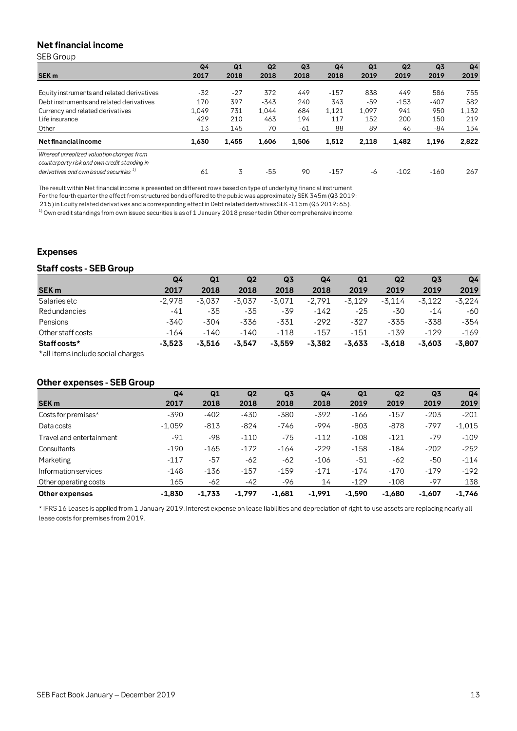## Net financial income

SEB Group

| SEK m | Q4 2017 | Q1 2018 | Q2 2018 | Q3 2018 | Q4 2018 | Q1 2019 | Q2 2019 | Q3 2019 | Q4 2019 |
|---|---|---|---|---|---|---|---|---|---|
| Equity instruments and related derivatives | -32 | -27 | 372 | 449 | -157 | 838 | 449 | 586 | 755 |
| Debt instruments and related derivatives | 170 | 397 | -343 | 240 | 343 | -59 | -153 | -407 | 582 |
| Currency and related derivatives | 1,049 | 731 | 1,044 | 684 | 1,121 | 1,097 | 941 | 950 | 1,132 |
| Life insurance | 429 | 210 | 463 | 194 | 117 | 152 | 200 | 150 | 219 |
| Other | 13 | 145 | 70 | -61 | 88 | 89 | 46 | -84 | 134 |
| **Net financial income** | **1,630** | **1,455** | **1,606** | **1,506** | **1,512** | **2,118** | **1,482** | **1,196** | **2,822** |
| *Whereof unrealized valuation changes from counterparty risk and own credit standing in derivatives and own issued securities* [1] | 61 | 3 | -55 | 90 | -157 | -6 | -102 | -160 | 267 |

The result within Net financial income is presented on different rows based on type of underlying financial instrument. For the fourth quarter the effect from structured bonds offered to the public was approximately SEK 345m (Q3 2019: 215) in Equity related derivatives and a corresponding effect in Debt related derivatives SEK -115m (Q3 2019: 65).

[1] Own credit standings from own issued securities is as of 1 January 2018 presented in Other comprehensive income.

## Expenses

### Staff costs - SEB Group

| SEK m | Q4 2017 | Q1 2018 | Q2 2018 | Q3 2018 | Q4 2018 | Q1 2019 | Q2 2019 | Q3 2019 | Q4 2019 |
|---|---|---|---|---|---|---|---|---|---|
| Salaries etc | -2,978 | -3,037 | -3,037 | -3,071 | -2,791 | -3,129 | -3,114 | -3,122 | -3,224 |
| Redundancies | -41 | -35 | -35 | -39 | -142 | -25 | -30 | -14 | -60 |
| Pensions | -340 | -304 | -336 | -331 | -292 | -327 | -335 | -338 | -354 |
| Other staff costs | -164 | -140 | -140 | -118 | -157 | -151 | -139 | -129 | -169 |
| **Staff costs*** | **-3,523** | **-3,516** | **-3,547** | **-3,559** | **-3,382** | **-3,633** | **-3,618** | **-3,603** | **-3,807** |

*all items include social charges

### Other expenses - SEB Group

| SEK m | Q4 2017 | Q1 2018 | Q2 2018 | Q3 2018 | Q4 2018 | Q1 2019 | Q2 2019 | Q3 2019 | Q4 2019 |
|---|---|---|---|---|---|---|---|---|---|
| Costs for premises* | -390 | -402 | -430 | -380 | -392 | -166 | -157 | -203 | -201 |
| Data costs | -1,059 | -813 | -824 | -746 | -994 | -803 | -878 | -797 | -1,015 |
| Travel and entertainment | -91 | -98 | -110 | -75 | -112 | -108 | -121 | -79 | -109 |
| Consultants | -190 | -165 | -172 | -164 | -229 | -158 | -184 | -202 | -252 |
| Marketing | -117 | -57 | -62 | -62 | -106 | -51 | -62 | -50 | -114 |
| Information services | -148 | -136 | -157 | -159 | -171 | -174 | -170 | -179 | -192 |
| Other operating costs | 165 | -62 | -42 | -96 | 14 | -129 | -108 | -97 | 138 |
| **Other expenses** | **-1,830** | **-1,733** | **-1,797** | **-1,681** | **-1,991** | **-1,590** | **-1,680** | **-1,607** | **-1,746** |

* IFRS 16 Leases is applied from 1 January 2019. Interest expense on lease liabilities and depreciation of right-to-use assets are replacing nearly all lease costs for premises from 2019.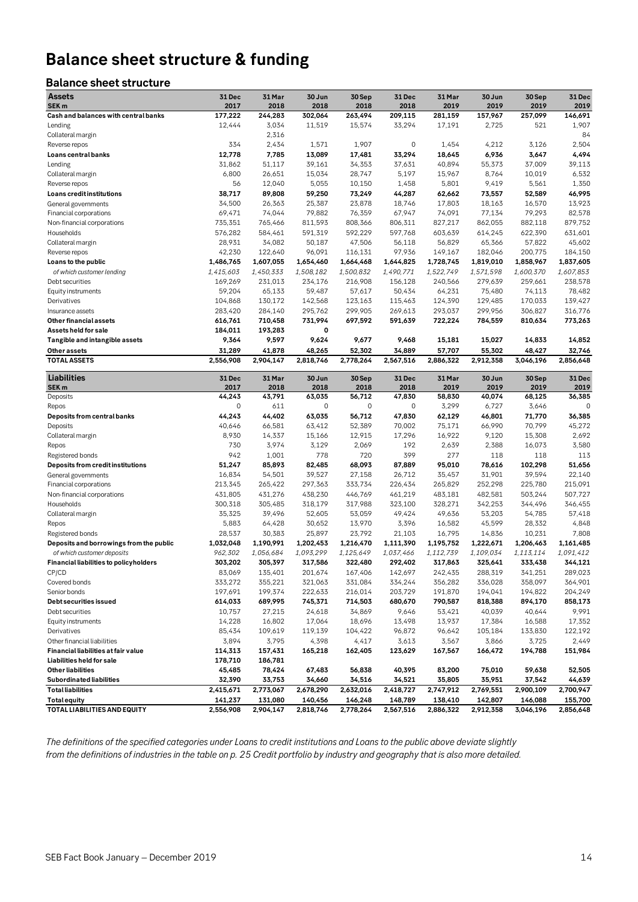# Balance sheet structure & funding

## Balance sheet structure

| Assets SEK m | 31 Dec 2017 | 31 Mar 2018 | 30 Jun 2018 | 30 Sep 2018 | 31 Dec 2018 | 31 Mar 2019 | 30 Jun 2019 | 30 Sep 2019 | 31 Dec 2019 |
|---|---|---|---|---|---|---|---|---|---|
| **Cash and balances with central banks** | **177,222** | **244,283** | **302,064** | **263,494** | **209,115** | **281,159** | **157,967** | **257,099** | **146,691** |
| Lending | 12,444 | 3,034 | 11,519 | 15,574 | 33,294 | 17,191 | 2,725 | 521 | 1,907 |
| Collateral margin | | 2,316 | | | | | | | 84 |
| Reverse repos | 334 | 2,434 | 1,571 | 1,907 | 0 | 1,454 | 4,212 | 3,126 | 2,504 |
| **Loans central banks** | **12,778** | **7,785** | **13,089** | **17,481** | **33,294** | **18,645** | **6,936** | **3,647** | **4,494** |
| Lending | 31,862 | 51,117 | 39,161 | 34,353 | 37,631 | 40,894 | 55,373 | 37,009 | 39,113 |
| Collateral margin | 6,800 | 26,651 | 15,034 | 28,747 | 5,197 | 15,967 | 8,764 | 10,019 | 6,532 |
| Reverse repos | 56 | 12,040 | 5,055 | 10,150 | 1,458 | 5,801 | 9,419 | 5,561 | 1,350 |
| **Loans credit institutions** | **38,717** | **89,808** | **59,250** | **73,249** | **44,287** | **62,662** | **73,557** | **52,589** | **46,995** |
| General governments | 34,500 | 26,363 | 25,387 | 23,878 | 18,746 | 17,803 | 18,163 | 16,570 | 13,923 |
| Financial corporations | 69,471 | 74,044 | 79,882 | 76,359 | 67,947 | 74,091 | 77,134 | 79,293 | 82,578 |
| Non-financial corporations | 735,351 | 765,466 | 811,593 | 808,366 | 806,311 | 827,217 | 862,055 | 882,118 | 879,752 |
| Households | 576,282 | 584,461 | 591,319 | 592,229 | 597,768 | 603,639 | 614,245 | 622,390 | 631,601 |
| Collateral margin | 28,931 | 34,082 | 50,187 | 47,506 | 56,118 | 56,829 | 65,366 | 57,822 | 45,602 |
| Reverse repos | 42,230 | 122,640 | 96,091 | 116,131 | 97,936 | 149,167 | 182,046 | 200,775 | 184,150 |
| **Loans to the public** | **1,486,765** | **1,607,055** | **1,654,460** | **1,664,468** | **1,644,825** | **1,728,745** | **1,819,010** | **1,858,967** | **1,837,605** |
| *of which customer lending* | *1,415,603* | *1,450,333* | *1,508,182* | *1,500,832* | *1,490,771* | *1,522,749* | *1,571,598* | *1,600,370* | *1,607,853* |
| Debt securities | 169,269 | 231,013 | 234,176 | 216,908 | 156,128 | 240,566 | 279,639 | 259,661 | 238,578 |
| Equity instruments | 59,204 | 65,133 | 59,487 | 57,617 | 50,434 | 64,231 | 75,480 | 74,113 | 78,482 |
| Derivatives | 104,868 | 130,172 | 142,568 | 123,163 | 115,463 | 124,390 | 129,485 | 170,033 | 139,427 |
| Insurance assets | 283,420 | 284,140 | 295,762 | 299,905 | 269,613 | 293,037 | 299,956 | 306,827 | 316,776 |
| **Other financial assets** | **616,761** | **710,458** | **731,994** | **697,592** | **591,639** | **722,224** | **784,559** | **810,634** | **773,263** |
| **Assets held for sale** | **184,011** | **193,283** | **0** | | | | | | |
| **Tangible and intangible assets** | **9,364** | **9,597** | **9,624** | **9,677** | **9,468** | **15,181** | **15,027** | **14,833** | **14,852** |
| **Other assets** | **31,289** | **41,878** | **48,265** | **52,302** | **34,889** | **57,707** | **55,302** | **48,427** | **32,746** |
| **TOTAL ASSETS** | **2,556,908** | **2,904,147** | **2,818,746** | **2,778,264** | **2,567,516** | **2,886,322** | **2,912,358** | **3,046,196** | **2,856,648** |

| Liabilities SEK m | 31 Dec 2017 | 31 Mar 2018 | 30 Jun 2018 | 30 Sep 2018 | 31 Dec 2018 | 31 Mar 2019 | 30 Jun 2019 | 30 Sep 2019 | 31 Dec 2019 |
|---|---|---|---|---|---|---|---|---|---|
| Deposits | 44,243 | 43,791 | 63,035 | 56,712 | 47,830 | 58,830 | 40,074 | 68,125 | 36,385 |
| Repos | 0 | 611 | 0 | 0 | 0 | 3,299 | 6,727 | 3,646 | 0 |
| **Deposits from central banks** | **44,243** | **44,402** | **63,035** | **56,712** | **47,830** | **62,129** | **46,801** | **71,770** | **36,385** |
| Deposits | 40,646 | 66,581 | 63,412 | 52,389 | 70,002 | 75,171 | 66,990 | 70,799 | 45,272 |
| Collateral margin | 8,930 | 14,337 | 15,166 | 12,915 | 17,296 | 16,922 | 9,120 | 15,308 | 2,692 |
| Repos | 730 | 3,974 | 3,129 | 2,069 | 192 | 2,639 | 2,388 | 16,073 | 3,580 |
| Registered bonds | 942 | 1,001 | 778 | 720 | 399 | 277 | 118 | 118 | 113 |
| **Deposits from credit institutions** | **51,247** | **85,893** | **82,485** | **68,093** | **87,889** | **95,010** | **78,616** | **102,298** | **51,656** |
| General governments | 16,834 | 54,501 | 39,527 | 27,158 | 26,712 | 35,457 | 31,901 | 39,594 | 22,140 |
| Financial corporations | 213,345 | 265,422 | 297,363 | 333,734 | 226,434 | 265,829 | 252,298 | 225,780 | 215,091 |
| Non-financial corporations | 431,805 | 431,276 | 438,230 | 446,769 | 461,219 | 483,181 | 482,581 | 503,244 | 507,727 |
| Households | 300,318 | 305,485 | 318,179 | 317,988 | 323,100 | 328,271 | 342,253 | 344,496 | 346,455 |
| Collateral margin | 35,325 | 39,496 | 52,605 | 53,059 | 49,424 | 49,636 | 53,203 | 54,785 | 57,418 |
| Repos | 5,883 | 64,428 | 30,652 | 13,970 | 3,396 | 16,582 | 45,599 | 28,332 | 4,848 |
| Registered bonds | 28,537 | 30,383 | 25,897 | 23,792 | 21,103 | 16,795 | 14,836 | 10,231 | 7,808 |
| **Deposits and borrowings from the public** | **1,032,048** | **1,190,991** | **1,202,453** | **1,216,470** | **1,111,390** | **1,195,752** | **1,222,671** | **1,206,463** | **1,161,485** |
| *of which customer deposits* | *962,302* | *1,056,684* | *1,093,299* | *1,125,649* | *1,037,466* | *1,112,739* | *1,109,034* | *1,113,114* | *1,091,412* |
| **Financial liabilities to policyholders** | **303,202** | **305,397** | **317,586** | **322,480** | **292,402** | **317,863** | **325,641** | **333,438** | **344,121** |
| CP/CD | 83,069 | 135,401 | 201,674 | 167,406 | 142,697 | 242,435 | 288,319 | 341,251 | 289,023 |
| Covered bonds | 333,272 | 355,221 | 321,063 | 331,084 | 334,244 | 356,282 | 336,028 | 358,097 | 364,901 |
| Senior bonds | 197,691 | 199,374 | 222,633 | 216,014 | 203,729 | 191,870 | 194,041 | 194,822 | 204,249 |
| **Debt securities issued** | **614,033** | **689,995** | **745,371** | **714,503** | **680,670** | **790,587** | **818,388** | **894,170** | **858,173** |
| Debt securities | 10,757 | 27,215 | 24,618 | 34,869 | 9,646 | 53,421 | 40,039 | 40,644 | 9,991 |
| Equity instruments | 14,228 | 16,802 | 17,064 | 18,696 | 13,498 | 13,937 | 17,384 | 16,588 | 17,352 |
| Derivatives | 85,434 | 109,619 | 119,139 | 104,422 | 96,872 | 96,642 | 105,184 | 133,830 | 122,192 |
| Other financial liabilities | 3,894 | 3,795 | 4,398 | 4,417 | 3,613 | 3,567 | 3,866 | 3,725 | 2,449 |
| **Financial liabilities at fair value** | **114,313** | **157,431** | **165,218** | **162,405** | **123,629** | **167,567** | **166,472** | **194,788** | **151,984** |
| **Liabilities held for sale** | **178,710** | **186,781** | | | | | | | |
| **Other liabilities** | **45,485** | **78,424** | **67,483** | **56,838** | **40,395** | **83,200** | **75,010** | **59,638** | **52,505** |
| **Subordinated liabilities** | **32,390** | **33,753** | **34,660** | **34,516** | **34,521** | **35,805** | **35,951** | **37,542** | **44,639** |
| **Total liabilities** | **2,415,671** | **2,773,067** | **2,678,290** | **2,632,016** | **2,418,727** | **2,747,912** | **2,769,551** | **2,900,109** | **2,700,947** |
| **Total equity** | **141,237** | **131,080** | **140,456** | **146,248** | **148,789** | **138,410** | **142,807** | **146,088** | **155,700** |
| **TOTAL LIABILITIES AND EQUITY** | **2,556,908** | **2,904,147** | **2,818,746** | **2,778,264** | **2,567,516** | **2,886,322** | **2,912,358** | **3,046,196** | **2,856,648** |

*The definitions of the specified categories under Loans to credit institutions and Loans to the public above deviate slightly from the definitions of industries in the table on p. 25 Credit portfolio by industry and geography that is also more detailed.*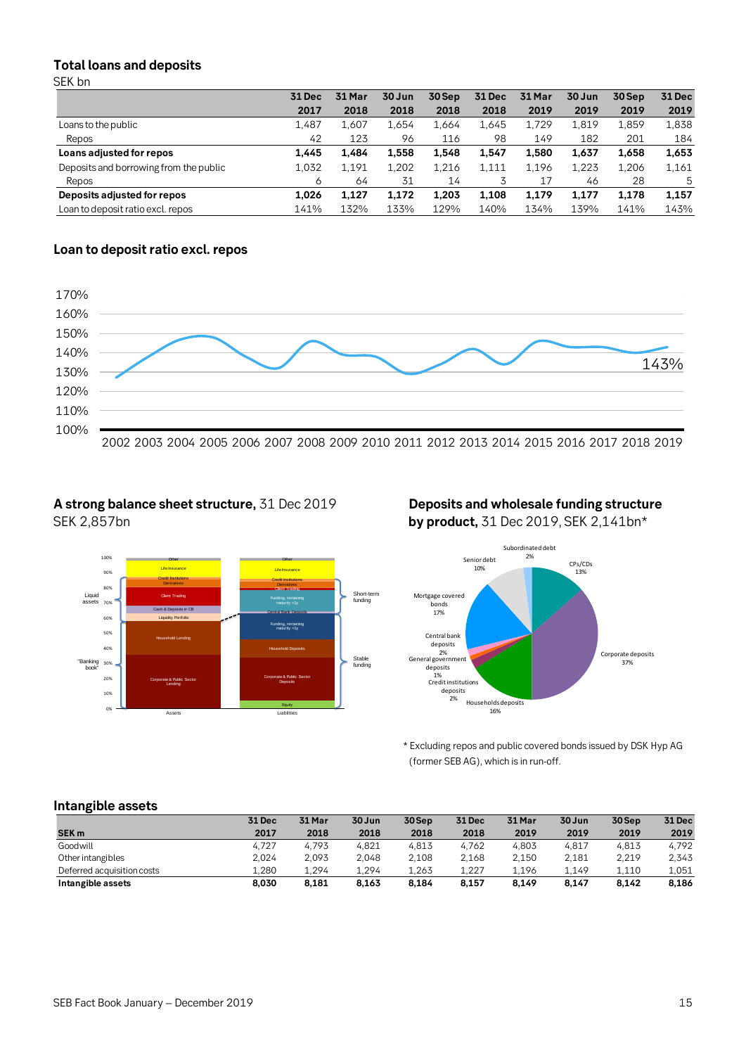## Total loans and deposits

SEK bn

| | 31 Dec 2017 | 31 Mar 2018 | 30 Jun 2018 | 30 Sep 2018 | 31 Dec 2018 | 31 Mar 2019 | 30 Jun 2019 | 30 Sep 2019 | 31 Dec 2019 |
|---|---|---|---|---|---|---|---|---|---|
| Loans to the public | 1,487 | 1,607 | 1,654 | 1,664 | 1,645 | 1,729 | 1,819 | 1,859 | 1,838 |
| Repos | 42 | 123 | 96 | 116 | 98 | 149 | 182 | 201 | 184 |
| **Loans adjusted for repos** | **1,445** | **1,484** | **1,558** | **1,548** | **1,547** | **1,580** | **1,637** | **1,658** | **1,653** |
| Deposits and borrowing from the public | 1,032 | 1,191 | 1,202 | 1,216 | 1,111 | 1,196 | 1,223 | 1,206 | 1,161 |
| Repos | 6 | 64 | 31 | 14 | 3 | 17 | 46 | 28 | 5 |
| **Deposits adjusted for repos** | **1,026** | **1,127** | **1,172** | **1,203** | **1,108** | **1,179** | **1,177** | **1,178** | **1,157** |
| Loan to deposit ratio excl. repos | 141% | 132% | 133% | 129% | 140% | 134% | 139% | 141% | 143% |

## Loan to deposit ratio excl. repos

## A strong balance sheet structure, 31 Dec 2019

SEK 2,857bn

## Deposits and wholesale funding structure by product, 31 Dec 2019, SEK 2,141bn*

\* Excluding repos and public covered bonds issued by DSK Hyp AG (former SEB AG), which is in run-off.

## Intangible assets

| SEK m | 31 Dec 2017 | 31 Mar 2018 | 30 Jun 2018 | 30 Sep 2018 | 31 Dec 2018 | 31 Mar 2019 | 30 Jun 2019 | 30 Sep 2019 | 31 Dec 2019 |
|---|---|---|---|---|---|---|---|---|---|
| Goodwill | 4,727 | 4,793 | 4,821 | 4,813 | 4,762 | 4,803 | 4,817 | 4,813 | 4,792 |
| Other intangibles | 2,024 | 2,093 | 2,048 | 2,108 | 2,168 | 2,150 | 2,181 | 2,219 | 2,343 |
| Deferred acquisition costs | 1,280 | 1,294 | 1,294 | 1,263 | 1,227 | 1,196 | 1,149 | 1,110 | 1,051 |
| **Intangible assets** | **8,030** | **8,181** | **8,163** | **8,184** | **8,157** | **8,149** | **8,147** | **8,142** | **8,186** |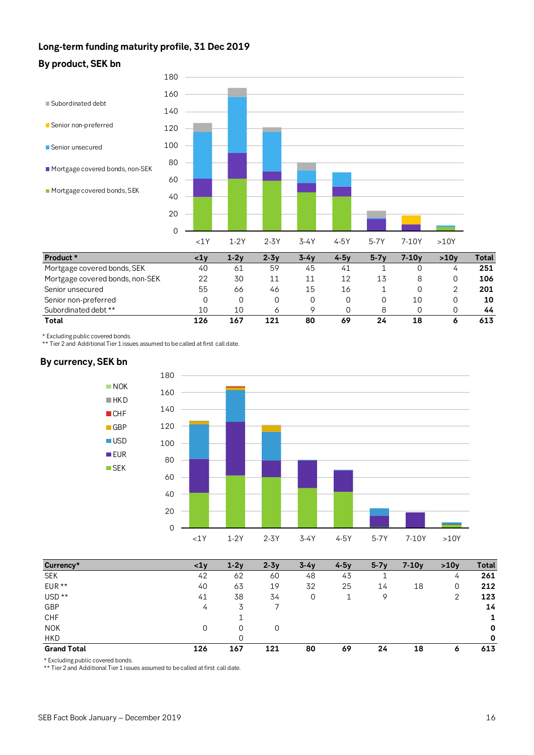## Long-term funding maturity profile, 31 Dec 2019

### By product, SEK bn

| Product * | <1y | 1-2y | 2-3y | 3-4y | 4-5y | 5-7y | 7-10y | >10y | Total |
|---|---|---|---|---|---|---|---|---|---|
| Mortgage covered bonds, SEK | 40 | 61 | 59 | 45 | 41 | 1 | 0 | 4 | **251** |
| Mortgage covered bonds, non-SEK | 22 | 30 | 11 | 11 | 12 | 13 | 8 | 0 | **106** |
| Senior unsecured | 55 | 66 | 46 | 15 | 16 | 1 | 0 | 2 | **201** |
| Senior non-preferred | 0 | 0 | 0 | 0 | 0 | 0 | 10 | 0 | **10** |
| Subordinated debt ** | 10 | 10 | 6 | 9 | 0 | 8 | 0 | 0 | **44** |
| **Total** | **126** | **167** | **121** | **80** | **69** | **24** | **18** | **6** | **613** |

* Excluding public covered bonds.
** Tier 2 and Additional Tier 1 issues assumed to be called at first call date.

### By currency, SEK bn

| Currency* | <1y | 1-2y | 2-3y | 3-4y | 4-5y | 5-7y | 7-10y | >10y | Total |
|---|---|---|---|---|---|---|---|---|---|
| SEK | 42 | 62 | 60 | 48 | 43 | 1 | | 4 | **261** |
| EUR ** | 40 | 63 | 19 | 32 | 25 | 14 | 18 | 0 | **212** |
| USD ** | 41 | 38 | 34 | 0 | 1 | 9 | | 2 | **123** |
| GBP | 4 | 3 | 7 | | | | | | **14** |
| CHF | | 1 | | | | | | | **1** |
| NOK | 0 | 0 | 0 | | | | | | **0** |
| HKD | | 0 | | | | | | | **0** |
| **Grand Total** | **126** | **167** | **121** | **80** | **69** | **24** | **18** | **6** | **613** |

* Excluding public covered bonds.
** Tier 2 and Additional Tier 1 issues assumed to be called at first call date.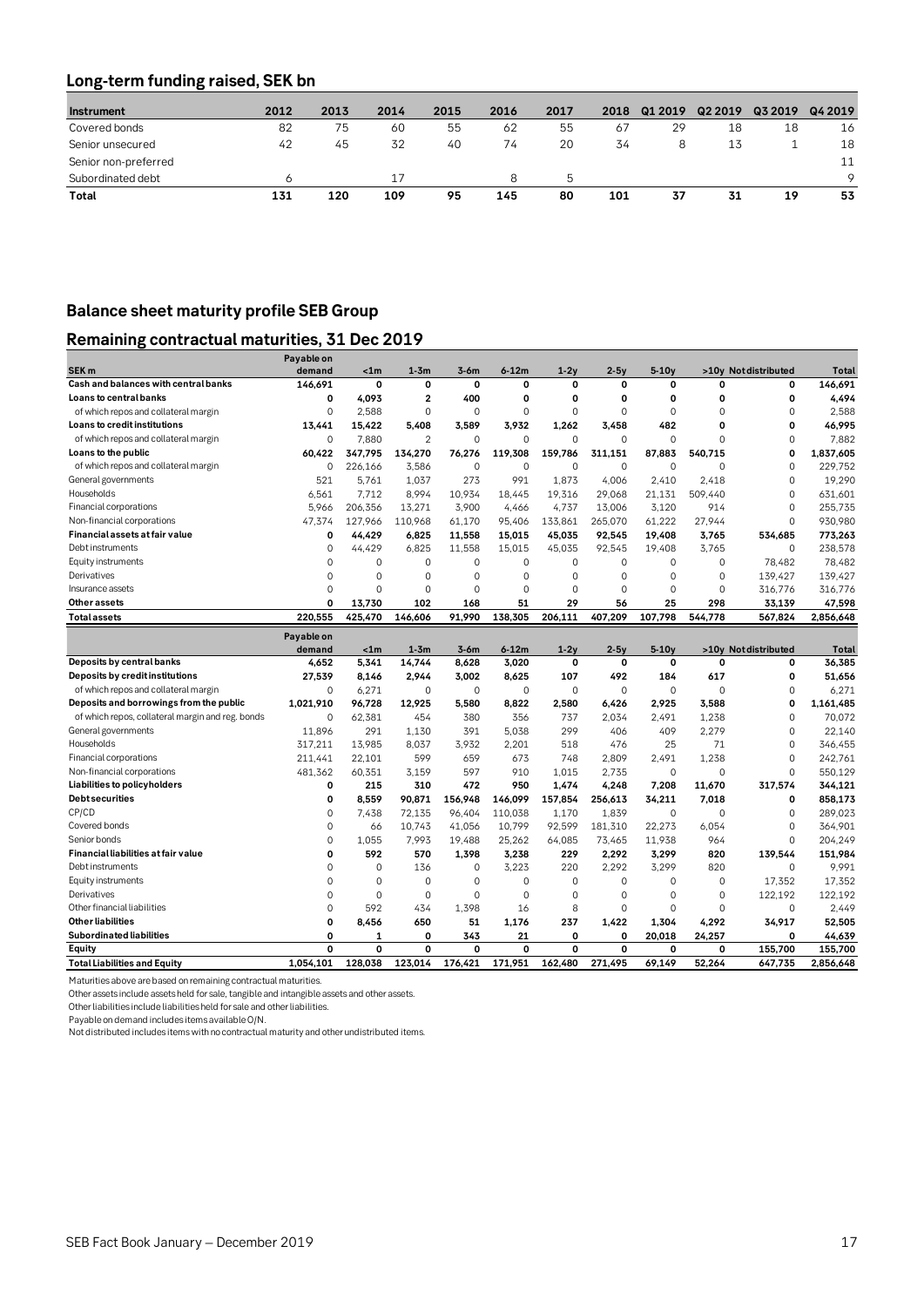## Long-term funding raised, SEK bn

| Instrument | 2012 | 2013 | 2014 | 2015 | 2016 | 2017 | 2018 | Q1 2019 | Q2 2019 | Q3 2019 | Q4 2019 |
|---|---|---|---|---|---|---|---|---|---|---|---|
| Covered bonds | 82 | 75 | 60 | 55 | 62 | 55 | 67 | 29 | 18 | 18 | 16 |
| Senior unsecured | 42 | 45 | 32 | 40 | 74 | 20 | 34 | 8 | 13 | 1 | 18 |
| Senior non-preferred | | | | | | | | | | | 11 |
| Subordinated debt | 6 | | 17 | | 8 | 5 | | | | | 9 |
| **Total** | **131** | **120** | **109** | **95** | **145** | **80** | **101** | **37** | **31** | **19** | **53** |

## Balance sheet maturity profile SEB Group

## Remaining contractual maturities, 31 Dec 2019

| SEK m | Payable on demand | <1m | 1-3m | 3-6m | 6-12m | 1-2y | 2-5y | 5-10y | >10y | Not distributed | Total |
|---|---|---|---|---|---|---|---|---|---|---|---|
| **Cash and balances with central banks** | **146,691** | **0** | **0** | **0** | **0** | **0** | **0** | **0** | **0** | **0** | **146,691** |
| **Loans to central banks** | **0** | **4,093** | **2** | **400** | **0** | **0** | **0** | **0** | **0** | **0** | **4,494** |
| of which repos and collateral margin | 0 | 2,588 | 0 | 0 | 0 | 0 | 0 | 0 | 0 | 0 | 2,588 |
| **Loans to credit institutions** | **13,441** | **15,422** | **5,408** | **3,589** | **3,932** | **1,262** | **3,458** | **482** | **0** | **0** | **46,995** |
| of which repos and collateral margin | 0 | 7,880 | 2 | 0 | 0 | 0 | 0 | 0 | 0 | 0 | 7,882 |
| **Loans to the public** | **60,422** | **347,795** | **134,270** | **76,276** | **119,308** | **159,786** | **311,151** | **87,883** | **540,715** | **0** | **1,837,605** |
| of which repos and collateral margin | 0 | 226,166 | 3,586 | 0 | 0 | 0 | 0 | 0 | 0 | 0 | 229,752 |
| General governments | 521 | 5,761 | 1,037 | 273 | 991 | 1,873 | 4,006 | 2,410 | 2,418 | 0 | 19,290 |
| Households | 6,561 | 7,712 | 8,994 | 10,934 | 18,445 | 19,316 | 29,068 | 21,131 | 509,440 | 0 | 631,601 |
| Financial corporations | 5,966 | 206,356 | 13,271 | 3,900 | 4,466 | 4,737 | 13,006 | 3,120 | 914 | 0 | 255,735 |
| Non-financial corporations | 47,374 | 127,966 | 110,968 | 61,170 | 95,406 | 133,861 | 265,070 | 61,222 | 27,944 | 0 | 930,980 |
| **Financial assets at fair value** | **0** | **44,429** | **6,825** | **11,558** | **15,015** | **45,035** | **92,545** | **19,408** | **3,765** | **534,685** | **773,263** |
| Debt instruments | 0 | 44,429 | 6,825 | 11,558 | 15,015 | 45,035 | 92,545 | 19,408 | 3,765 | 0 | 238,578 |
| Equity instruments | 0 | 0 | 0 | 0 | 0 | 0 | 0 | 0 | 0 | 78,482 | 78,482 |
| Derivatives | 0 | 0 | 0 | 0 | 0 | 0 | 0 | 0 | 0 | 139,427 | 139,427 |
| Insurance assets | 0 | 0 | 0 | 0 | 0 | 0 | 0 | 0 | 0 | 316,776 | 316,776 |
| **Other assets** | **0** | **13,730** | **102** | **168** | **51** | **29** | **56** | **25** | **298** | **33,139** | **47,598** |
| **Total assets** | **220,555** | **425,470** | **146,606** | **91,990** | **138,305** | **206,111** | **407,209** | **107,798** | **544,778** | **567,824** | **2,856,648** |

| | Payable on demand | <1m | 1-3m | 3-6m | 6-12m | 1-2y | 2-5y | 5-10y | >10y | Not distributed | Total |
|---|---|---|---|---|---|---|---|---|---|---|---|
| **Deposits by central banks** | **4,652** | **5,341** | **14,744** | **8,628** | **3,020** | **0** | **0** | **0** | **0** | **0** | **36,385** |
| **Deposits by credit institutions** | **27,539** | **8,146** | **2,944** | **3,002** | **8,625** | **107** | **492** | **184** | **617** | **0** | **51,656** |
| of which repos and collateral margin | 0 | 6,271 | 0 | 0 | 0 | 0 | 0 | 0 | 0 | 0 | 6,271 |
| **Deposits and borrowings from the public** | **1,021,910** | **96,728** | **12,925** | **5,580** | **8,822** | **2,580** | **6,426** | **2,925** | **3,588** | **0** | **1,161,485** |
| of which repos, collateral margin and reg. bonds | 0 | 62,381 | 454 | 380 | 356 | 737 | 2,034 | 2,491 | 1,238 | 0 | 70,072 |
| General governments | 11,896 | 291 | 1,130 | 391 | 5,038 | 299 | 406 | 409 | 2,279 | 0 | 22,140 |
| Households | 317,211 | 13,985 | 8,037 | 3,932 | 2,201 | 518 | 476 | 25 | 71 | 0 | 346,455 |
| Financial corporations | 211,441 | 22,101 | 599 | 659 | 673 | 748 | 2,809 | 2,491 | 1,238 | 0 | 242,761 |
| Non-financial corporations | 481,362 | 60,351 | 3,159 | 597 | 910 | 1,015 | 2,735 | 0 | 0 | 0 | 550,129 |
| **Liabilities to policyholders** | **0** | **215** | **310** | **472** | **950** | **1,474** | **4,248** | **7,208** | **11,670** | **317,574** | **344,121** |
| **Debt securities** | **0** | **8,559** | **90,871** | **156,948** | **146,099** | **157,854** | **256,613** | **34,211** | **7,018** | **0** | **858,173** |
| CP/CD | 0 | 7,438 | 72,135 | 96,404 | 110,038 | 1,170 | 1,839 | 0 | 0 | 0 | 289,023 |
| Covered bonds | 0 | 66 | 10,743 | 41,056 | 10,799 | 92,599 | 181,310 | 22,273 | 6,054 | 0 | 364,901 |
| Senior bonds | 0 | 1,055 | 7,993 | 19,488 | 25,262 | 64,085 | 73,465 | 11,938 | 964 | 0 | 204,249 |
| **Financial liabilities at fair value** | **0** | **592** | **570** | **1,398** | **3,238** | **229** | **2,292** | **3,299** | **820** | **139,544** | **151,984** |
| Debt instruments | 0 | 0 | 136 | 0 | 3,223 | 220 | 2,292 | 3,299 | 820 | 0 | 9,991 |
| Equity instruments | 0 | 0 | 0 | 0 | 0 | 0 | 0 | 0 | 0 | 17,352 | 17,352 |
| Derivatives | 0 | 0 | 0 | 0 | 0 | 0 | 0 | 0 | 0 | 122,192 | 122,192 |
| Other financial liabilities | 0 | 592 | 434 | 1,398 | 16 | 8 | 0 | 0 | 0 | 0 | 2,449 |
| **Other liabilities** | **0** | **8,456** | **650** | **51** | **1,176** | **237** | **1,422** | **1,304** | **4,292** | **34,917** | **52,505** |
| **Subordinated liabilities** | **0** | **1** | **0** | **343** | **21** | **0** | **0** | **20,018** | **24,257** | **0** | **44,639** |
| **Equity** | **0** | **0** | **0** | **0** | **0** | **0** | **0** | **0** | **0** | **155,700** | **155,700** |
| **Total Liabilities and Equity** | **1,054,101** | **128,038** | **123,014** | **176,421** | **171,951** | **162,480** | **271,495** | **69,149** | **52,264** | **647,735** | **2,856,648** |

Maturities above are based on remaining contractual maturities.
Other assets include assets held for sale, tangible and intangible assets and other assets.
Other liabilities include liabilities held for sale and other liabilities.
Payable on demand includes items available O/N.
Not distributed includes items with no contractual maturity and other undistributed items.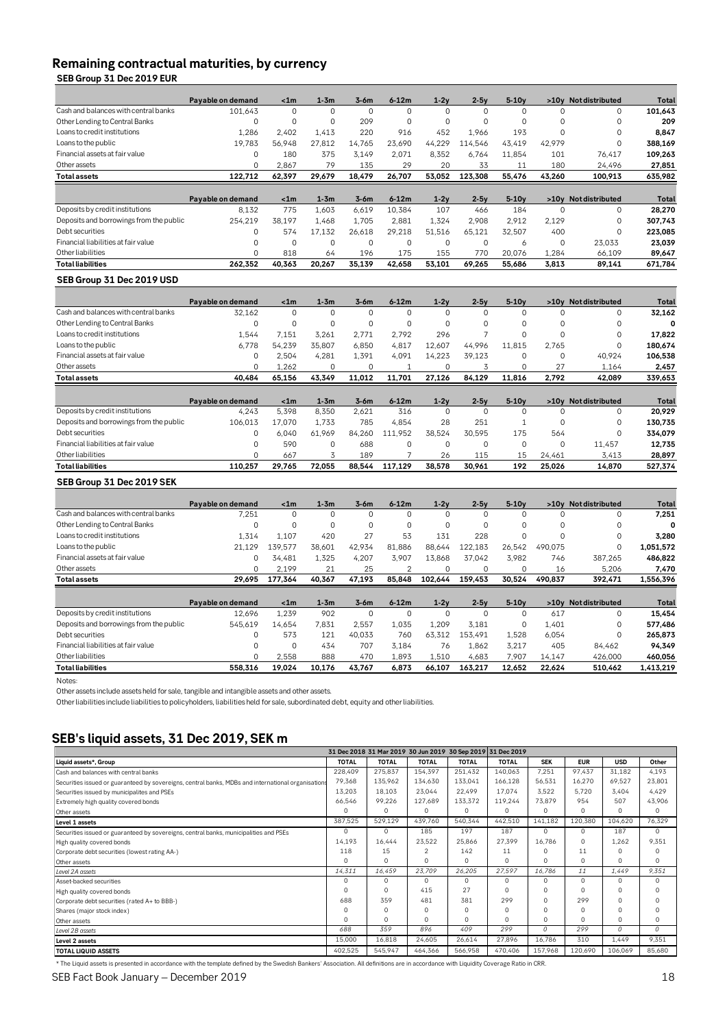## Remaining contractual maturities, by currency

### SEB Group 31 Dec 2019 EUR

| | Payable on demand | <1m | 1-3m | 3-6m | 6-12m | 1-2y | 2-5y | 5-10y | >10y | Not distributed | Total |
|---|---|---|---|---|---|---|---|---|---|---|---|
| Cash and balances with central banks | 101,643 | 0 | 0 | 0 | 0 | 0 | 0 | 0 | 0 | 0 | **101,643** |
| Other Lending to Central Banks | 0 | 0 | 0 | 209 | 0 | 0 | 0 | 0 | 0 | 0 | **209** |
| Loans to credit institutions | 1,286 | 2,402 | 1,413 | 220 | 916 | 452 | 1,966 | 193 | 0 | 0 | **8,847** |
| Loans to the public | 19,783 | 56,948 | 27,812 | 14,765 | 23,690 | 44,229 | 114,546 | 43,419 | 42,979 | 0 | **388,169** |
| Financial assets at fair value | 0 | 180 | 375 | 3,149 | 2,071 | 8,352 | 6,764 | 11,854 | 101 | 76,417 | **109,263** |
| Other assets | 0 | 2,867 | 79 | 135 | 29 | 20 | 33 | 11 | 180 | 24,496 | **27,851** |
| **Total assets** | **122,712** | **62,397** | **29,679** | **18,479** | **26,707** | **53,052** | **123,308** | **55,476** | **43,260** | **100,913** | **635,982** |

| | Payable on demand | <1m | 1-3m | 3-6m | 6-12m | 1-2y | 2-5y | 5-10y | >10y | Not distributed | Total |
|---|---|---|---|---|---|---|---|---|---|---|---|
| Deposits by credit institutions | 8,132 | 775 | 1,603 | 6,619 | 10,384 | 107 | 466 | 184 | 0 | 0 | **28,270** |
| Deposits and borrowings from the public | 254,219 | 38,197 | 1,468 | 1,705 | 2,881 | 1,324 | 2,908 | 2,912 | 2,129 | 0 | **307,743** |
| Debt securities | 0 | 574 | 17,132 | 26,618 | 29,218 | 51,516 | 65,121 | 32,507 | 400 | 0 | **223,085** |
| Financial liabilities at fair value | 0 | 0 | 0 | 0 | 0 | 0 | 0 | 6 | 0 | 23,033 | **23,039** |
| Other liabilities | 0 | 818 | 64 | 196 | 175 | 155 | 770 | 20,076 | 1,284 | 66,109 | **89,647** |
| **Total liabilities** | **262,352** | **40,363** | **20,267** | **35,139** | **42,658** | **53,101** | **69,265** | **55,686** | **3,813** | **89,141** | **671,784** |

### SEB Group 31 Dec 2019 USD

| | Payable on demand | <1m | 1-3m | 3-6m | 6-12m | 1-2y | 2-5y | 5-10y | >10y | Not distributed | Total |
|---|---|---|---|---|---|---|---|---|---|---|---|
| Cash and balances with central banks | 32,162 | 0 | 0 | 0 | 0 | 0 | 0 | 0 | 0 | 0 | **32,162** |
| Other Lending to Central Banks | 0 | 0 | 0 | 0 | 0 | 0 | 0 | 0 | 0 | 0 | **0** |
| Loans to credit institutions | 1,544 | 7,151 | 3,261 | 2,771 | 2,792 | 296 | 7 | 0 | 0 | 0 | **17,822** |
| Loans to the public | 6,778 | 54,239 | 35,807 | 6,850 | 4,817 | 12,607 | 44,996 | 11,815 | 2,765 | 0 | **180,674** |
| Financial assets at fair value | 0 | 2,504 | 4,281 | 1,391 | 4,091 | 14,223 | 39,123 | 0 | 0 | 40,924 | **106,538** |
| Other assets | 0 | 1,262 | 0 | 0 | 1 | 0 | 3 | 0 | 27 | 1,164 | **2,457** |
| **Total assets** | **40,484** | **65,156** | **43,349** | **11,012** | **11,701** | **27,126** | **84,129** | **11,816** | **2,792** | **42,089** | **339,653** |

| | Payable on demand | <1m | 1-3m | 3-6m | 6-12m | 1-2y | 2-5y | 5-10y | >10y | Not distributed | Total |
|---|---|---|---|---|---|---|---|---|---|---|---|
| Deposits by credit institutions | 4,243 | 5,398 | 8,350 | 2,621 | 316 | 0 | 0 | 0 | 0 | 0 | **20,929** |
| Deposits and borrowings from the public | 106,013 | 17,070 | 1,733 | 785 | 4,854 | 28 | 251 | 1 | 0 | 0 | **130,735** |
| Debt securities | 0 | 6,040 | 61,969 | 84,260 | 111,952 | 38,524 | 30,595 | 175 | 564 | 0 | **334,079** |
| Financial liabilities at fair value | 0 | 590 | 0 | 688 | 0 | 0 | 0 | 0 | 0 | 11,457 | **12,735** |
| Other liabilities | 0 | 667 | 3 | 189 | 7 | 26 | 115 | 15 | 24,461 | 3,413 | **28,897** |
| **Total liabilities** | **110,257** | **29,765** | **72,055** | **88,544** | **117,129** | **38,578** | **30,961** | **192** | **25,026** | **14,870** | **527,374** |

### SEB Group 31 Dec 2019 SEK

| | Payable on demand | <1m | 1-3m | 3-6m | 6-12m | 1-2y | 2-5y | 5-10y | >10y | Not distributed | Total |
|---|---|---|---|---|---|---|---|---|---|---|---|
| Cash and balances with central banks | 7,251 | 0 | 0 | 0 | 0 | 0 | 0 | 0 | 0 | 0 | **7,251** |
| Other Lending to Central Banks | 0 | 0 | 0 | 0 | 0 | 0 | 0 | 0 | 0 | 0 | **0** |
| Loans to credit institutions | 1,314 | 1,107 | 420 | 27 | 53 | 131 | 228 | 0 | 0 | 0 | **3,280** |
| Loans to the public | 21,129 | 139,577 | 38,601 | 42,934 | 81,886 | 88,644 | 122,183 | 26,542 | 490,075 | 0 | **1,051,572** |
| Financial assets at fair value | 0 | 34,481 | 1,325 | 4,207 | 3,907 | 13,868 | 37,042 | 3,982 | 746 | 387,265 | **486,822** |
| Other assets | 0 | 2,199 | 21 | 25 | 2 | 0 | 0 | 0 | 16 | 5,206 | **7,470** |
| **Total assets** | **29,695** | **177,364** | **40,367** | **47,193** | **85,848** | **102,644** | **159,453** | **30,524** | **490,837** | **392,471** | **1,556,396** |

| | Payable on demand | <1m | 1-3m | 3-6m | 6-12m | 1-2y | 2-5y | 5-10y | >10y | Not distributed | Total |
|---|---|---|---|---|---|---|---|---|---|---|---|
| Deposits by credit institutions | 12,696 | 1,239 | 902 | 0 | 0 | 0 | 0 | 0 | 617 | 0 | **15,454** |
| Deposits and borrowings from the public | 545,619 | 14,654 | 7,831 | 2,557 | 1,035 | 1,209 | 3,181 | 0 | 1,401 | 0 | **577,486** |
| Debt securities | 0 | 573 | 121 | 40,033 | 760 | 63,312 | 153,491 | 1,528 | 6,054 | 0 | **265,873** |
| Financial liabilities at fair value | 0 | 0 | 434 | 707 | 3,184 | 76 | 1,862 | 3,217 | 405 | 84,462 | **94,349** |
| Other liabilities | 0 | 2,558 | 888 | 470 | 1,893 | 1,510 | 4,683 | 7,907 | 14,147 | 426,000 | **460,056** |
| **Total liabilities** | **558,316** | **19,024** | **10,176** | **43,767** | **6,873** | **66,107** | **163,217** | **12,652** | **22,624** | **510,462** | **1,413,219** |

Notes:

Other assets include assets held for sale, tangible and intangible assets and other assets.

Other liabilities include liabilities to policyholders, liabilities held for sale, subordinated debt, equity and other liabilities.

## SEB's liquid assets, 31 Dec 2019, SEK m

| Liquid assets*, Group | 31 Dec 2018 TOTAL | 31 Mar 2019 TOTAL | 30 Jun 2019 TOTAL | 30 Sep 2019 TOTAL | 31 Dec 2019 TOTAL | SEK | EUR | USD | Other |
|---|---|---|---|---|---|---|---|---|---|
| Cash and balances with central banks | 228,409 | 275,837 | 154,397 | 251,432 | 140,063 | 7,251 | 97,437 | 31,182 | 4,193 |
| Securities issued or guaranteed by sovereigns, central banks, MDBs and international organisations | 79,368 | 135,962 | 134,630 | 133,041 | 166,128 | 56,531 | 16,270 | 69,527 | 23,801 |
| Securities issued by municipalites and PSEs | 13,203 | 18,103 | 23,044 | 22,499 | 17,074 | 3,522 | 5,720 | 3,404 | 4,429 |
| Extremely high quality covered bonds | 66,546 | 99,226 | 127,689 | 133,372 | 119,244 | 73,879 | 954 | 507 | 43,906 |
| Other assets | 0 | 0 | 0 | 0 | 0 | 0 | 0 | 0 | 0 |
| **Level 1 assets** | 387,525 | 529,129 | 439,760 | 540,344 | 442,510 | 141,182 | 120,380 | 104,620 | 76,329 |
| Securities issued or guaranteed by sovereigns, central banks, municipalities and PSEs | 0 | 0 | 185 | 197 | 187 | 0 | 0 | 187 | 0 |
| High quality covered bonds | 14,193 | 16,444 | 23,522 | 25,866 | 27,399 | 16,786 | 0 | 1,262 | 9,351 |
| Corporate debt securities (lowest rating AA-) | 118 | 15 | 2 | 142 | 11 | 0 | 11 | 0 | 0 |
| Other assets | 0 | 0 | 0 | 0 | 0 | 0 | 0 | 0 | 0 |
| *Level 2A assets* | *14,311* | *16,459* | *23,709* | *26,205* | *27,597* | *16,786* | *11* | *1,449* | *9,351* |
| Asset-backed securities | 0 | 0 | 0 | 0 | 0 | 0 | 0 | 0 | 0 |
| High quality covered bonds | 0 | 0 | 415 | 27 | 0 | 0 | 0 | 0 | 0 |
| Corporate debt securities (rated A+ to BBB-) | 688 | 359 | 481 | 381 | 299 | 0 | 299 | 0 | 0 |
| Shares (major stock index) | 0 | 0 | 0 | 0 | 0 | 0 | 0 | 0 | 0 |
| Other assets | 0 | 0 | 0 | 0 | 0 | 0 | 0 | 0 | 0 |
| *Level 2B assets* | *688* | *359* | *896* | *409* | *299* | *0* | *299* | *0* | *0* |
| **Level 2 assets** | 15,000 | 16,818 | 24,605 | 26,614 | 27,896 | 16,786 | 310 | 1,449 | 9,351 |
| **TOTAL LIQUID ASSETS** | 402,525 | 545,947 | 464,366 | 566,958 | 470,406 | 157,968 | 120,690 | 106,069 | 85,680 |

* The Liquid assets is presented in accordance with the template defined by the Swedish Bankers' Association. All definitions are in accordance with Liquidity Coverage Ratio in CRR.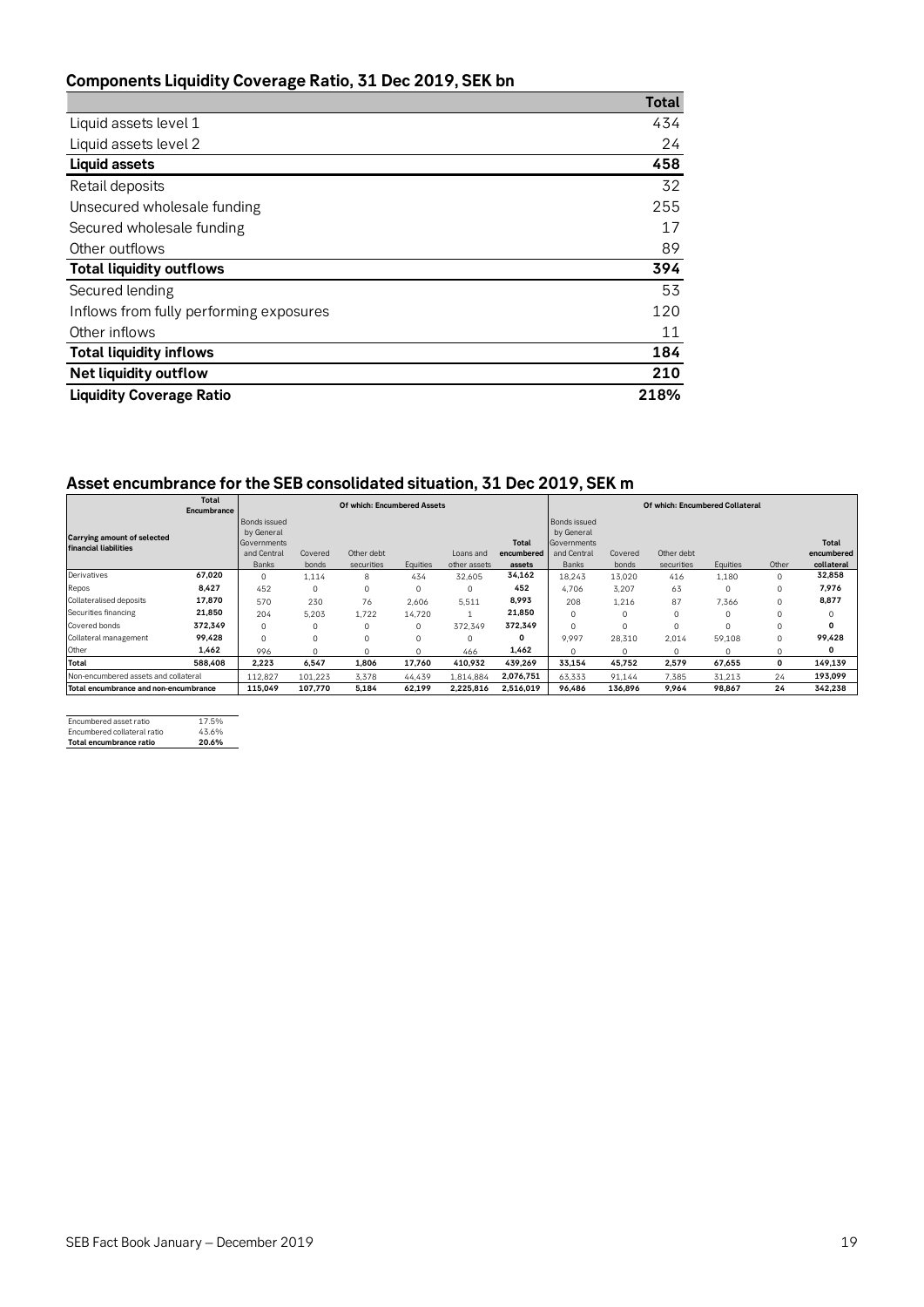## Components Liquidity Coverage Ratio, 31 Dec 2019, SEK bn

| | Total |
|---|---|
| Liquid assets level 1 | 434 |
| Liquid assets level 2 | 24 |
| **Liquid assets** | **458** |
| Retail deposits | 32 |
| Unsecured wholesale funding | 255 |
| Secured wholesale funding | 17 |
| Other outflows | 89 |
| **Total liquidity outflows** | **394** |
| Secured lending | 53 |
| Inflows from fully performing exposures | 120 |
| Other inflows | 11 |
| **Total liquidity inflows** | **184** |
| **Net liquidity outflow** | **210** |
| **Liquidity Coverage Ratio** | **218%** |

## Asset encumbrance for the SEB consolidated situation, 31 Dec 2019, SEK m

| Carrying amount of selected financial liabilities | Total Encumbrance | Of which: Encumbered Assets | | | | | | Of which: Encumbered Collateral | | | | | |
|---|---|---|---|---|---|---|---|---|---|---|---|---|---|
| | | Bonds issued by General Governments and Central Banks | Covered bonds | Other debt securities | Equities | Loans and other assets | Total encumbered assets | Bonds issued by General Governments and Central Banks | Covered bonds | Other debt securities | Equities | Other | Total encumbered collateral |
| Derivatives | **67,020** | 0 | 1,114 | 8 | 434 | 32,605 | **34,162** | 18,243 | 13,020 | 416 | 1,180 | 0 | **32,858** |
| Repos | **8,427** | 452 | 0 | 0 | 0 | 0 | **452** | 4,706 | 3,207 | 63 | 0 | 0 | **7,976** |
| Collateralised deposits | **17,870** | 570 | 230 | 76 | 2,606 | 5,511 | **8,993** | 208 | 1,216 | 87 | 7,366 | 0 | **8,877** |
| Securities financing | **21,850** | 204 | 5,203 | 1,722 | 14,720 | 1 | **21,850** | 0 | 0 | 0 | 0 | 0 | 0 |
| Covered bonds | **372,349** | 0 | 0 | 0 | 0 | 372,349 | **372,349** | 0 | 0 | 0 | 0 | 0 | **0** |
| Collateral management | **99,428** | 0 | 0 | 0 | 0 | 0 | **0** | 9,997 | 28,310 | 2,014 | 59,108 | 0 | **99,428** |
| Other | **1,462** | 996 | 0 | 0 | 0 | 466 | **1,462** | 0 | 0 | 0 | 0 | 0 | **0** |
| **Total** | **588,408** | **2,223** | **6,547** | **1,806** | **17,760** | **410,932** | **439,269** | **33,154** | **45,752** | **2,579** | **67,655** | **0** | **149,139** |
| Non-encumbered assets and collateral | | 112,827 | 101,223 | 3,378 | 44,439 | 1,814,884 | **2,076,751** | 63,333 | 91,144 | 7,385 | 31,213 | 24 | **193,099** |
| **Total encumbrance and non-encumbrance** | | **115,049** | **107,770** | **5,184** | **62,199** | **2,225,816** | **2,516,019** | **96,486** | **136,896** | **9,964** | **98,867** | **24** | **342,238** |

| | |
|---|---|
| Encumbered asset ratio | 17.5% |
| Encumbered collateral ratio | 43.6% |
| **Total encumbrance ratio** | **20.6%** |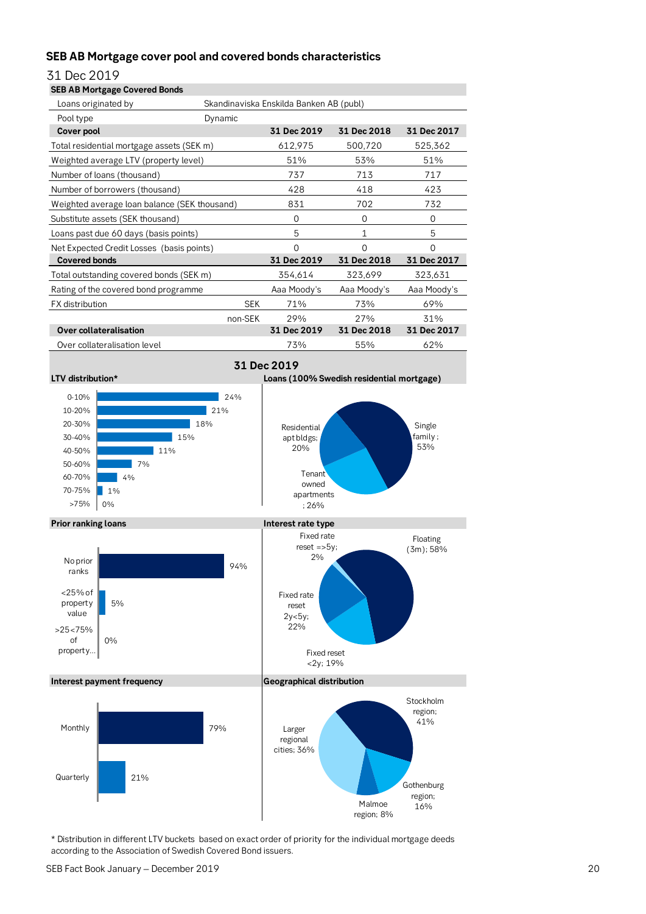## SEB AB Mortgage cover pool and covered bonds characteristics

31 Dec 2019

| SEB AB Mortgage Covered Bonds | | | | |
|---|---|---|---|---|
| Loans originated by | Skandinaviska Enskilda Banken AB (publ) | | | |
| Pool type | Dynamic | | | |
| **Cover pool** | | **31 Dec 2019** | **31 Dec 2018** | **31 Dec 2017** |
| Total residential mortgage assets (SEK m) | | 612,975 | 500,720 | 525,362 |
| Weighted average LTV (property level) | | 51% | 53% | 51% |
| Number of loans (thousand) | | 737 | 713 | 717 |
| Number of borrowers (thousand) | | 428 | 418 | 423 |
| Weighted average loan balance (SEK thousand) | | 831 | 702 | 732 |
| Substitute assets (SEK thousand) | | 0 | 0 | 0 |
| Loans past due 60 days (basis points) | | 5 | 1 | 5 |
| Net Expected Credit Losses (basis points) | | 0 | 0 | 0 |
| **Covered bonds** | | **31 Dec 2019** | **31 Dec 2018** | **31 Dec 2017** |
| Total outstanding covered bonds (SEK m) | | 354,614 | 323,699 | 323,631 |
| Rating of the covered bond programme | | Aaa Moody's | Aaa Moody's | Aaa Moody's |
| FX distribution | SEK | 71% | 73% | 69% |
| | non-SEK | 29% | 27% | 31% |
| **Over collateralisation** | | **31 Dec 2019** | **31 Dec 2018** | **31 Dec 2017** |
| Over collateralisation level | | 73% | 55% | 62% |

### 31 Dec 2019

**LTV distribution***

| LTV | Share |
|---|---|
| 0-10% | 24% |
| 10-20% | 21% |
| 20-30% | 18% |
| 30-40% | 15% |
| 40-50% | 11% |
| 50-60% | 7% |
| 60-70% | 4% |
| 70-75% | 1% |
| >75% | 0% |

**Loans (100% Swedish residential mortgage)**

| Type | Share |
|---|---|
| Single family | 53% |
| Tenant owned apartments | 26% |
| Residential apt bldgs | 20% |

**Prior ranking loans**

| Category | Share |
|---|---|
| No prior ranks | 94% |
| <25% of property value | 5% |
| >25<75% of property... | 0% |

**Interest rate type**

| Type | Share |
|---|---|
| Floating (3m) | 58% |
| Fixed reset <2y | 19% |
| Fixed rate reset 2y<5y | 22% |
| Fixed rate reset =>5y | 2% |

**Interest payment frequency**

| Frequency | Share |
|---|---|
| Monthly | 79% |
| Quarterly | 21% |

**Geographical distribution**

| Region | Share |
|---|---|
| Stockholm region | 41% |
| Gothenburg region | 16% |
| Malmoe region | 8% |
| Larger regional cities | 36% |

* Distribution in different LTV buckets based on exact order of priority for the individual mortgage deeds according to the Association of Swedish Covered Bond issuers.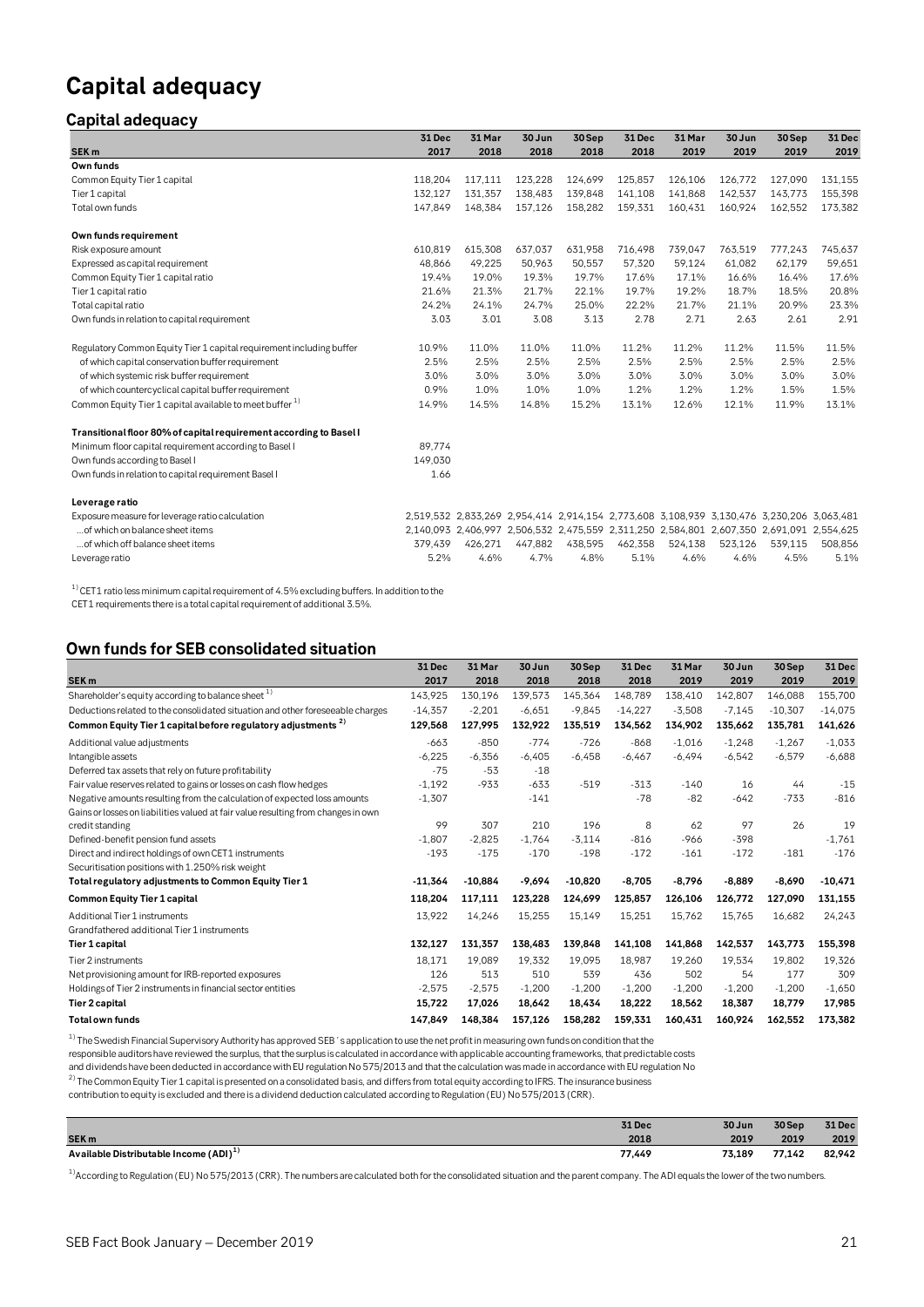# Capital adequacy

## Capital adequacy

| SEK m | 31 Dec 2017 | 31 Mar 2018 | 30 Jun 2018 | 30 Sep 2018 | 31 Dec 2018 | 31 Mar 2019 | 30 Jun 2019 | 30 Sep 2019 | 31 Dec 2019 |
|---|---|---|---|---|---|---|---|---|---|
| **Own funds** | | | | | | | | | |
| Common Equity Tier 1 capital | 118,204 | 117,111 | 123,228 | 124,699 | 125,857 | 126,106 | 126,772 | 127,090 | 131,155 |
| Tier 1 capital | 132,127 | 131,357 | 138,483 | 139,848 | 141,108 | 141,868 | 142,537 | 143,773 | 155,398 |
| Total own funds | 147,849 | 148,384 | 157,126 | 158,282 | 159,331 | 160,431 | 160,924 | 162,552 | 173,382 |
| | | | | | | | | | |
| **Own funds requirement** | | | | | | | | | |
| Risk exposure amount | 610,819 | 615,308 | 637,037 | 631,958 | 716,498 | 739,047 | 763,519 | 777,243 | 745,637 |
| Expressed as capital requirement | 48,866 | 49,225 | 50,963 | 50,557 | 57,320 | 59,124 | 61,082 | 62,179 | 59,651 |
| Common Equity Tier 1 capital ratio | 19.4% | 19.0% | 19.3% | 19.7% | 17.6% | 17.1% | 16.6% | 16.4% | 17.6% |
| Tier 1 capital ratio | 21.6% | 21.3% | 21.7% | 22.1% | 19.7% | 19.2% | 18.7% | 18.5% | 20.8% |
| Total capital ratio | 24.2% | 24.1% | 24.7% | 25.0% | 22.2% | 21.7% | 21.1% | 20.9% | 23.3% |
| Own funds in relation to capital requirement | 3.03 | 3.01 | 3.08 | 3.13 | 2.78 | 2.71 | 2.63 | 2.61 | 2.91 |
| | | | | | | | | | |
| Regulatory Common Equity Tier 1 capital requirement including buffer | 10.9% | 11.0% | 11.0% | 11.0% | 11.2% | 11.2% | 11.2% | 11.5% | 11.5% |
| of which capital conservation buffer requirement | 2.5% | 2.5% | 2.5% | 2.5% | 2.5% | 2.5% | 2.5% | 2.5% | 2.5% |
| of which systemic risk buffer requirement | 3.0% | 3.0% | 3.0% | 3.0% | 3.0% | 3.0% | 3.0% | 3.0% | 3.0% |
| of which countercyclical capital buffer requirement | 0.9% | 1.0% | 1.0% | 1.0% | 1.2% | 1.2% | 1.2% | 1.5% | 1.5% |
| Common Equity Tier 1 capital available to meet buffer [1] | 14.9% | 14.5% | 14.8% | 15.2% | 13.1% | 12.6% | 12.1% | 11.9% | 13.1% |
| | | | | | | | | | |
| **Transitional floor 80% of capital requirement according to Basel I** | | | | | | | | | |
| Minimum floor capital requirement according to Basel I | 89,774 | | | | | | | | |
| Own funds according to Basel I | 149,030 | | | | | | | | |
| Own funds in relation to capital requirement Basel I | 1.66 | | | | | | | | |
| | | | | | | | | | |
| **Leverage ratio** | | | | | | | | | |
| Exposure measure for leverage ratio calculation | 2,519,532 | 2,833,269 | 2,954,414 | 2,914,154 | 2,773,608 | 3,108,939 | 3,130,476 | 3,230,206 | 3,063,481 |
| ...of which on balance sheet items | 2,140,093 | 2,406,997 | 2,506,532 | 2,475,559 | 2,311,250 | 2,584,801 | 2,607,350 | 2,691,091 | 2,554,625 |
| ...of which off balance sheet items | 379,439 | 426,271 | 447,882 | 438,595 | 462,358 | 524,138 | 523,126 | 539,115 | 508,856 |
| Leverage ratio | 5.2% | 4.6% | 4.7% | 4.8% | 5.1% | 4.6% | 4.6% | 4.5% | 5.1% |

[1] CET1 ratio less minimum capital requirement of 4.5% excluding buffers. In addition to the CET1 requirements there is a total capital requirement of additional 3.5%.

## Own funds for SEB consolidated situation

| SEK m | 31 Dec 2017 | 31 Mar 2018 | 30 Jun 2018 | 30 Sep 2018 | 31 Dec 2018 | 31 Mar 2019 | 30 Jun 2019 | 30 Sep 2019 | 31 Dec 2019 |
|---|---|---|---|---|---|---|---|---|---|
| Shareholder's equity according to balance sheet [1] | 143,925 | 130,196 | 139,573 | 145,364 | 148,789 | 138,410 | 142,807 | 146,088 | 155,700 |
| Deductions related to the consolidated situation and other foreseeable charges | -14,357 | -2,201 | -6,651 | -9,845 | -14,227 | -3,508 | -7,145 | -10,307 | -14,075 |
| **Common Equity Tier 1 capital before regulatory adjustments [2]** | **129,568** | **127,995** | **132,922** | **135,519** | **134,562** | **134,902** | **135,662** | **135,781** | **141,626** |
| Additional value adjustments | -663 | -850 | -774 | -726 | -868 | -1,016 | -1,248 | -1,267 | -1,033 |
| Intangible assets | -6,225 | -6,356 | -6,405 | -6,458 | -6,467 | -6,494 | -6,542 | -6,579 | -6,688 |
| Deferred tax assets that rely on future profitability | -75 | -53 | -18 | | | | | | |
| Fair value reserves related to gains or losses on cash flow hedges | -1,192 | -933 | -633 | -519 | -313 | -140 | 16 | 44 | -15 |
| Negative amounts resulting from the calculation of expected loss amounts | -1,307 | | -141 | | -78 | -82 | -642 | -733 | -816 |
| Gains or losses on liabilities valued at fair value resulting from changes in own credit standing | 99 | 307 | 210 | 196 | 8 | 62 | 97 | 26 | 19 |
| Defined-benefit pension fund assets | -1,807 | -2,825 | -1,764 | -3,114 | -816 | -966 | -398 | | -1,761 |
| Direct and indirect holdings of own CET1 instruments | -193 | -175 | -170 | -198 | -172 | -161 | -172 | -181 | -176 |
| Securitisation positions with 1,250% risk weight | | | | | | | | | |
| **Total regulatory adjustments to Common Equity Tier 1** | **-11,364** | **-10,884** | **-9,694** | **-10,820** | **-8,705** | **-8,796** | **-8,889** | **-8,690** | **-10,471** |
| **Common Equity Tier 1 capital** | **118,204** | **117,111** | **123,228** | **124,699** | **125,857** | **126,106** | **126,772** | **127,090** | **131,155** |
| Additional Tier 1 instruments | 13,922 | 14,246 | 15,255 | 15,149 | 15,251 | 15,762 | 15,765 | 16,682 | 24,243 |
| Grandfathered additional Tier 1 instruments | | | | | | | | | |
| **Tier 1 capital** | **132,127** | **131,357** | **138,483** | **139,848** | **141,108** | **141,868** | **142,537** | **143,773** | **155,398** |
| Tier 2 instruments | 18,171 | 19,089 | 19,332 | 19,095 | 18,987 | 19,260 | 19,534 | 19,802 | 19,326 |
| Net provisioning amount for IRB-reported exposures | 126 | 513 | 510 | 539 | 436 | 502 | 54 | 177 | 309 |
| Holdings of Tier 2 instruments in financial sector entities | -2,575 | -2,575 | -1,200 | -1,200 | -1,200 | -1,200 | -1,200 | -1,200 | -1,650 |
| **Tier 2 capital** | **15,722** | **17,026** | **18,642** | **18,434** | **18,222** | **18,562** | **18,387** | **18,779** | **17,985** |
| **Total own funds** | **147,849** | **148,384** | **157,126** | **158,282** | **159,331** | **160,431** | **160,924** | **162,552** | **173,382** |

[1] The Swedish Financial Supervisory Authority has approved SEB's application to use the net profit in measuring own funds on condition that the responsible auditors have reviewed the surplus, that the surplus is calculated in accordance with applicable accounting frameworks, that predictable costs and dividends have been deducted in accordance with EU regulation No 575/2013 and that the calculation was made in accordance with EU regulation No

[2] The Common Equity Tier 1 capital is presented on a consolidated basis, and differs from total equity according to IFRS. The insurance business contribution to equity is excluded and there is a dividend deduction calculated according to Regulation (EU) No 575/2013 (CRR).

| SEK m | 31 Dec 2018 | 30 Jun 2019 | 30 Sep 2019 | 31 Dec 2019 |
|---|---|---|---|---|
| **Available Distributable Income (ADI) [1]** | **77,449** | **73,189** | **77,142** | **82,942** |

[1] According to Regulation (EU) No 575/2013 (CRR). The numbers are calculated both for the consolidated situation and the parent company. The ADI equals the lower of the two numbers.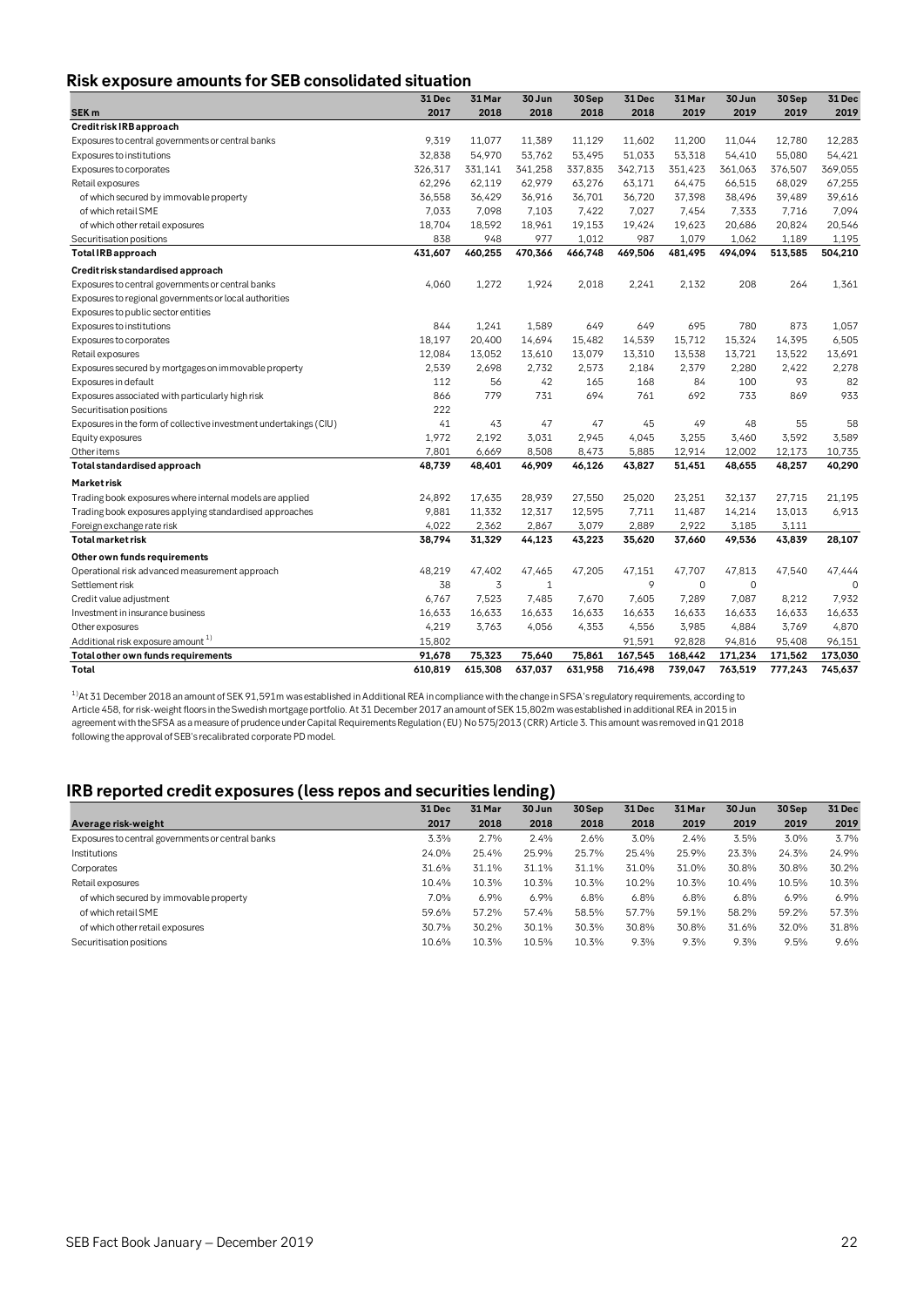## Risk exposure amounts for SEB consolidated situation

| SEK m | 31 Dec 2017 | 31 Mar 2018 | 30 Jun 2018 | 30 Sep 2018 | 31 Dec 2018 | 31 Mar 2019 | 30 Jun 2019 | 30 Sep 2019 | 31 Dec 2019 |
|---|---|---|---|---|---|---|---|---|---|
| **Credit risk IRB approach** | | | | | | | | | |
| Exposures to central governments or central banks | 9,319 | 11,077 | 11,389 | 11,129 | 11,602 | 11,200 | 11,044 | 12,780 | 12,283 |
| Exposures to institutions | 32,838 | 54,970 | 53,762 | 53,495 | 51,033 | 53,318 | 54,410 | 55,080 | 54,421 |
| Exposures to corporates | 326,317 | 331,141 | 341,258 | 337,835 | 342,713 | 351,423 | 361,063 | 376,507 | 369,055 |
| Retail exposures | 62,296 | 62,119 | 62,979 | 63,276 | 63,171 | 64,475 | 66,515 | 68,029 | 67,255 |
| of which secured by immovable property | 36,558 | 36,429 | 36,916 | 36,701 | 36,720 | 37,398 | 38,496 | 39,489 | 39,616 |
| of which retail SME | 7,033 | 7,098 | 7,103 | 7,422 | 7,027 | 7,454 | 7,333 | 7,716 | 7,094 |
| of which other retail exposures | 18,704 | 18,592 | 18,961 | 19,153 | 19,424 | 19,623 | 20,686 | 20,824 | 20,546 |
| Securitisation positions | 838 | 948 | 977 | 1,012 | 987 | 1,079 | 1,062 | 1,189 | 1,195 |
| **Total IRB approach** | **431,607** | **460,255** | **470,366** | **466,748** | **469,506** | **481,495** | **494,094** | **513,585** | **504,210** |
| **Credit risk standardised approach** | | | | | | | | | |
| Exposures to central governments or central banks | 4,060 | 1,272 | 1,924 | 2,018 | 2,241 | 2,132 | 208 | 264 | 1,361 |
| Exposures to regional governments or local authorities | | | | | | | | | |
| Exposures to public sector entities | | | | | | | | | |
| Exposures to institutions | 844 | 1,241 | 1,589 | 649 | 649 | 695 | 780 | 873 | 1,057 |
| Exposures to corporates | 18,197 | 20,400 | 14,694 | 15,482 | 14,539 | 15,712 | 15,324 | 14,395 | 6,505 |
| Retail exposures | 12,084 | 13,052 | 13,610 | 13,079 | 13,310 | 13,538 | 13,721 | 13,522 | 13,691 |
| Exposures secured by mortgages on immovable property | 2,539 | 2,698 | 2,732 | 2,573 | 2,184 | 2,379 | 2,280 | 2,422 | 2,278 |
| Exposures in default | 112 | 56 | 42 | 165 | 168 | 84 | 100 | 93 | 82 |
| Exposures associated with particularly high risk | 866 | 779 | 731 | 694 | 761 | 692 | 733 | 869 | 933 |
| Securitisation positions | 222 | | | | | | | | |
| Exposures in the form of collective investment undertakings (CIU) | 41 | 43 | 47 | 47 | 45 | 49 | 48 | 55 | 58 |
| Equity exposures | 1,972 | 2,192 | 3,031 | 2,945 | 4,045 | 3,255 | 3,460 | 3,592 | 3,589 |
| Other items | 7,801 | 6,669 | 8,508 | 8,473 | 5,885 | 12,914 | 12,002 | 12,173 | 10,735 |
| **Total standardised approach** | **48,739** | **48,401** | **46,909** | **46,126** | **43,827** | **51,451** | **48,655** | **48,257** | **40,290** |
| **Market risk** | | | | | | | | | |
| Trading book exposures where internal models are applied | 24,892 | 17,635 | 28,939 | 27,550 | 25,020 | 23,251 | 32,137 | 27,715 | 21,195 |
| Trading book exposures applying standardised approaches | 9,881 | 11,332 | 12,317 | 12,595 | 7,711 | 11,487 | 14,214 | 13,013 | 6,913 |
| Foreign exchange rate risk | 4,022 | 2,362 | 2,867 | 3,079 | 2,889 | 2,922 | 3,185 | 3,111 | |
| **Total market risk** | **38,794** | **31,329** | **44,123** | **43,223** | **35,620** | **37,660** | **49,536** | **43,839** | **28,107** |
| **Other own funds requirements** | | | | | | | | | |
| Operational risk advanced measurement approach | 48,219 | 47,402 | 47,465 | 47,205 | 47,151 | 47,707 | 47,813 | 47,540 | 47,444 |
| Settlement risk | 38 | 3 | 1 | | 9 | 0 | 0 | | 0 |
| Credit value adjustment | 6,767 | 7,523 | 7,485 | 7,670 | 7,605 | 7,289 | 7,087 | 8,212 | 7,932 |
| Investment in insurance business | 16,633 | 16,633 | 16,633 | 16,633 | 16,633 | 16,633 | 16,633 | 16,633 | 16,633 |
| Other exposures | 4,219 | 3,763 | 4,056 | 4,353 | 4,556 | 3,985 | 4,884 | 3,769 | 4,870 |
| Additional risk exposure amount [1] | 15,802 | | | | 91,591 | 92,828 | 94,816 | 95,408 | 96,151 |
| **Total other own funds requirements** | **91,678** | **75,323** | **75,640** | **75,861** | **167,545** | **168,442** | **171,234** | **171,562** | **173,030** |
| **Total** | **610,819** | **615,308** | **637,037** | **631,958** | **716,498** | **739,047** | **763,519** | **777,243** | **745,637** |

[1] At 31 December 2018 an amount of SEK 91,591m was established in Additional REA in compliance with the change in SFSA's regulatory requirements, according to Article 458, for risk-weight floors in the Swedish mortgage portfolio. At 31 December 2017 an amount of SEK 15,802m was established in additional REA in 2015 in agreement with the SFSA as a measure of prudence under Capital Requirements Regulation (EU) No 575/2013 (CRR) Article 3. This amount was removed in Q1 2018 following the approval of SEB's recalibrated corporate PD model.

## IRB reported credit exposures (less repos and securities lending)

| Average risk-weight | 31 Dec 2017 | 31 Mar 2018 | 30 Jun 2018 | 30 Sep 2018 | 31 Dec 2018 | 31 Mar 2019 | 30 Jun 2019 | 30 Sep 2019 | 31 Dec 2019 |
|---|---|---|---|---|---|---|---|---|---|
| Exposures to central governments or central banks | 3.3% | 2.7% | 2.4% | 2.6% | 3.0% | 2.4% | 3.5% | 3.0% | 3.7% |
| Institutions | 24.0% | 25.4% | 25.9% | 25.7% | 25.4% | 25.9% | 23.3% | 24.3% | 24.9% |
| Corporates | 31.6% | 31.1% | 31.1% | 31.1% | 31.0% | 31.0% | 30.8% | 30.8% | 30.2% |
| Retail exposures | 10.4% | 10.3% | 10.3% | 10.3% | 10.2% | 10.3% | 10.4% | 10.5% | 10.3% |
| of which secured by immovable property | 7.0% | 6.9% | 6.9% | 6.8% | 6.8% | 6.8% | 6.8% | 6.9% | 6.9% |
| of which retail SME | 59.6% | 57.2% | 57.4% | 58.5% | 57.7% | 59.1% | 58.2% | 59.2% | 57.3% |
| of which other retail exposures | 30.7% | 30.2% | 30.1% | 30.3% | 30.8% | 30.8% | 31.6% | 32.0% | 31.8% |
| Securitisation positions | 10.6% | 10.3% | 10.5% | 10.3% | 9.3% | 9.3% | 9.3% | 9.5% | 9.6% |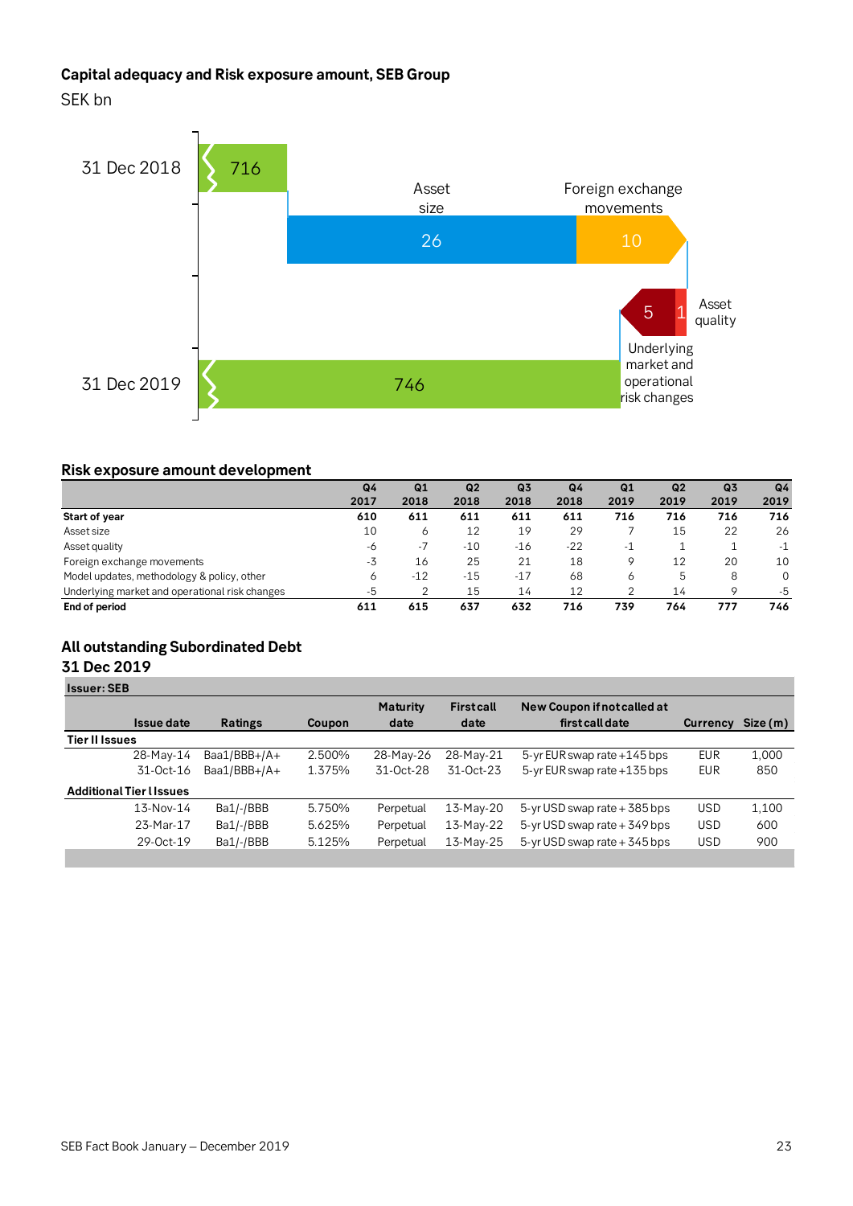## Capital adequacy and Risk exposure amount, SEB Group

SEK bn

31 Dec 2018: 716

Asset size: 26

Foreign exchange movements: 10

Underlying market and operational risk changes: 5

Asset quality: 1

31 Dec 2019: 746

## Risk exposure amount development

| | Q4 2017 | Q1 2018 | Q2 2018 | Q3 2018 | Q4 2018 | Q1 2019 | Q2 2019 | Q3 2019 | Q4 2019 |
|---|---|---|---|---|---|---|---|---|---|
| **Start of year** | **610** | **611** | **611** | **611** | **611** | **716** | **716** | **716** | **716** |
| Asset size | 10 | 6 | 12 | 19 | 29 | 7 | 15 | 22 | 26 |
| Asset quality | -6 | -7 | -10 | -16 | -22 | -1 | 1 | 1 | -1 |
| Foreign exchange movements | -3 | 16 | 25 | 21 | 18 | 9 | 12 | 20 | 10 |
| Model updates, methodology & policy, other | 6 | -12 | -15 | -17 | 68 | 6 | 5 | 8 | 0 |
| Underlying market and operational risk changes | -5 | 2 | 15 | 14 | 12 | 2 | 14 | 9 | -5 |
| **End of period** | **611** | **615** | **637** | **632** | **716** | **739** | **764** | **777** | **746** |

## All outstanding Subordinated Debt
## 31 Dec 2019

| Issuer: SEB | | | | | | | |
|---|---|---|---|---|---|---|---|
| Issue date | Ratings | Coupon | Maturity date | First call date | New Coupon if not called at first call date | Currency | Size (m) |
| **Tier II Issues** | | | | | | | |
| 28-May-14 | Baa1/BBB+/A+ | 2.500% | 28-May-26 | 28-May-21 | 5-yr EUR swap rate +145 bps | EUR | 1,000 |
| 31-Oct-16 | Baa1/BBB+/A+ | 1.375% | 31-Oct-28 | 31-Oct-23 | 5-yr EUR swap rate +135 bps | EUR | 850 |
| **Additional Tier I Issues** | | | | | | | |
| 13-Nov-14 | Ba1/-/BBB | 5.750% | Perpetual | 13-May-20 | 5-yr USD swap rate + 385 bps | USD | 1,100 |
| 23-Mar-17 | Ba1/-/BBB | 5.625% | Perpetual | 13-May-22 | 5-yr USD swap rate + 349 bps | USD | 600 |
| 29-Oct-19 | Ba1/-/BBB | 5.125% | Perpetual | 13-May-25 | 5-yr USD swap rate + 345 bps | USD | 900 |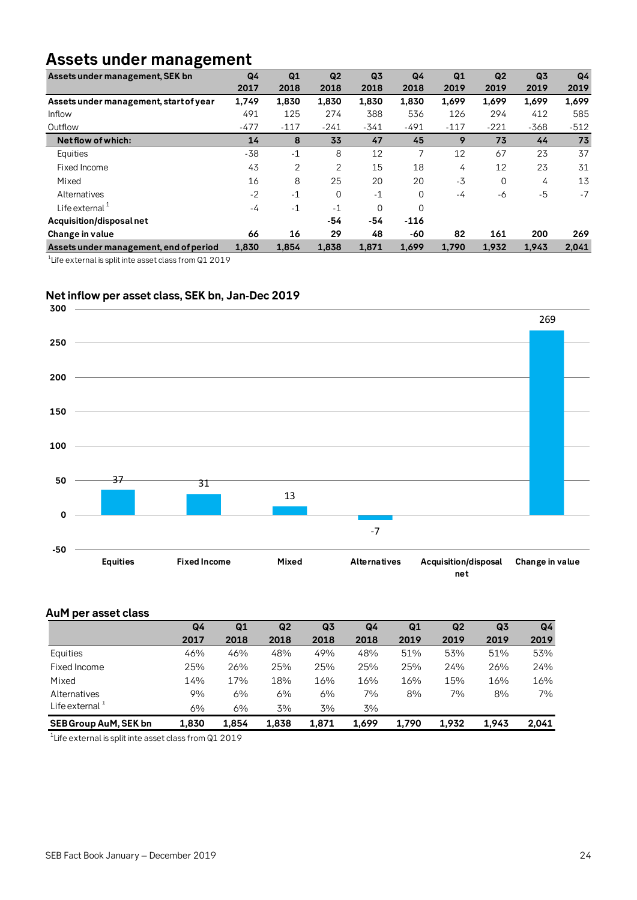# Assets under management

| Assets under management, SEK bn | Q4 2017 | Q1 2018 | Q2 2018 | Q3 2018 | Q4 2018 | Q1 2019 | Q2 2019 | Q3 2019 | Q4 2019 |
|---|---|---|---|---|---|---|---|---|---|
| **Assets under management, start of year** | **1,749** | **1,830** | **1,830** | **1,830** | **1,830** | **1,699** | **1,699** | **1,699** | **1,699** |
| Inflow | 491 | 125 | 274 | 388 | 536 | 126 | 294 | 412 | 585 |
| Outflow | -477 | -117 | -241 | -341 | -491 | -117 | -221 | -368 | -512 |
| **Net flow of which:** | **14** | **8** | **33** | **47** | **45** | **9** | **73** | **44** | **73** |
| Equities | -38 | -1 | 8 | 12 | 7 | 12 | 67 | 23 | 37 |
| Fixed Income | 43 | 2 | 2 | 15 | 18 | 4 | 12 | 23 | 31 |
| Mixed | 16 | 8 | 25 | 20 | 20 | -3 | 0 | 4 | 13 |
| Alternatives | -2 | -1 | 0 | -1 | 0 | -4 | -6 | -5 | -7 |
| Life external [1] | -4 | -1 | -1 | 0 | 0 | | | | |
| **Acquisition/disposal net** | | | **-54** | **-54** | **-116** | | | | |
| **Change in value** | **66** | **16** | **29** | **48** | **-60** | **82** | **161** | **200** | **269** |
| **Assets under management, end of period** | **1,830** | **1,854** | **1,838** | **1,871** | **1,699** | **1,790** | **1,932** | **1,943** | **2,041** |

[1]Life external is split inte asset class from Q1 2019

## Net inflow per asset class, SEK bn, Jan-Dec 2019

| | Equities | Fixed Income | Mixed | Alternatives | Acquisition/disposal net | Change in value |
|---|---|---|---|---|---|---|
| SEK bn | 37 | 31 | 13 | -7 | | 269 |

## AuM per asset class

| | Q4 2017 | Q1 2018 | Q2 2018 | Q3 2018 | Q4 2018 | Q1 2019 | Q2 2019 | Q3 2019 | Q4 2019 |
|---|---|---|---|---|---|---|---|---|---|
| Equities | 46% | 46% | 48% | 49% | 48% | 51% | 53% | 51% | 53% |
| Fixed Income | 25% | 26% | 25% | 25% | 25% | 25% | 24% | 26% | 24% |
| Mixed | 14% | 17% | 18% | 16% | 16% | 16% | 15% | 16% | 16% |
| Alternatives | 9% | 6% | 6% | 6% | 7% | 8% | 7% | 8% | 7% |
| Life external [1] | 6% | 6% | 3% | 3% | 3% | | | | |
| **SEB Group AuM, SEK bn** | **1,830** | **1,854** | **1,838** | **1,871** | **1,699** | **1,790** | **1,932** | **1,943** | **2,041** |

[1]Life external is split inte asset class from Q1 2019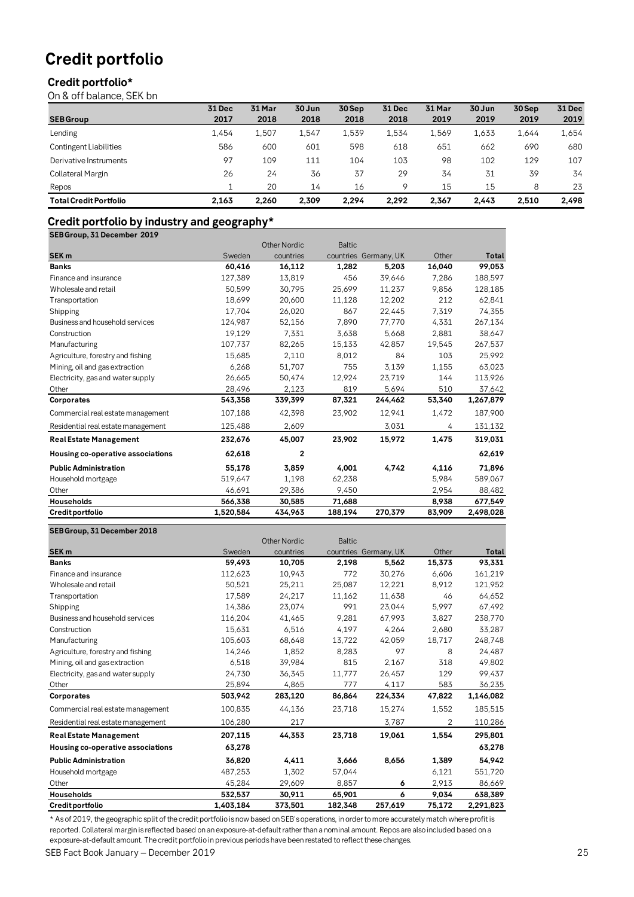# Credit portfolio

## Credit portfolio*

On & off balance, SEK bn

| SEB Group | 31 Dec 2017 | 31 Mar 2018 | 30 Jun 2018 | 30 Sep 2018 | 31 Dec 2018 | 31 Mar 2019 | 30 Jun 2019 | 30 Sep 2019 | 31 Dec 2019 |
|---|---|---|---|---|---|---|---|---|---|
| Lending | 1,454 | 1,507 | 1,547 | 1,539 | 1,534 | 1,569 | 1,633 | 1,644 | 1,654 |
| Contingent Liabilities | 586 | 600 | 601 | 598 | 618 | 651 | 662 | 690 | 680 |
| Derivative Instruments | 97 | 109 | 111 | 104 | 103 | 98 | 102 | 129 | 107 |
| Collateral Margin | 26 | 24 | 36 | 37 | 29 | 34 | 31 | 39 | 34 |
| Repos | 1 | 20 | 14 | 16 | 9 | 15 | 15 | 8 | 23 |
| **Total Credit Portfolio** | **2,163** | **2,260** | **2,309** | **2,294** | **2,292** | **2,367** | **2,443** | **2,510** | **2,498** |

## Credit portfolio by industry and geography*

**SEB Group, 31 December 2019**

| SEK m | Sweden | Other Nordic countries | Baltic countries | Germany, UK | Other | Total |
|---|---|---|---|---|---|---|
| **Banks** | **60,416** | **16,112** | **1,282** | **5,203** | **16,040** | **99,053** |
| Finance and insurance | 127,389 | 13,819 | 456 | 39,646 | 7,286 | 188,597 |
| Wholesale and retail | 50,599 | 30,795 | 25,699 | 11,237 | 9,856 | 128,185 |
| Transportation | 18,699 | 20,600 | 11,128 | 12,202 | 212 | 62,841 |
| Shipping | 17,704 | 26,020 | 867 | 22,445 | 7,319 | 74,355 |
| Business and household services | 124,987 | 52,156 | 7,890 | 77,770 | 4,331 | 267,134 |
| Construction | 19,129 | 7,331 | 3,638 | 5,668 | 2,881 | 38,647 |
| Manufacturing | 107,737 | 82,265 | 15,133 | 42,857 | 19,545 | 267,537 |
| Agriculture, forestry and fishing | 15,685 | 2,110 | 8,012 | 84 | 103 | 25,992 |
| Mining, oil and gas extraction | 6,268 | 51,707 | 755 | 3,139 | 1,155 | 63,023 |
| Electricity, gas and water supply | 26,665 | 50,474 | 12,924 | 23,719 | 144 | 113,926 |
| Other | 28,496 | 2,123 | 819 | 5,694 | 510 | 37,642 |
| **Corporates** | **543,358** | **339,399** | **87,321** | **244,462** | **53,340** | **1,267,879** |
| Commercial real estate management | 107,188 | 42,398 | 23,902 | 12,941 | 1,472 | 187,900 |
| Residential real estate management | 125,488 | 2,609 | | 3,031 | 4 | 131,132 |
| **Real Estate Management** | **232,676** | **45,007** | **23,902** | **15,972** | **1,475** | **319,031** |
| **Housing co-operative associations** | **62,618** | **2** | | | | **62,619** |
| **Public Administration** | **55,178** | **3,859** | **4,001** | **4,742** | **4,116** | **71,896** |
| Household mortgage | 519,647 | 1,198 | 62,238 | | 5,984 | 589,067 |
| Other | 46,691 | 29,386 | 9,450 | | 2,954 | 88,482 |
| **Households** | **566,338** | **30,585** | **71,688** | | **8,938** | **677,549** |
| **Credit portfolio** | **1,520,584** | **434,963** | **188,194** | **270,379** | **83,909** | **2,498,028** |

**SEB Group, 31 December 2018**

| SEK m | Sweden | Other Nordic countries | Baltic countries | Germany, UK | Other | Total |
|---|---|---|---|---|---|---|
| **Banks** | **59,493** | **10,705** | **2,198** | **5,562** | **15,373** | **93,331** |
| Finance and insurance | 112,623 | 10,943 | 772 | 30,276 | 6,606 | 161,219 |
| Wholesale and retail | 50,521 | 25,211 | 25,087 | 12,221 | 8,912 | 121,952 |
| Transportation | 17,589 | 24,217 | 11,162 | 11,638 | 46 | 64,652 |
| Shipping | 14,386 | 23,074 | 991 | 23,044 | 5,997 | 67,492 |
| Business and household services | 116,204 | 41,465 | 9,281 | 67,993 | 3,827 | 238,770 |
| Construction | 15,631 | 6,516 | 4,197 | 4,264 | 2,680 | 33,287 |
| Manufacturing | 105,603 | 68,648 | 13,722 | 42,059 | 18,717 | 248,748 |
| Agriculture, forestry and fishing | 14,246 | 1,852 | 8,283 | 97 | 8 | 24,487 |
| Mining, oil and gas extraction | 6,518 | 39,984 | 815 | 2,167 | 318 | 49,802 |
| Electricity, gas and water supply | 24,730 | 36,345 | 11,777 | 26,457 | 129 | 99,437 |
| Other | 25,894 | 4,865 | 777 | 4,117 | 583 | 36,235 |
| **Corporates** | **503,942** | **283,120** | **86,864** | **224,334** | **47,822** | **1,146,082** |
| Commercial real estate management | 100,835 | 44,136 | 23,718 | 15,274 | 1,552 | 185,515 |
| Residential real estate management | 106,280 | 217 | | 3,787 | 2 | 110,286 |
| **Real Estate Management** | **207,115** | **44,353** | **23,718** | **19,061** | **1,554** | **295,801** |
| **Housing co-operative associations** | **63,278** | | | | | **63,278** |
| **Public Administration** | **36,820** | **4,411** | **3,666** | **8,656** | **1,389** | **54,942** |
| Household mortgage | 487,253 | 1,302 | 57,044 | | 6,121 | 551,720 |
| Other | 45,284 | 29,609 | 8,857 | 6 | 2,913 | 86,669 |
| **Households** | **532,537** | **30,911** | **65,901** | **6** | **9,034** | **638,389** |
| **Credit portfolio** | **1,403,184** | **373,501** | **182,348** | **257,619** | **75,172** | **2,291,823** |

\* As of 2019, the geographic split of the credit portfolio is now based on SEB's operations, in order to more accurately match where profit is reported. Collateral margin is reflected based on an exposure-at-default rather than a nominal amount. Repos are also included based on a exposure-at-default amount. The credit portfolio in previous periods have been restated to reflect these changes.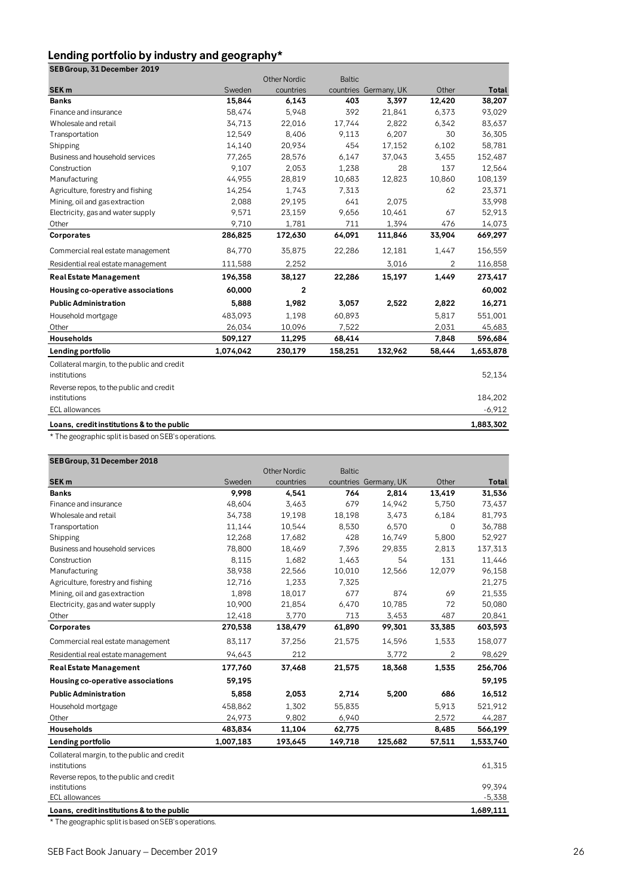## Lending portfolio by industry and geography*

| SEB Group, 31 December 2019 | | | | | | |
|---|---|---|---|---|---|---|
| **SEK m** | Sweden | Other Nordic countries | Baltic countries | Germany, UK | Other | **Total** |
| **Banks** | **15,844** | **6,143** | **403** | **3,397** | **12,420** | **38,207** |
| Finance and insurance | 58,474 | 5,948 | 392 | 21,841 | 6,373 | 93,029 |
| Wholesale and retail | 34,713 | 22,016 | 17,744 | 2,822 | 6,342 | 83,637 |
| Transportation | 12,549 | 8,406 | 9,113 | 6,207 | 30 | 36,305 |
| Shipping | 14,140 | 20,934 | 454 | 17,152 | 6,102 | 58,781 |
| Business and household services | 77,265 | 28,576 | 6,147 | 37,043 | 3,455 | 152,487 |
| Construction | 9,107 | 2,053 | 1,238 | 28 | 137 | 12,564 |
| Manufacturing | 44,955 | 28,819 | 10,683 | 12,823 | 10,860 | 108,139 |
| Agriculture, forestry and fishing | 14,254 | 1,743 | 7,313 | | 62 | 23,371 |
| Mining, oil and gas extraction | 2,088 | 29,195 | 641 | 2,075 | | 33,998 |
| Electricity, gas and water supply | 9,571 | 23,159 | 9,656 | 10,461 | 67 | 52,913 |
| Other | 9,710 | 1,781 | 711 | 1,394 | 476 | 14,073 |
| **Corporates** | **286,825** | **172,630** | **64,091** | **111,846** | **33,904** | **669,297** |
| Commercial real estate management | 84,770 | 35,875 | 22,286 | 12,181 | 1,447 | 156,559 |
| Residential real estate management | 111,588 | 2,252 | | 3,016 | 2 | 116,858 |
| **Real Estate Management** | **196,358** | **38,127** | **22,286** | **15,197** | **1,449** | **273,417** |
| **Housing co-operative associations** | **60,000** | **2** | | | | **60,002** |
| **Public Administration** | **5,888** | **1,982** | **3,057** | **2,522** | **2,822** | **16,271** |
| Household mortgage | 483,093 | 1,198 | 60,893 | | 5,817 | 551,001 |
| Other | 26,034 | 10,096 | 7,522 | | 2,031 | 45,683 |
| **Households** | **509,127** | **11,295** | **68,414** | | **7,848** | **596,684** |
| **Lending portfolio** | **1,074,042** | **230,179** | **158,251** | **132,962** | **58,444** | **1,653,878** |
| Collateral margin, to the public and credit institutions | | | | | | 52,134 |
| Reverse repos, to the public and credit institutions | | | | | | 184,202 |
| ECL allowances | | | | | | -6,912 |
| **Loans, credit institutions & to the public** | | | | | | **1,883,302** |

\* The geographic split is based on SEB's operations.

| SEB Group, 31 December 2018 | | | | | | |
|---|---|---|---|---|---|---|
| **SEK m** | Sweden | Other Nordic countries | Baltic countries | Germany, UK | Other | **Total** |
| **Banks** | **9,998** | **4,541** | **764** | **2,814** | **13,419** | **31,536** |
| Finance and insurance | 48,604 | 3,463 | 679 | 14,942 | 5,750 | 73,437 |
| Wholesale and retail | 34,738 | 19,198 | 18,198 | 3,473 | 6,184 | 81,793 |
| Transportation | 11,144 | 10,544 | 8,530 | 6,570 | 0 | 36,788 |
| Shipping | 12,268 | 17,682 | 428 | 16,749 | 5,800 | 52,927 |
| Business and household services | 78,800 | 18,469 | 7,396 | 29,835 | 2,813 | 137,313 |
| Construction | 8,115 | 1,682 | 1,463 | 54 | 131 | 11,446 |
| Manufacturing | 38,938 | 22,566 | 10,010 | 12,566 | 12,079 | 96,158 |
| Agriculture, forestry and fishing | 12,716 | 1,233 | 7,325 | | | 21,275 |
| Mining, oil and gas extraction | 1,898 | 18,017 | 677 | 874 | 69 | 21,535 |
| Electricity, gas and water supply | 10,900 | 21,854 | 6,470 | 10,785 | 72 | 50,080 |
| Other | 12,418 | 3,770 | 713 | 3,453 | 487 | 20,841 |
| **Corporates** | **270,538** | **138,479** | **61,890** | **99,301** | **33,385** | **603,593** |
| Commercial real estate management | 83,117 | 37,256 | 21,575 | 14,596 | 1,533 | 158,077 |
| Residential real estate management | 94,643 | 212 | | 3,772 | 2 | 98,629 |
| **Real Estate Management** | **177,760** | **37,468** | **21,575** | **18,368** | **1,535** | **256,706** |
| **Housing co-operative associations** | **59,195** | | | | | **59,195** |
| **Public Administration** | **5,858** | **2,053** | **2,714** | **5,200** | **686** | **16,512** |
| Household mortgage | 458,862 | 1,302 | 55,835 | | 5,913 | 521,912 |
| Other | 24,973 | 9,802 | 6,940 | | 2,572 | 44,287 |
| **Households** | **483,834** | **11,104** | **62,775** | | **8,485** | **566,199** |
| **Lending portfolio** | **1,007,183** | **193,645** | **149,718** | **125,682** | **57,511** | **1,533,740** |
| Collateral margin, to the public and credit institutions | | | | | | 61,315 |
| Reverse repos, to the public and credit institutions | | | | | | 99,394 |
| ECL allowances | | | | | | -5,338 |
| **Loans, credit institutions & to the public** | | | | | | **1,689,111** |

\* The geographic split is based on SEB's operations.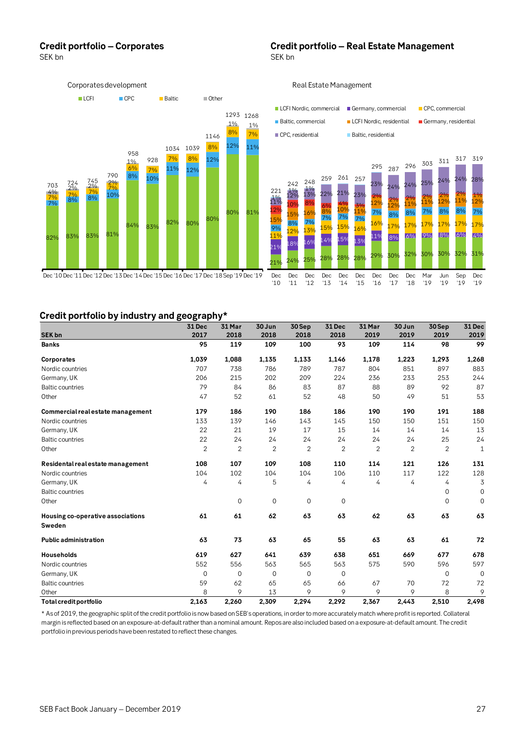## Credit portfolio – Corporates

SEK bn

## Credit portfolio – Real Estate Management

SEK bn

## Credit portfolio by industry and geography*

| SEK bn | 31 Dec 2017 | 31 Mar 2018 | 30 Jun 2018 | 30 Sep 2018 | 31 Dec 2018 | 31 Mar 2019 | 30 Jun 2019 | 30 Sep 2019 | 31 Dec 2019 |
|---|---|---|---|---|---|---|---|---|---|
| **Banks** | **95** | **119** | **109** | **100** | **93** | **109** | **114** | **98** | **99** |
| **Corporates** | **1,039** | **1,088** | **1,135** | **1,133** | **1,146** | **1,178** | **1,223** | **1,293** | **1,268** |
| Nordic countries | 707 | 738 | 786 | 789 | 787 | 804 | 851 | 897 | 883 |
| Germany, UK | 206 | 215 | 202 | 209 | 224 | 236 | 233 | 253 | 244 |
| Baltic countries | 79 | 84 | 86 | 83 | 87 | 88 | 89 | 92 | 87 |
| Other | 47 | 52 | 61 | 52 | 48 | 50 | 49 | 51 | 53 |
| **Commercial real estate management** | **179** | **186** | **190** | **186** | **186** | **190** | **190** | **191** | **188** |
| Nordic countries | 133 | 139 | 146 | 143 | 145 | 150 | 150 | 151 | 150 |
| Germany, UK | 22 | 21 | 19 | 17 | 15 | 14 | 14 | 14 | 13 |
| Baltic countries | 22 | 24 | 24 | 24 | 24 | 24 | 24 | 25 | 24 |
| Other | 2 | 2 | 2 | 2 | 2 | 2 | 2 | 2 | 1 |
| **Residental real estate management** | **108** | **107** | **109** | **108** | **110** | **114** | **121** | **126** | **131** |
| Nordic countries | 104 | 102 | 104 | 104 | 106 | 110 | 117 | 122 | 128 |
| Germany, UK | 4 | 4 | 5 | 4 | 4 | 4 | 4 | 4 | 3 |
| Baltic countries | | | | | | | | 0 | 0 |
| Other | | 0 | 0 | 0 | 0 | | | 0 | 0 |
| **Housing co-operative associations Sweden** | **61** | **61** | **62** | **63** | **63** | **62** | **63** | **63** | **63** |
| **Public administration** | **63** | **73** | **63** | **65** | **55** | **63** | **63** | **61** | **72** |
| **Households** | **619** | **627** | **641** | **639** | **638** | **651** | **669** | **677** | **678** |
| Nordic countries | 552 | 556 | 563 | 565 | 563 | 575 | 590 | 596 | 597 |
| Germany, UK | 0 | 0 | 0 | 0 | 0 | | | 0 | 0 |
| Baltic countries | 59 | 62 | 65 | 65 | 66 | 67 | 70 | 72 | 72 |
| Other | 8 | 9 | 13 | 9 | 9 | 9 | 9 | 8 | 9 |
| **Total credit portfolio** | **2,163** | **2,260** | **2,309** | **2,294** | **2,292** | **2,367** | **2,443** | **2,510** | **2,498** |

\* As of 2019, the geographic split of the credit portfolio is now based on SEB's operations, in order to more accurately match where profit is reported. Collateral margin is reflected based on an exposure-at-default rather than a nominal amount. Repos are also included based on a exposure-at-default amount. The credit portfolio in previous periods have been restated to reflect these changes.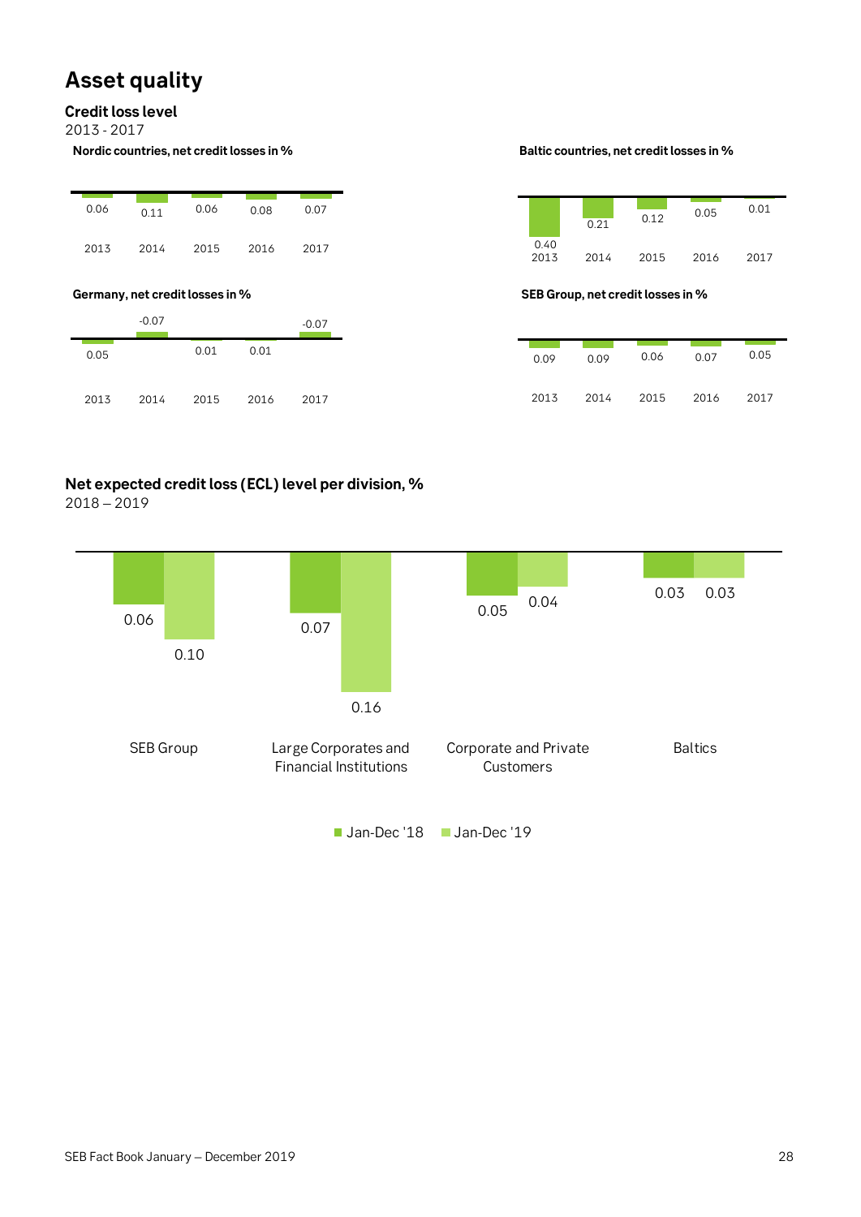# Asset quality

## Credit loss level

2013 - 2017

**Nordic countries, net credit losses in %**

| 2013 | 2014 | 2015 | 2016 | 2017 |
|---|---|---|---|---|
| 0.06 | 0.11 | 0.06 | 0.08 | 0.07 |

**Baltic countries, net credit losses in %**

| 2013 | 2014 | 2015 | 2016 | 2017 |
|---|---|---|---|---|
| 0.40 | 0.21 | 0.12 | 0.05 | 0.01 |

**Germany, net credit losses in %**

| 2013 | 2014 | 2015 | 2016 | 2017 |
|---|---|---|---|---|
| 0.05 | -0.07 | 0.01 | 0.01 | -0.07 |

**SEB Group, net credit losses in %**

| 2013 | 2014 | 2015 | 2016 | 2017 |
|---|---|---|---|---|
| 0.09 | 0.09 | 0.06 | 0.07 | 0.05 |

## Net expected credit loss (ECL) level per division, %

2018 – 2019

| | Jan-Dec '18 | Jan-Dec '19 |
|---|---|---|
| SEB Group | 0.06 | 0.10 |
| Large Corporates and Financial Institutions | 0.07 | 0.16 |
| Corporate and Private Customers | 0.05 | 0.04 |
| Baltics | 0.03 | 0.03 |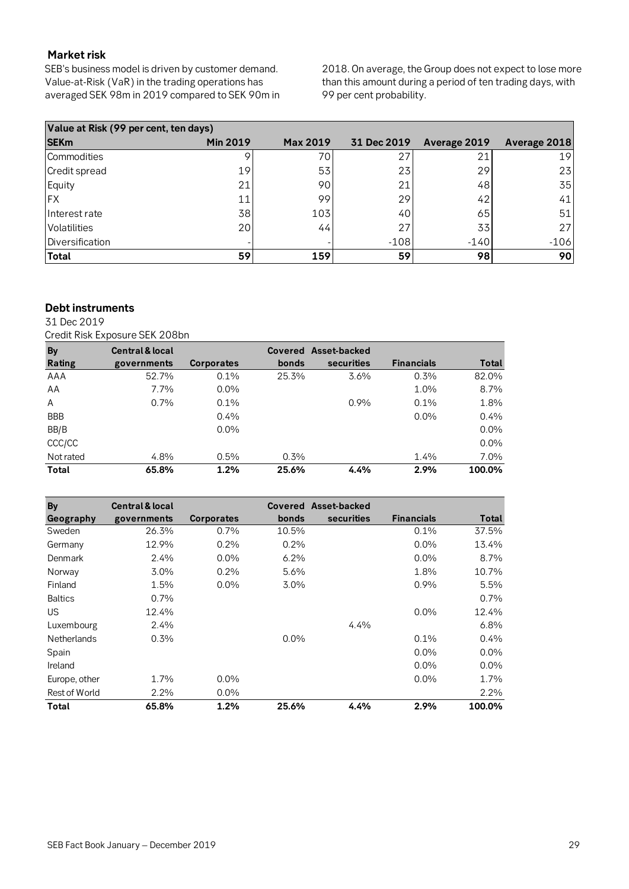## Market risk

SEB's business model is driven by customer demand. Value-at-Risk (VaR) in the trading operations has averaged SEK 98m in 2019 compared to SEK 90m in 2018. On average, the Group does not expect to lose more than this amount during a period of ten trading days, with 99 per cent probability.

| Value at Risk (99 per cent, ten days) | | | | | |
|---|---|---|---|---|---|
| **SEKm** | **Min 2019** | **Max 2019** | **31 Dec 2019** | **Average 2019** | **Average 2018** |
| Commodities | 9 | 70 | 27 | 21 | 19 |
| Credit spread | 19 | 53 | 23 | 29 | 23 |
| Equity | 21 | 90 | 21 | 48 | 35 |
| FX | 11 | 99 | 29 | 42 | 41 |
| Interest rate | 38 | 103 | 40 | 65 | 51 |
| Volatilities | 20 | 44 | 27 | 33 | 27 |
| Diversification | - | - | -108 | -140 | -106 |
| **Total** | **59** | **159** | **59** | **98** | **90** |

## Debt instruments

31 Dec 2019

Credit Risk Exposure SEK 208bn

| By Rating | Central & local governments | Corporates | Covered bonds | Asset-backed securities | Financials | Total |
|---|---|---|---|---|---|---|
| AAA | 52.7% | 0.1% | 25.3% | 3.6% | 0.3% | 82.0% |
| AA | 7.7% | 0.0% | | | 1.0% | 8.7% |
| A | 0.7% | 0.1% | | 0.9% | 0.1% | 1.8% |
| BBB | | 0.4% | | | 0.0% | 0.4% |
| BB/B | | 0.0% | | | | 0.0% |
| CCC/CC | | | | | | 0.0% |
| Not rated | 4.8% | 0.5% | 0.3% | | 1.4% | 7.0% |
| **Total** | **65.8%** | **1.2%** | **25.6%** | **4.4%** | **2.9%** | **100.0%** |

| By Geography | Central & local governments | Corporates | Covered bonds | Asset-backed securities | Financials | Total |
|---|---|---|---|---|---|---|
| Sweden | 26.3% | 0.7% | 10.5% | | 0.1% | 37.5% |
| Germany | 12.9% | 0.2% | 0.2% | | 0.0% | 13.4% |
| Denmark | 2.4% | 0.0% | 6.2% | | 0.0% | 8.7% |
| Norway | 3.0% | 0.2% | 5.6% | | 1.8% | 10.7% |
| Finland | 1.5% | 0.0% | 3.0% | | 0.9% | 5.5% |
| Baltics | 0.7% | | | | | 0.7% |
| US | 12.4% | | | | 0.0% | 12.4% |
| Luxembourg | 2.4% | | | 4.4% | | 6.8% |
| Netherlands | 0.3% | | 0.0% | | 0.1% | 0.4% |
| Spain | | | | | 0.0% | 0.0% |
| Ireland | | | | | 0.0% | 0.0% |
| Europe, other | 1.7% | 0.0% | | | 0.0% | 1.7% |
| Rest of World | 2.2% | 0.0% | | | | 2.2% |
| **Total** | **65.8%** | **1.2%** | **25.6%** | **4.4%** | **2.9%** | **100.0%** |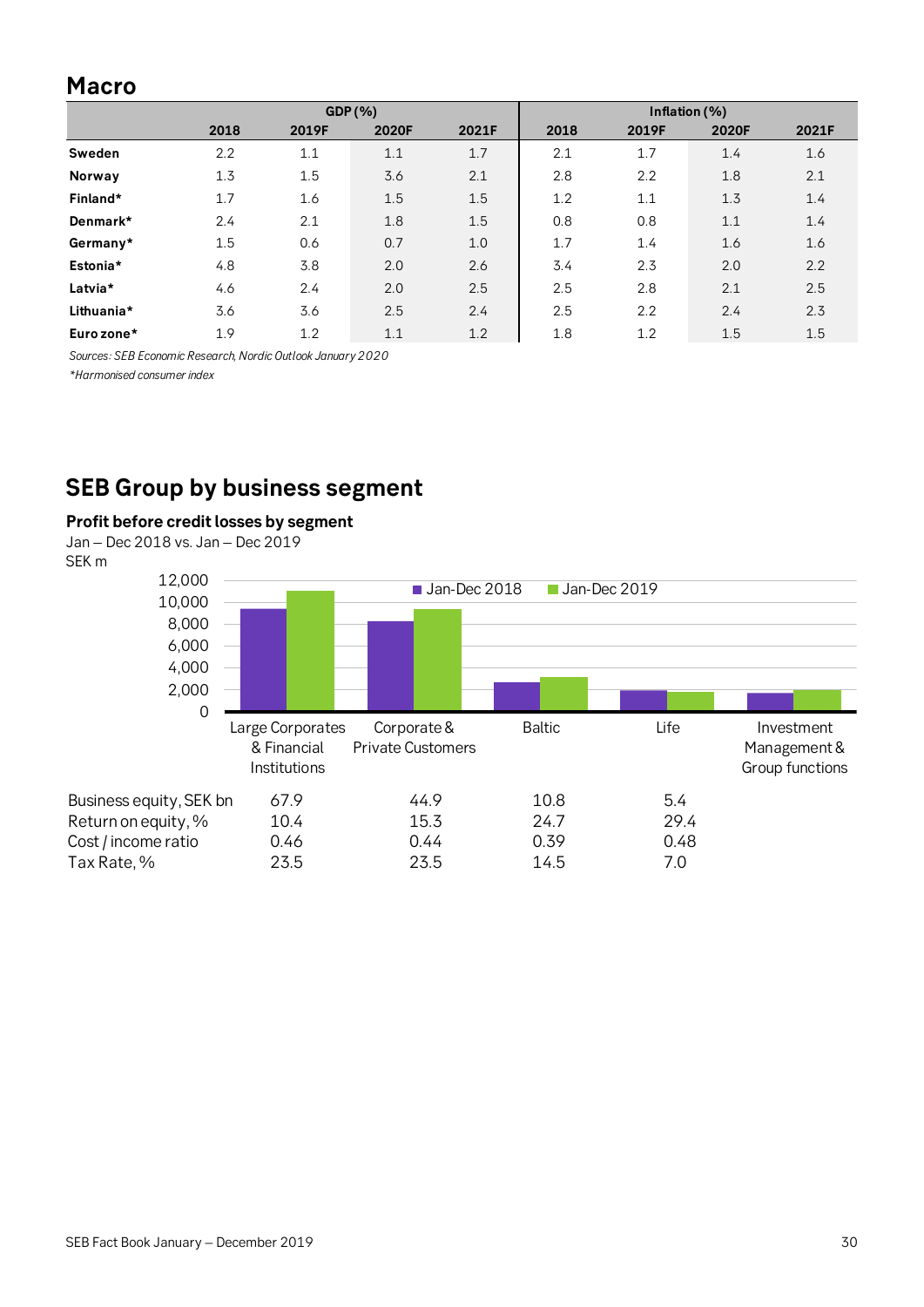## Macro

| | GDP (%) | | | | Inflation (%) | | | |
|---|---|---|---|---|---|---|---|---|
| | 2018 | 2019F | 2020F | 2021F | 2018 | 2019F | 2020F | 2021F |
| **Sweden** | 2.2 | 1.1 | 1.1 | 1.7 | 2.1 | 1.7 | 1.4 | 1.6 |
| **Norway** | 1.3 | 1.5 | 3.6 | 2.1 | 2.8 | 2.2 | 1.8 | 2.1 |
| **Finland*** | 1.7 | 1.6 | 1.5 | 1.5 | 1.2 | 1.1 | 1.3 | 1.4 |
| **Denmark*** | 2.4 | 2.1 | 1.8 | 1.5 | 0.8 | 0.8 | 1.1 | 1.4 |
| **Germany*** | 1.5 | 0.6 | 0.7 | 1.0 | 1.7 | 1.4 | 1.6 | 1.6 |
| **Estonia*** | 4.8 | 3.8 | 2.0 | 2.6 | 3.4 | 2.3 | 2.0 | 2.2 |
| **Latvia*** | 4.6 | 2.4 | 2.0 | 2.5 | 2.5 | 2.8 | 2.1 | 2.5 |
| **Lithuania*** | 3.6 | 3.6 | 2.5 | 2.4 | 2.5 | 2.2 | 2.4 | 2.3 |
| **Euro zone*** | 1.9 | 1.2 | 1.1 | 1.2 | 1.8 | 1.2 | 1.5 | 1.5 |

*Sources: SEB Economic Research, Nordic Outlook January 2020*

*Harmonised consumer index

## SEB Group by business segment

**Profit before credit losses by segment**

Jan – Dec 2018 vs. Jan – Dec 2019

SEK m

| | Large Corporates & Financial Institutions | Corporate & Private Customers | Baltic | Life | Investment Management & Group functions |
|---|---|---|---|---|---|
| Business equity, SEK bn | 67.9 | 44.9 | 10.8 | 5.4 | |
| Return on equity, % | 10.4 | 15.3 | 24.7 | 29.4 | |
| Cost / income ratio | 0.46 | 0.44 | 0.39 | 0.48 | |
| Tax Rate, % | 23.5 | 23.5 | 14.5 | 7.0 | |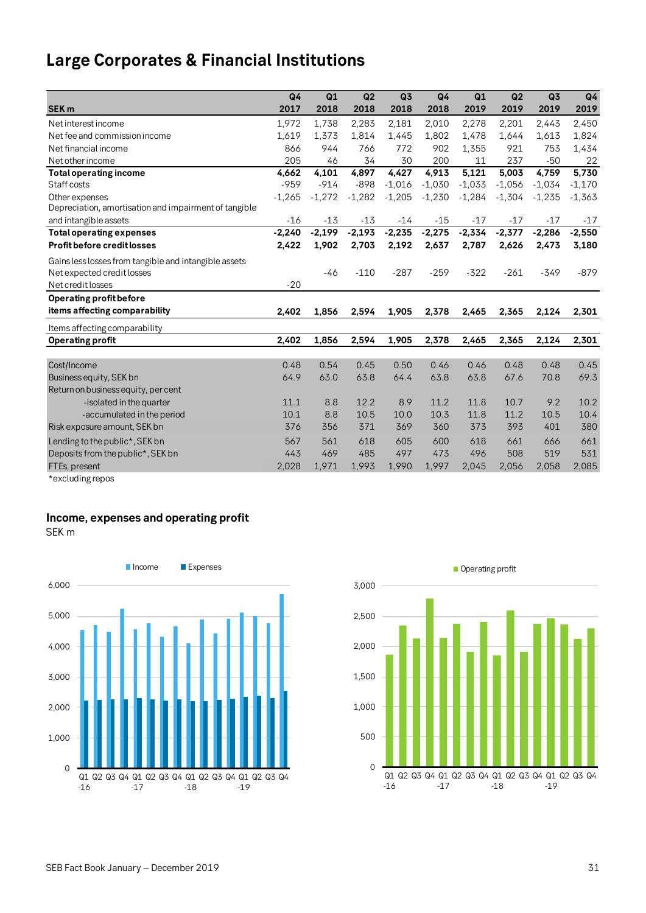# Large Corporates & Financial Institutions

| SEK m | Q4 2017 | Q1 2018 | Q2 2018 | Q3 2018 | Q4 2018 | Q1 2019 | Q2 2019 | Q3 2019 | Q4 2019 |
|---|---|---|---|---|---|---|---|---|---|
| Net interest income | 1,972 | 1,738 | 2,283 | 2,181 | 2,010 | 2,278 | 2,201 | 2,443 | 2,450 |
| Net fee and commission income | 1,619 | 1,373 | 1,814 | 1,445 | 1,802 | 1,478 | 1,644 | 1,613 | 1,824 |
| Net financial income | 866 | 944 | 766 | 772 | 902 | 1,355 | 921 | 753 | 1,434 |
| Net other income | 205 | 46 | 34 | 30 | 200 | 11 | 237 | -50 | 22 |
| **Total operating income** | **4,662** | **4,101** | **4,897** | **4,427** | **4,913** | **5,121** | **5,003** | **4,759** | **5,730** |
| Staff costs | -959 | -914 | -898 | -1,016 | -1,030 | -1,033 | -1,056 | -1,034 | -1,170 |
| Other expenses | -1,265 | -1,272 | -1,282 | -1,205 | -1,230 | -1,284 | -1,304 | -1,235 | -1,363 |
| Depreciation, amortisation and impairment of tangible and intangible assets | -16 | -13 | -13 | -14 | -15 | -17 | -17 | -17 | -17 |
| **Total operating expenses** | **-2,240** | **-2,199** | **-2,193** | **-2,235** | **-2,275** | **-2,334** | **-2,377** | **-2,286** | **-2,550** |
| **Profit before credit losses** | **2,422** | **1,902** | **2,703** | **2,192** | **2,637** | **2,787** | **2,626** | **2,473** | **3,180** |
| Gains less losses from tangible and intangible assets | | | | | | | | | |
| Net expected credit losses | | -46 | -110 | -287 | -259 | -322 | -261 | -349 | -879 |
| Net credit losses | -20 | | | | | | | | |
| **Operating profit before items affecting comparability** | **2,402** | **1,856** | **2,594** | **1,905** | **2,378** | **2,465** | **2,365** | **2,124** | **2,301** |
| Items affecting comparability | | | | | | | | | |
| **Operating profit** | **2,402** | **1,856** | **2,594** | **1,905** | **2,378** | **2,465** | **2,365** | **2,124** | **2,301** |
| Cost/Income | 0.48 | 0.54 | 0.45 | 0.50 | 0.46 | 0.46 | 0.48 | 0.48 | 0.45 |
| Business equity, SEK bn | 64.9 | 63.0 | 63.8 | 64.4 | 63.8 | 63.8 | 67.6 | 70.8 | 69.3 |
| Return on business equity, per cent | | | | | | | | | |
| -isolated in the quarter | 11.1 | 8.8 | 12.2 | 8.9 | 11.2 | 11.8 | 10.7 | 9.2 | 10.2 |
| -accumulated in the period | 10.1 | 8.8 | 10.5 | 10.0 | 10.3 | 11.8 | 11.2 | 10.5 | 10.4 |
| Risk exposure amount, SEK bn | 376 | 356 | 371 | 369 | 360 | 373 | 393 | 401 | 380 |
| Lending to the public*, SEK bn | 567 | 561 | 618 | 605 | 600 | 618 | 661 | 666 | 661 |
| Deposits from the public*, SEK bn | 443 | 469 | 485 | 497 | 473 | 496 | 508 | 519 | 531 |
| FTEs, present | 2,028 | 1,971 | 1,993 | 1,990 | 1,997 | 2,045 | 2,056 | 2,058 | 2,085 |

*excluding repos

## Income, expenses and operating profit

SEK m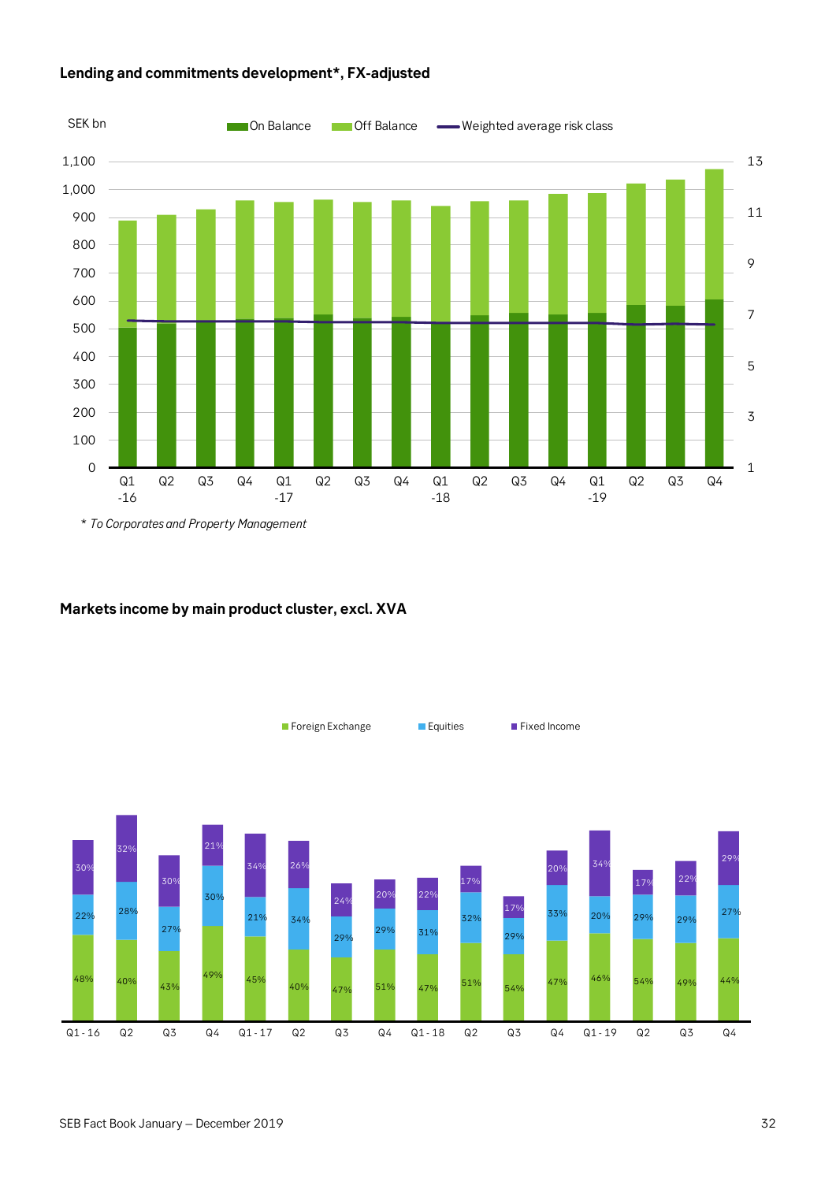**Lending and commitments development*, FX-adjusted**

SEK bn

On Balance | Off Balance | Weighted average risk class

Q1 -16, Q2, Q3, Q4, Q1 -17, Q2, Q3, Q4, Q1 -18, Q2, Q3, Q4, Q1 -19, Q2, Q3, Q4

*\* To Corporates and Property Management*

**Markets income by main product cluster, excl. XVA**

| | Foreign Exchange | Equities | Fixed Income |
|---|---|---|---|
| Q1 - 16 | 48% | 22% | 30% |
| Q2 | 40% | 28% | 32% |
| Q3 | 43% | 27% | 30% |
| Q4 | 49% | 30% | 21% |
| Q1 - 17 | 45% | 21% | 34% |
| Q2 | 40% | 34% | 26% |
| Q3 | 47% | 29% | 24% |
| Q4 | 51% | 29% | 20% |
| Q1 - 18 | 47% | 31% | 22% |
| Q2 | 51% | 32% | 17% |
| Q3 | 54% | 29% | 17% |
| Q4 | 47% | 33% | 20% |
| Q1 - 19 | 46% | 20% | 34% |
| Q2 | 54% | 29% | 17% |
| Q3 | 49% | 29% | 22% |
| Q4 | 44% | 27% | 29% |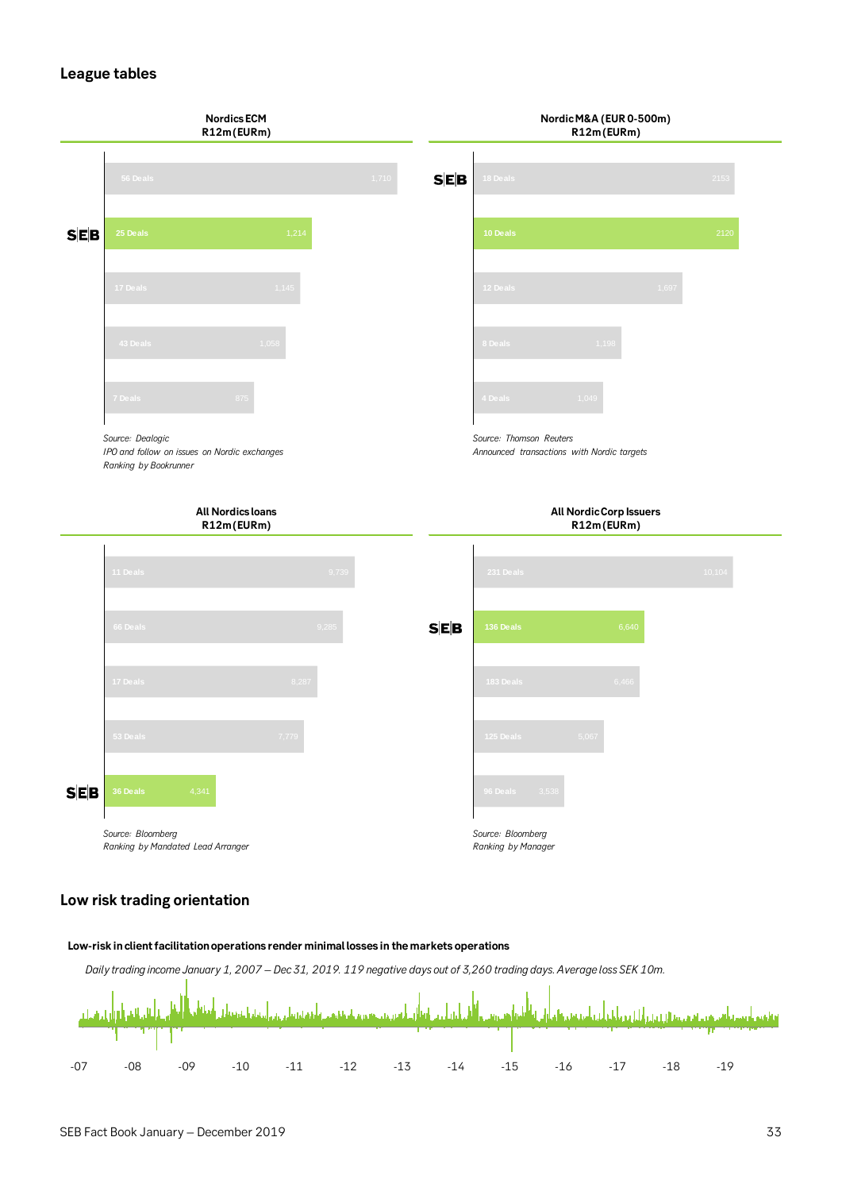## League tables

**Nordics ECM R12m (EURm)**

| Bank | Deals | EURm |
|---|---|---|
| | 56 Deals | 1,710 |
| SEB | 25 Deals | 1,214 |
| | 17 Deals | 1,145 |
| | 43 Deals | 1,058 |
| | 7 Deals | 875 |

*Source: Dealogic*
*IPO and follow on issues on Nordic exchanges*
*Ranking by Bookrunner*

**Nordic M&A (EUR 0-500m) R12m (EURm)**

| Bank | Deals | EURm |
|---|---|---|
| SEB | 18 Deals | 2153 |
| | 10 Deals | 2120 |
| | 12 Deals | 1,697 |
| | 8 Deals | 1,198 |
| | 4 Deals | 1,049 |

*Source: Thomson Reuters*
*Announced transactions with Nordic targets*

**All Nordics loans R12m (EURm)**

| Bank | Deals | EURm |
|---|---|---|
| | 11 Deals | 9,739 |
| | 66 Deals | 9,285 |
| | 17 Deals | 8,287 |
| | 53 Deals | 7,779 |
| SEB | 36 Deals | 4,341 |

*Source: Bloomberg*
*Ranking by Mandated Lead Arranger*

**All Nordic Corp Issuers R12m (EURm)**

| Bank | Deals | EURm |
|---|---|---|
| | 231 Deals | 10,104 |
| SEB | 136 Deals | 6,640 |
| | 183 Deals | 6,466 |
| | 125 Deals | 5,067 |
| | 96 Deals | 3,538 |

*Source: Bloomberg*
*Ranking by Manager*

## Low risk trading orientation

**Low-risk in client facilitation operations render minimal losses in the markets operations**

*Daily trading income January 1, 2007 – Dec 31, 2019. 119 negative days out of 3,260 trading days. Average loss SEK 10m.*

-07 -08 -09 -10 -11 -12 -13 -14 -15 -16 -17 -18 -19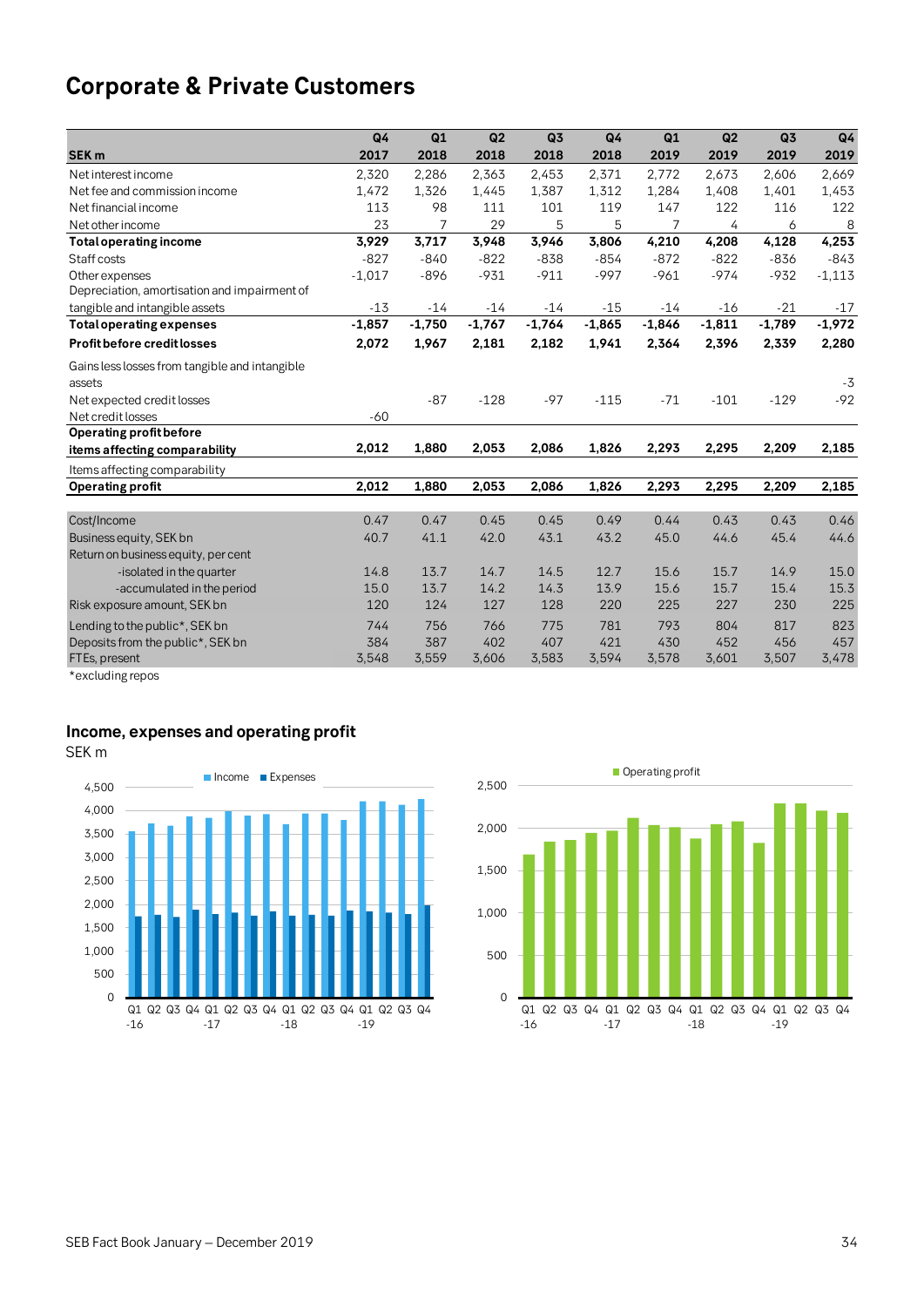# Corporate & Private Customers

| SEK m | Q4 2017 | Q1 2018 | Q2 2018 | Q3 2018 | Q4 2018 | Q1 2019 | Q2 2019 | Q3 2019 | Q4 2019 |
|---|---|---|---|---|---|---|---|---|---|
| Net interest income | 2,320 | 2,286 | 2,363 | 2,453 | 2,371 | 2,772 | 2,673 | 2,606 | 2,669 |
| Net fee and commission income | 1,472 | 1,326 | 1,445 | 1,387 | 1,312 | 1,284 | 1,408 | 1,401 | 1,453 |
| Net financial income | 113 | 98 | 111 | 101 | 119 | 147 | 122 | 116 | 122 |
| Net other income | 23 | 7 | 29 | 5 | 5 | 7 | 4 | 6 | 8 |
| **Total operating income** | **3,929** | **3,717** | **3,948** | **3,946** | **3,806** | **4,210** | **4,208** | **4,128** | **4,253** |
| Staff costs | -827 | -840 | -822 | -838 | -854 | -872 | -822 | -836 | -843 |
| Other expenses | -1,017 | -896 | -931 | -911 | -997 | -961 | -974 | -932 | -1,113 |
| Depreciation, amortisation and impairment of tangible and intangible assets | -13 | -14 | -14 | -14 | -15 | -14 | -16 | -21 | -17 |
| **Total operating expenses** | **-1,857** | **-1,750** | **-1,767** | **-1,764** | **-1,865** | **-1,846** | **-1,811** | **-1,789** | **-1,972** |
| **Profit before credit losses** | **2,072** | **1,967** | **2,181** | **2,182** | **1,941** | **2,364** | **2,396** | **2,339** | **2,280** |
| Gains less losses from tangible and intangible assets | | | | | | | | | -3 |
| Net expected credit losses | | -87 | -128 | -97 | -115 | -71 | -101 | -129 | -92 |
| Net credit losses | -60 | | | | | | | | |
| **Operating profit before items affecting comparability** | **2,012** | **1,880** | **2,053** | **2,086** | **1,826** | **2,293** | **2,295** | **2,209** | **2,185** |
| Items affecting comparability | | | | | | | | | |
| **Operating profit** | **2,012** | **1,880** | **2,053** | **2,086** | **1,826** | **2,293** | **2,295** | **2,209** | **2,185** |
| | | | | | | | | | |
| Cost/Income | 0.47 | 0.47 | 0.45 | 0.45 | 0.49 | 0.44 | 0.43 | 0.43 | 0.46 |
| Business equity, SEK bn | 40.7 | 41.1 | 42.0 | 43.1 | 43.2 | 45.0 | 44.6 | 45.4 | 44.6 |
| Return on business equity, per cent | | | | | | | | | |
| -isolated in the quarter | 14.8 | 13.7 | 14.7 | 14.5 | 12.7 | 15.6 | 15.7 | 14.9 | 15.0 |
| -accumulated in the period | 15.0 | 13.7 | 14.2 | 14.3 | 13.9 | 15.6 | 15.7 | 15.4 | 15.3 |
| Risk exposure amount, SEK bn | 120 | 124 | 127 | 128 | 220 | 225 | 227 | 230 | 225 |
| Lending to the public*, SEK bn | 744 | 756 | 766 | 775 | 781 | 793 | 804 | 817 | 823 |
| Deposits from the public*, SEK bn | 384 | 387 | 402 | 407 | 421 | 430 | 452 | 456 | 457 |
| FTEs, present | 3,548 | 3,559 | 3,606 | 3,583 | 3,594 | 3,578 | 3,601 | 3,507 | 3,478 |

*excluding repos

## Income, expenses and operating profit

SEK m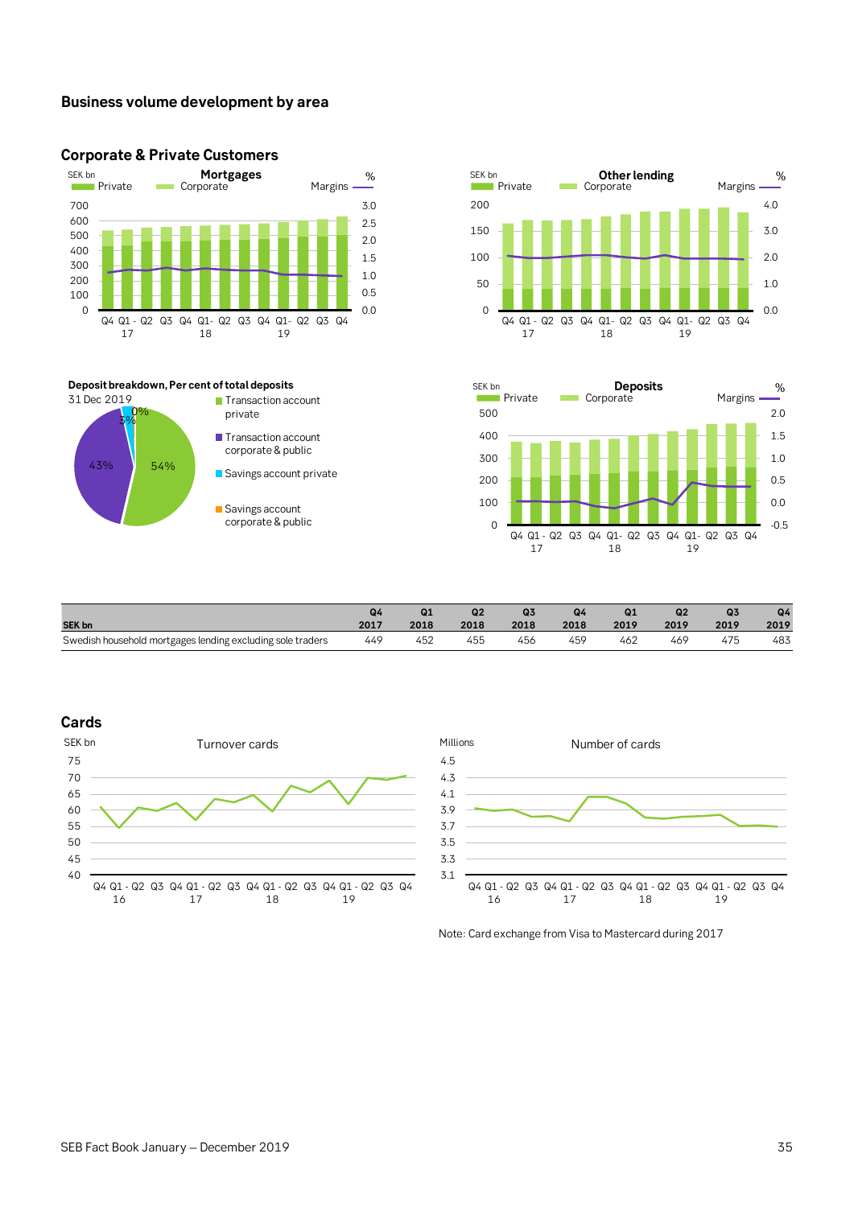## Business volume development by area

### Corporate & Private Customers

**Mortgages**

SEK bn — Private, Corporate; Margins %

**Other lending**

SEK bn — Private, Corporate; Margins %

**Deposit breakdown, Per cent of total deposits**

31 Dec 2019

- Transaction account private — 54%
- Transaction account corporate & public — 43%
- Savings account private — 3%
- Savings account corporate & public — 0%

**Deposits**

SEK bn — Private, Corporate; Margins %

| SEK bn | Q4 2017 | Q1 2018 | Q2 2018 | Q3 2018 | Q4 2018 | Q1 2019 | Q2 2019 | Q3 2019 | Q4 2019 |
|---|---|---|---|---|---|---|---|---|---|
| Swedish household mortgages lending excluding sole traders | 449 | 452 | 455 | 456 | 459 | 462 | 469 | 475 | 483 |

### Cards

**Turnover cards** (SEK bn)

**Number of cards** (Millions)

Note: Card exchange from Visa to Mastercard during 2017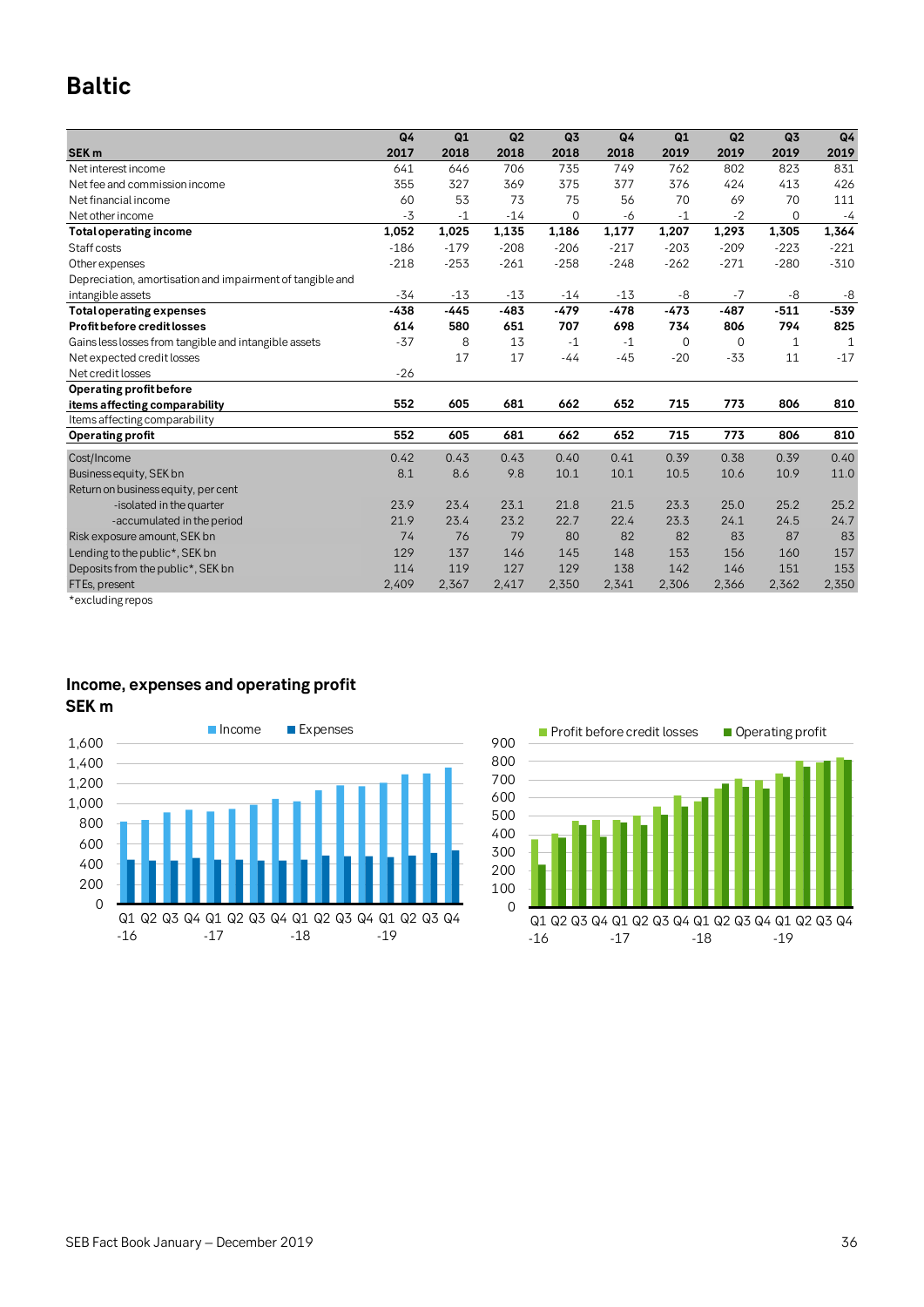# Baltic

| SEK m | Q4 2017 | Q1 2018 | Q2 2018 | Q3 2018 | Q4 2018 | Q1 2019 | Q2 2019 | Q3 2019 | Q4 2019 |
|---|---|---|---|---|---|---|---|---|---|
| Net interest income | 641 | 646 | 706 | 735 | 749 | 762 | 802 | 823 | 831 |
| Net fee and commission income | 355 | 327 | 369 | 375 | 377 | 376 | 424 | 413 | 426 |
| Net financial income | 60 | 53 | 73 | 75 | 56 | 70 | 69 | 70 | 111 |
| Net other income | -3 | -1 | -14 | 0 | -6 | -1 | -2 | 0 | -4 |
| **Total operating income** | **1,052** | **1,025** | **1,135** | **1,186** | **1,177** | **1,207** | **1,293** | **1,305** | **1,364** |
| Staff costs | -186 | -179 | -208 | -206 | -217 | -203 | -209 | -223 | -221 |
| Other expenses | -218 | -253 | -261 | -258 | -248 | -262 | -271 | -280 | -310 |
| Depreciation, amortisation and impairment of tangible and intangible assets | -34 | -13 | -13 | -14 | -13 | -8 | -7 | -8 | -8 |
| **Total operating expenses** | **-438** | **-445** | **-483** | **-479** | **-478** | **-473** | **-487** | **-511** | **-539** |
| **Profit before credit losses** | **614** | **580** | **651** | **707** | **698** | **734** | **806** | **794** | **825** |
| Gains less losses from tangible and intangible assets | -37 | 8 | 13 | -1 | -1 | 0 | 0 | 1 | 1 |
| Net expected credit losses | | 17 | 17 | -44 | -45 | -20 | -33 | 11 | -17 |
| Net credit losses | -26 | | | | | | | | |
| **Operating profit before items affecting comparability** | **552** | **605** | **681** | **662** | **652** | **715** | **773** | **806** | **810** |
| Items affecting comparability | | | | | | | | | |
| **Operating profit** | **552** | **605** | **681** | **662** | **652** | **715** | **773** | **806** | **810** |
| Cost/Income | 0.42 | 0.43 | 0.43 | 0.40 | 0.41 | 0.39 | 0.38 | 0.39 | 0.40 |
| Business equity, SEK bn | 8.1 | 8.6 | 9.8 | 10.1 | 10.1 | 10.5 | 10.6 | 10.9 | 11.0 |
| Return on business equity, per cent | | | | | | | | | |
| -isolated in the quarter | 23.9 | 23.4 | 23.1 | 21.8 | 21.5 | 23.3 | 25.0 | 25.2 | 25.2 |
| -accumulated in the period | 21.9 | 23.4 | 23.2 | 22.7 | 22.4 | 23.3 | 24.1 | 24.5 | 24.7 |
| Risk exposure amount, SEK bn | 74 | 76 | 79 | 80 | 82 | 82 | 83 | 87 | 83 |
| Lending to the public*, SEK bn | 129 | 137 | 146 | 145 | 148 | 153 | 156 | 160 | 157 |
| Deposits from the public*, SEK bn | 114 | 119 | 127 | 129 | 138 | 142 | 146 | 151 | 153 |
| FTEs, present | 2,409 | 2,367 | 2,417 | 2,350 | 2,341 | 2,306 | 2,366 | 2,362 | 2,350 |

*excluding repos

## Income, expenses and operating profit
## SEK m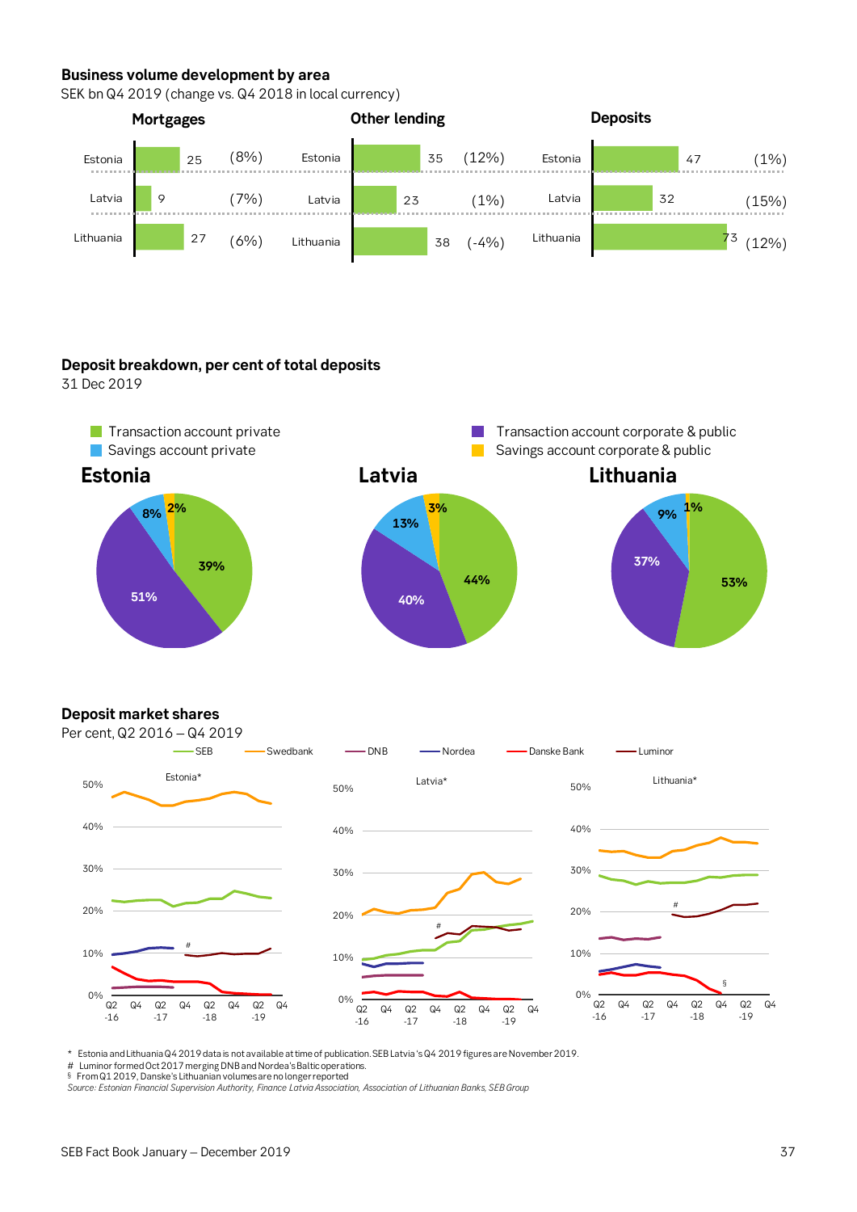## Business volume development by area

SEK bn Q4 2019 (change vs. Q4 2018 in local currency)

| | Mortgages | | Other lending | | Deposits | |
|---|---|---|---|---|---|---|
| Estonia | 25 | (8%) | 35 | (12%) | 47 | (1%) |
| Latvia | 9 | (7%) | 23 | (1%) | 32 | (15%) |
| Lithuania | 27 | (6%) | 38 | (-4%) | 73 | (12%) |

## Deposit breakdown, per cent of total deposits

31 Dec 2019

| | Estonia | Latvia | Lithuania |
|---|---|---|---|
| Transaction account private | 39% | 44% | 53% |
| Savings account private | 8% | 13% | 9% |
| Transaction account corporate & public | 51% | 40% | 37% |
| Savings account corporate & public | 2% | 3% | 1% |

## Deposit market shares

Per cent, Q2 2016 – Q4 2019

Legend: SEB, Swedbank, DNB, Nordea, Danske Bank, Luminor

Charts: Estonia*, Latvia*, Lithuania*

\* Estonia and Lithuania Q4 2019 data is not available at time of publication. SEB Latvia's Q4 2019 figures are November 2019.
\# Luminor formed Oct 2017 merging DNB and Nordea's Baltic operations.
§ From Q1 2019, Danske's Lithuanian volumes are no longer reported

*Source: Estonian Financial Supervision Authority, Finance Latvia Association, Association of Lithuanian Banks, SEB Group*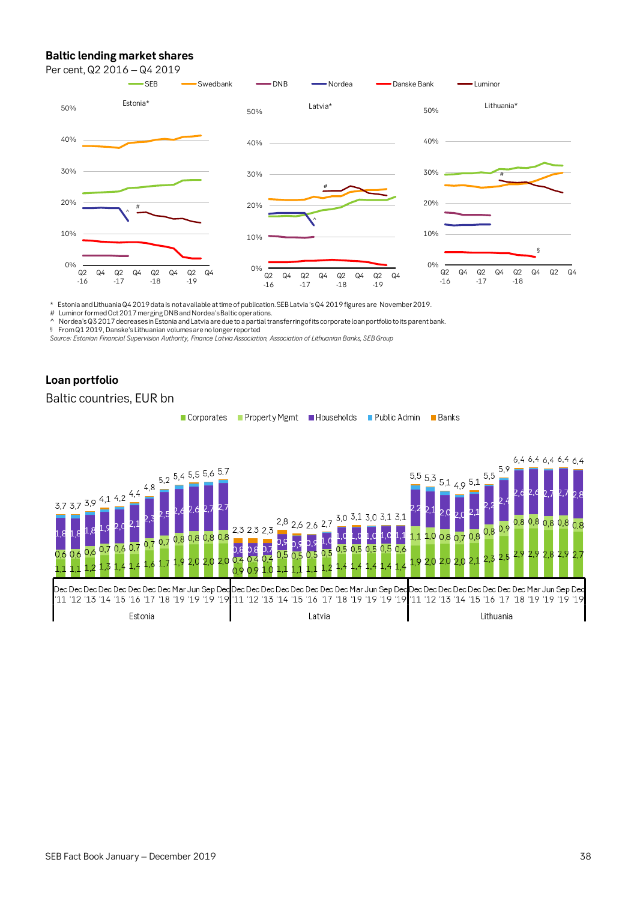## Baltic lending market shares

Per cent, Q2 2016 – Q4 2019

\* Estonia and Lithuania Q4 2019 data is not available at time of publication. SEB Latvia's Q4 2019 figures are November 2019.
\# Luminor formed Oct 2017 merging DNB and Nordea's Baltic operations.
^ Nordea's Q3 2017 decreases in Estonia and Latvia are due to a partial transferring of its corporate loan portfolio to its parent bank.
§ From Q1 2019, Danske's Lithuanian volumes are no longer reported

*Source: Estonian Financial Supervision Authority, Finance Latvia Association, Association of Lithuanian Banks, SEB Group*

## Loan portfolio

Baltic countries, EUR bn

| Country | Period | Corporates | Property Mgmt | Households | Total |
|---|---|---|---|---|---|
| Estonia | Dec '11 | 1,1 | 0,6 | 1,8 | 3,7 |
| Estonia | Dec '12 | 1,1 | 0,6 | 1,8 | 3,7 |
| Estonia | Dec '13 | 1,2 | 0,6 | 1,8 | 3,9 |
| Estonia | Dec '14 | 1,3 | 0,7 | 1,9 | 4,1 |
| Estonia | Dec '15 | 1,4 | 0,6 | 2,0 | 4,2 |
| Estonia | Dec '16 | 1,4 | 0,7 | 2,1 | 4,4 |
| Estonia | Dec '17 | 1,6 | 0,7 | 2,3 | 4,8 |
| Estonia | Dec '18 | 1,7 | 0,7 | 2,5 | 5,2 |
| Estonia | Mar '19 | 1,9 | 0,8 | 2,6 | 5,4 |
| Estonia | Jun '19 | 2,0 | 0,8 | 2,6 | 5,5 |
| Estonia | Sep '19 | 2,0 | 0,8 | 2,7 | 5,6 |
| Estonia | Dec '19 | 2,0 | 0,8 | 2,7 | 5,7 |
| Latvia | Dec '11 | 0,9 | 0,4 | 0,8 | 2,3 |
| Latvia | Dec '12 | 0,9 | 0,4 | 0,8 | 2,3 |
| Latvia | Dec '13 | 1,0 | 0,4 | 0,7 | 2,3 |
| Latvia | Dec '14 | 1,1 | 0,5 | 0,9 | 2,8 |
| Latvia | Dec '15 | 1,1 | 0,5 | 0,9 | 2,6 |
| Latvia | Dec '16 | 1,1 | 0,5 | 0,9 | 2,6 |
| Latvia | Dec '17 | 1,2 | 0,5 | 1,0 | 2,7 |
| Latvia | Dec '18 | 1,4 | 0,5 | 1,0 | 3,0 |
| Latvia | Mar '19 | 1,4 | 0,5 | 1,0 | 3,1 |
| Latvia | Jun '19 | 1,4 | 0,5 | 1,0 | 3,0 |
| Latvia | Sep '19 | 1,4 | 0,5 | 1,0 | 3,1 |
| Latvia | Dec '19 | 1,4 | 0,6 | 1,1 | 3,1 |
| Lithuania | Dec '11 | 1,9 | 1,1 | 2,2 | 5,5 |
| Lithuania | Dec '12 | 2,0 | 1,0 | 2,1 | 5,3 |
| Lithuania | Dec '13 | 2,0 | 0,8 | 2,0 | 5,1 |
| Lithuania | Dec '14 | 2,0 | 0,7 | 2,0 | 4,9 |
| Lithuania | Dec '15 | 2,1 | 0,8 | 2,1 | 5,1 |
| Lithuania | Dec '16 | 2,3 | 0,8 | 2,2 | 5,5 |
| Lithuania | Dec '17 | 2,5 | 0,9 | 2,4 | 5,9 |
| Lithuania | Dec '18 | 2,9 | 0,8 | 2,6 | 6,4 |
| Lithuania | Mar '19 | 2,9 | 0,8 | 2,6 | 6,4 |
| Lithuania | Jun '19 | 2,8 | 0,8 | 2,7 | 6,4 |
| Lithuania | Sep '19 | 2,9 | 0,8 | 2,7 | 6,4 |
| Lithuania | Dec '19 | 2,7 | 0,8 | 2,8 | 6,4 |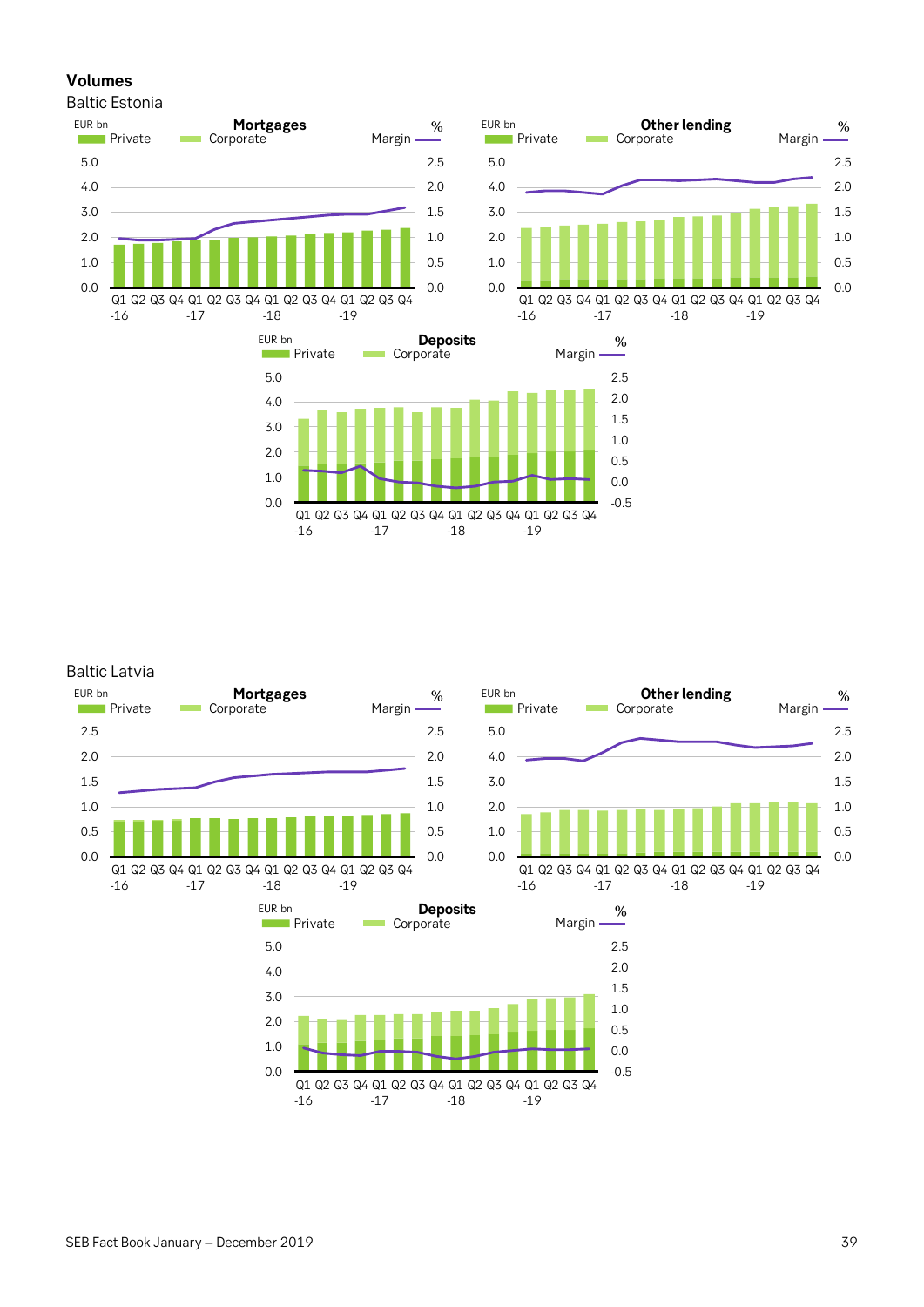# Volumes

## Baltic Estonia

**Mortgages**

EUR bn — Private, Corporate; Margin %

Q1 -16, Q2, Q3, Q4, Q1 -17, Q2, Q3, Q4, Q1 -18, Q2, Q3, Q4, Q1 -19, Q2, Q3, Q4

**Other lending**

EUR bn — Private, Corporate; Margin %

Q1 -16, Q2, Q3, Q4, Q1 -17, Q2, Q3, Q4, Q1 -18, Q2, Q3, Q4, Q1 -19, Q2, Q3, Q4

**Deposits**

EUR bn — Private, Corporate; Margin %

Q1 -16, Q2, Q3, Q4, Q1 -17, Q2, Q3, Q4, Q1 -18, Q2, Q3, Q4, Q1 -19, Q2, Q3, Q4

## Baltic Latvia

**Mortgages**

EUR bn — Private, Corporate; Margin %

Q1 -16, Q2, Q3, Q4, Q1 -17, Q2, Q3, Q4, Q1 -18, Q2, Q3, Q4, Q1 -19, Q2, Q3, Q4

**Other lending**

EUR bn — Private, Corporate; Margin %

Q1 -16, Q2, Q3, Q4, Q1 -17, Q2, Q3, Q4, Q1 -18, Q2, Q3, Q4, Q1 -19, Q2, Q3, Q4

**Deposits**

EUR bn — Private, Corporate; Margin %

Q1 -16, Q2, Q3, Q4, Q1 -17, Q2, Q3, Q4, Q1 -18, Q2, Q3, Q4, Q1 -19, Q2, Q3, Q4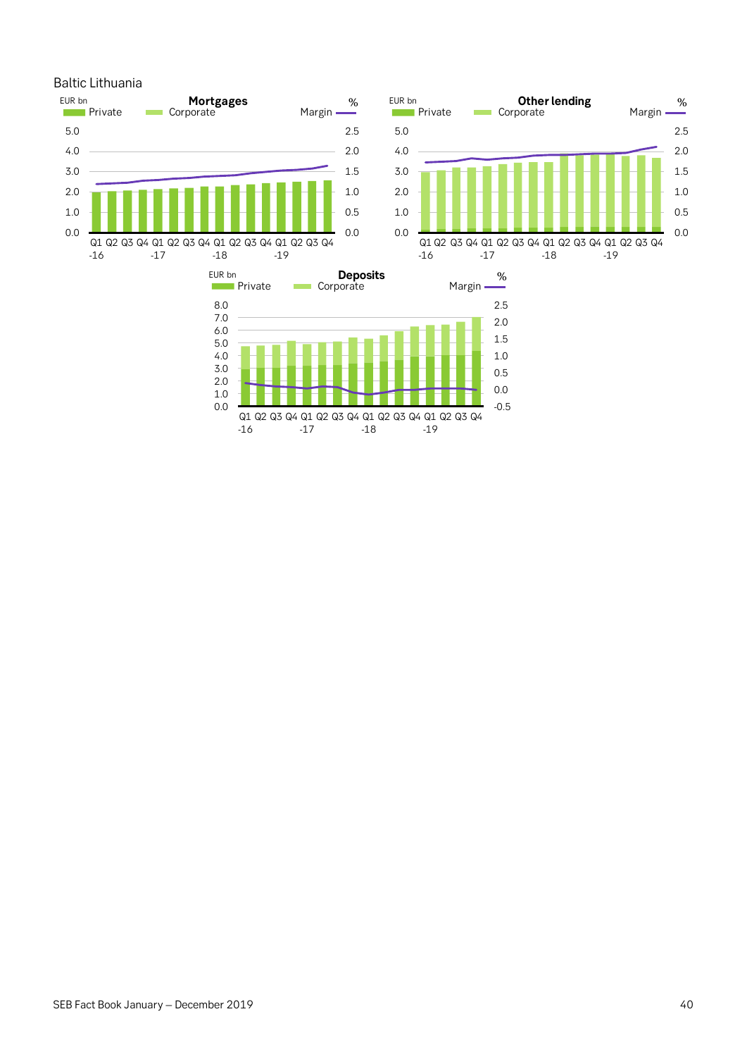Baltic Lithuania

**Mortgages**

EUR bn | Private | Corporate | Margin %

Left axis: 0.0, 1.0, 2.0, 3.0, 4.0, 5.0
Right axis: 0.0, 0.5, 1.0, 1.5, 2.0, 2.5

Q1 Q2 Q3 Q4 Q1 Q2 Q3 Q4 Q1 Q2 Q3 Q4 Q1 Q2 Q3 Q4
-16 -17 -18 -19

**Other lending**

EUR bn | Private | Corporate | Margin %

Left axis: 0.0, 1.0, 2.0, 3.0, 4.0, 5.0
Right axis: 0.0, 0.5, 1.0, 1.5, 2.0, 2.5

Q1 Q2 Q3 Q4 Q1 Q2 Q3 Q4 Q1 Q2 Q3 Q4 Q1 Q2 Q3 Q4
-16 -17 -18 -19

**Deposits**

EUR bn | Private | Corporate | Margin %

Left axis: 0.0, 1.0, 2.0, 3.0, 4.0, 5.0, 6.0, 7.0, 8.0
Right axis: -0.5, 0.0, 0.5, 1.0, 1.5, 2.0, 2.5

Q1 Q2 Q3 Q4 Q1 Q2 Q3 Q4 Q1 Q2 Q3 Q4 Q1 Q2 Q3 Q4
-16 -17 -18 -19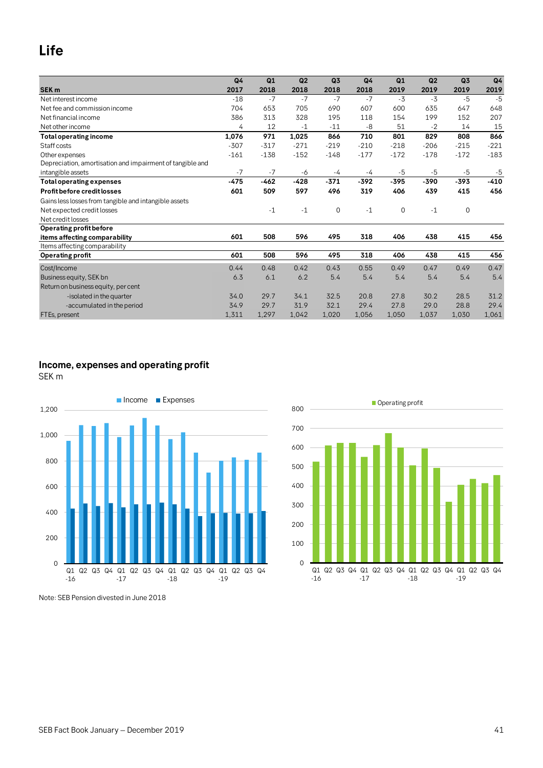# Life

| SEK m | Q4 2017 | Q1 2018 | Q2 2018 | Q3 2018 | Q4 2018 | Q1 2019 | Q2 2019 | Q3 2019 | Q4 2019 |
|---|---|---|---|---|---|---|---|---|---|
| Net interest income | -18 | -7 | -7 | -7 | -7 | -3 | -3 | -5 | -5 |
| Net fee and commission income | 704 | 653 | 705 | 690 | 607 | 600 | 635 | 647 | 648 |
| Net financial income | 386 | 313 | 328 | 195 | 118 | 154 | 199 | 152 | 207 |
| Net other income | 4 | 12 | -1 | -11 | -8 | 51 | -2 | 14 | 15 |
| **Total operating income** | **1,076** | **971** | **1,025** | **866** | **710** | **801** | **829** | **808** | **866** |
| Staff costs | -307 | -317 | -271 | -219 | -210 | -218 | -206 | -215 | -221 |
| Other expenses | -161 | -138 | -152 | -148 | -177 | -172 | -178 | -172 | -183 |
| Depreciation, amortisation and impairment of tangible and intangible assets | -7 | -7 | -6 | -4 | -4 | -5 | -5 | -5 | -5 |
| **Total operating expenses** | **-475** | **-462** | **-428** | **-371** | **-392** | **-395** | **-390** | **-393** | **-410** |
| **Profit before credit losses** | **601** | **509** | **597** | **496** | **319** | **406** | **439** | **415** | **456** |
| Gains less losses from tangible and intangible assets | | | | | | | | | |
| Net expected credit losses | | -1 | -1 | 0 | -1 | 0 | -1 | 0 | |
| Net credit losses | | | | | | | | | |
| **Operating profit before items affecting comparability** | **601** | **508** | **596** | **495** | **318** | **406** | **438** | **415** | **456** |
| Items affecting comparability | | | | | | | | | |
| **Operating profit** | **601** | **508** | **596** | **495** | **318** | **406** | **438** | **415** | **456** |
| Cost/Income | 0.44 | 0.48 | 0.42 | 0.43 | 0.55 | 0.49 | 0.47 | 0.49 | 0.47 |
| Business equity, SEK bn | 6.3 | 6.1 | 6.2 | 5.4 | 5.4 | 5.4 | 5.4 | 5.4 | 5.4 |
| Return on business equity, per cent | | | | | | | | | |
| -isolated in the quarter | 34.0 | 29.7 | 34.1 | 32.5 | 20.8 | 27.8 | 30.2 | 28.5 | 31.2 |
| -accumulated in the period | 34.9 | 29.7 | 31.9 | 32.1 | 29.4 | 27.8 | 29.0 | 28.8 | 29.4 |
| FTEs, present | 1,311 | 1,297 | 1,042 | 1,020 | 1,056 | 1,050 | 1,037 | 1,030 | 1,061 |

## Income, expenses and operating profit

SEK m

Note: SEB Pension divested in June 2018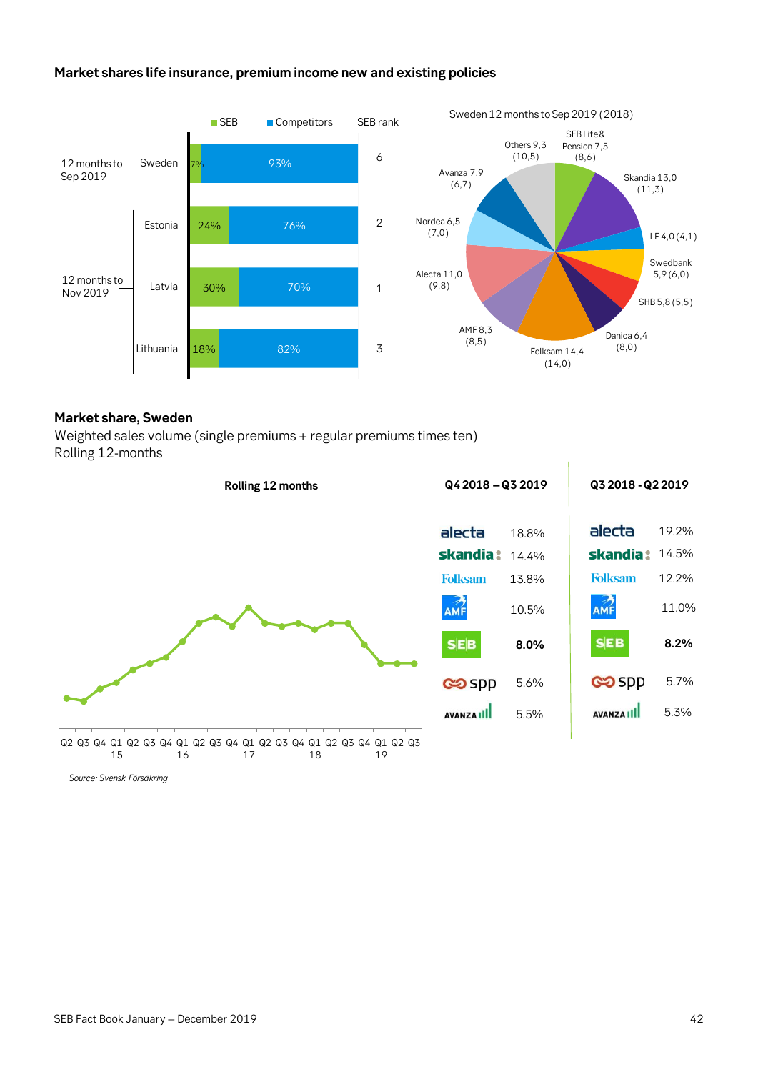**Market shares life insurance, premium income new and existing policies**

| | | SEB | Competitors | SEB rank |
|---|---|---|---|---|
| 12 months to Sep 2019 | Sweden | 7% | 93% | 6 |
| 12 months to Nov 2019 | Estonia | 24% | 76% | 2 |
| | Latvia | 30% | 70% | 1 |
| | Lithuania | 18% | 82% | 3 |

Sweden 12 months to Sep 2019 (2018)

| Company | 2019 | (2018) |
|---|---|---|
| SEB Life & Pension | 7,5 | (8,6) |
| Skandia | 13,0 | (11,3) |
| LF | 4,0 | (4,1) |
| Swedbank | 5,9 | (6,0) |
| SHB | 5,8 | (5,5) |
| Danica | 6,4 | (8,0) |
| Folksam | 14,4 | (14,0) |
| AMF | 8,3 | (8,5) |
| Alecta | 11,0 | (9,8) |
| Nordea | 6,5 | (7,0) |
| Avanza | 7,9 | (6,7) |
| Others | 9,3 | (10,5) |

**Market share, Sweden**

Weighted sales volume (single premiums + regular premiums times ten)
Rolling 12-months

Rolling 12 months

Q2 Q3 Q4 Q1 Q2 Q3 Q4 Q1 Q2 Q3 Q4 Q1 Q2 Q3 Q4 Q1 Q2 Q3 Q4 Q1 Q2 Q3
15 16 17 18 19

| Company | Q4 2018 – Q3 2019 | Q3 2018 - Q2 2019 |
|---|---|---|
| alecta | 18.8% | 19.2% |
| skandia | 14.4% | 14.5% |
| Folksam | 13.8% | 12.2% |
| AMF | 10.5% | 11.0% |
| SEB | **8.0%** | **8.2%** |
| spp | 5.6% | 5.7% |
| AVANZA | 5.5% | 5.3% |

*Source: Svensk Försäkring*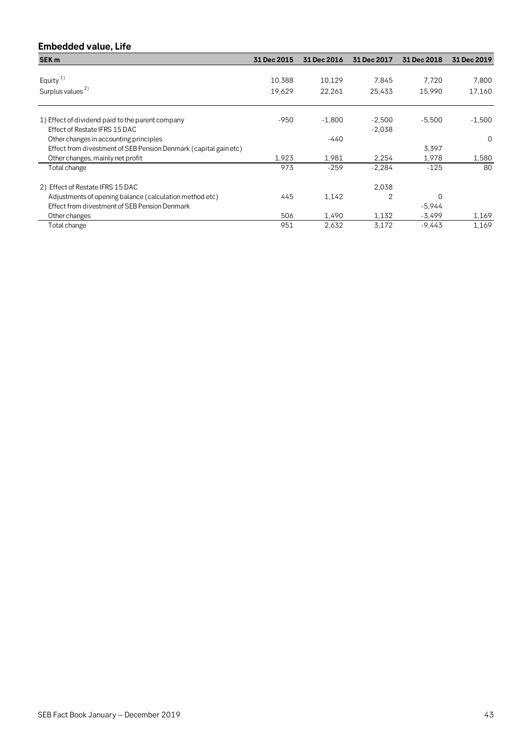## Embedded value, Life

| SEK m | 31 Dec 2015 | 31 Dec 2016 | 31 Dec 2017 | 31 Dec 2018 | 31 Dec 2019 |
|---|---|---|---|---|---|
| Equity [1] | 10,388 | 10,129 | 7,845 | 7,720 | 7,800 |
| Surplus values [2] | 19,629 | 22,261 | 25,433 | 15,990 | 17,160 |
| | | | | | |
| 1) Effect of dividend paid to the parent company | -950 | -1,800 | -2,500 | -5,500 | -1,500 |
| Effect of Restate IFRS 15 DAC | | | -2,038 | | |
| Other changes in accounting principles | | -440 | | | 0 |
| Effect from divestment of SEB Pension Denmark (capital gain etc) | | | | 3,397 | |
| Other changes, mainly net profit | 1,923 | 1,981 | 2,254 | 1,978 | 1,580 |
| Total change | 973 | -259 | -2,284 | -125 | 80 |
| | | | | | |
| 2) Effect of Restate IFRS 15 DAC | | | 2,038 | | |
| Adjustments of opening balance (calculation method etc) | 445 | 1,142 | 2 | 0 | |
| Effect from divestment of SEB Pension Denmark | | | | -5,944 | |
| Other changes | 506 | 1,490 | 1,132 | -3,499 | 1,169 |
| Total change | 951 | 2,632 | 3,172 | -9,443 | 1,169 |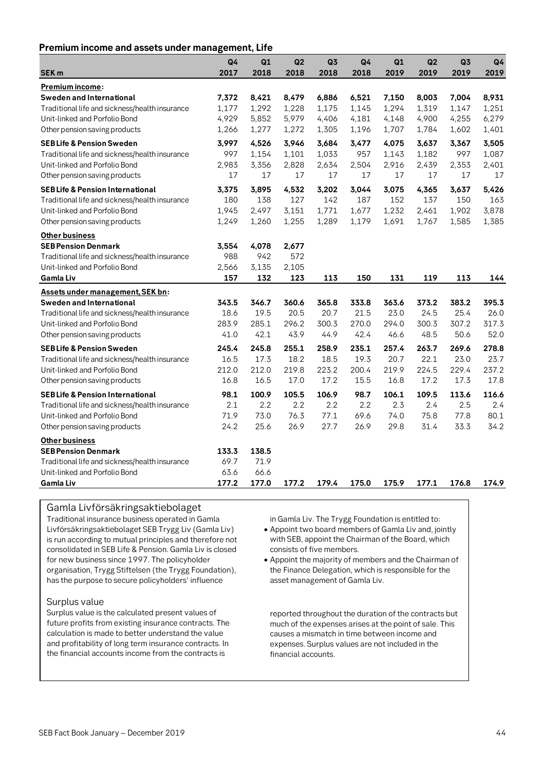### Premium income and assets under management, Life

| SEK m | Q4 2017 | Q1 2018 | Q2 2018 | Q3 2018 | Q4 2018 | Q1 2019 | Q2 2019 | Q3 2019 | Q4 2019 |
|---|---|---|---|---|---|---|---|---|---|
| **Premium income:** | | | | | | | | | |
| **Sweden and International** | **7,372** | **8,421** | **8,479** | **6,886** | **6,521** | **7,150** | **8,003** | **7,004** | **8,931** |
| Traditional life and sickness/health insurance | 1,177 | 1,292 | 1,228 | 1,175 | 1,145 | 1,294 | 1,319 | 1,147 | 1,251 |
| Unit-linked and Porfolio Bond | 4,929 | 5,852 | 5,979 | 4,406 | 4,181 | 4,148 | 4,900 | 4,255 | 6,279 |
| Other pension saving products | 1,266 | 1,277 | 1,272 | 1,305 | 1,196 | 1,707 | 1,784 | 1,602 | 1,401 |
| **SEB Life & Pension Sweden** | **3,997** | **4,526** | **3,946** | **3,684** | **3,477** | **4,075** | **3,637** | **3,367** | **3,505** |
| Traditional life and sickness/health insurance | 997 | 1,154 | 1,101 | 1,033 | 957 | 1,143 | 1,182 | 997 | 1,087 |
| Unit-linked and Porfolio Bond | 2,983 | 3,356 | 2,828 | 2,634 | 2,504 | 2,916 | 2,439 | 2,353 | 2,401 |
| Other pension saving products | 17 | 17 | 17 | 17 | 17 | 17 | 17 | 17 | 17 |
| **SEB Life & Pension International** | **3,375** | **3,895** | **4,532** | **3,202** | **3,044** | **3,075** | **4,365** | **3,637** | **5,426** |
| Traditional life and sickness/health insurance | 180 | 138 | 127 | 142 | 187 | 152 | 137 | 150 | 163 |
| Unit-linked and Porfolio Bond | 1,945 | 2,497 | 3,151 | 1,771 | 1,677 | 1,232 | 2,461 | 1,902 | 3,878 |
| Other pension saving products | 1,249 | 1,260 | 1,255 | 1,289 | 1,179 | 1,691 | 1,767 | 1,585 | 1,385 |
| **Other business** | | | | | | | | | |
| **SEB Pension Denmark** | **3,554** | **4,078** | **2,677** | | | | | | |
| Traditional life and sickness/health insurance | 988 | 942 | 572 | | | | | | |
| Unit-linked and Porfolio Bond | 2,566 | 3,135 | 2,105 | | | | | | |
| **Gamla Liv** | **157** | **132** | **123** | **113** | **150** | **131** | **119** | **113** | **144** |
| **Assets under management, SEK bn:** | | | | | | | | | |
| **Sweden and International** | **343.5** | **346.7** | **360.6** | **365.8** | **333.8** | **363.6** | **373.2** | **383.2** | **395.3** |
| Traditional life and sickness/health insurance | 18.6 | 19.5 | 20.5 | 20.7 | 21.5 | 23.0 | 24.5 | 25.4 | 26.0 |
| Unit-linked and Porfolio Bond | 283.9 | 285.1 | 296.2 | 300.3 | 270.0 | 294.0 | 300.3 | 307.2 | 317.3 |
| Other pension saving products | 41.0 | 42.1 | 43.9 | 44.9 | 42.4 | 46.6 | 48.5 | 50.6 | 52.0 |
| **SEB Life & Pension Sweden** | **245.4** | **245.8** | **255.1** | **258.9** | **235.1** | **257.4** | **263.7** | **269.6** | **278.8** |
| Traditional life and sickness/health insurance | 16.5 | 17.3 | 18.2 | 18.5 | 19.3 | 20.7 | 22.1 | 23.0 | 23.7 |
| Unit-linked and Porfolio Bond | 212.0 | 212.0 | 219.8 | 223.2 | 200.4 | 219.9 | 224.5 | 229.4 | 237.2 |
| Other pension saving products | 16.8 | 16.5 | 17.0 | 17.2 | 15.5 | 16.8 | 17.2 | 17.3 | 17.8 |
| **SEB Life & Pension International** | **98.1** | **100.9** | **105.5** | **106.9** | **98.7** | **106.1** | **109.5** | **113.6** | **116.6** |
| Traditional life and sickness/health insurance | 2.1 | 2.2 | 2.2 | 2.2 | 2.2 | 2.3 | 2.4 | 2.5 | 2.4 |
| Unit-linked and Porfolio Bond | 71.9 | 73.0 | 76.3 | 77.1 | 69.6 | 74.0 | 75.8 | 77.8 | 80.1 |
| Other pension saving products | 24.2 | 25.6 | 26.9 | 27.7 | 26.9 | 29.8 | 31.4 | 33.3 | 34.2 |
| **Other business** | | | | | | | | | |
| **SEB Pension Denmark** | **133.3** | **138.5** | | | | | | | |
| Traditional life and sickness/health insurance | 69.7 | 71.9 | | | | | | | |
| Unit-linked and Porfolio Bond | 63.6 | 66.6 | | | | | | | |
| **Gamla Liv** | **177.2** | **177.0** | **177.2** | **179.4** | **175.0** | **175.9** | **177.1** | **176.8** | **174.9** |

## Gamla Livförsäkringsaktiebolaget

Traditional insurance business operated in Gamla Livförsäkringsaktiebolaget SEB Trygg Liv (Gamla Liv) is run according to mutual principles and therefore not consolidated in SEB Life & Pension. Gamla Liv is closed for new business since 1997. The policyholder organisation, Trygg Stiftelsen (the Trygg Foundation), has the purpose to secure policyholders' influence in Gamla Liv. The Trygg Foundation is entitled to:

- Appoint two board members of Gamla Liv and, jointly with SEB, appoint the Chairman of the Board, which consists of five members.
- Appoint the majority of members and the Chairman of the Finance Delegation, which is responsible for the asset management of Gamla Liv.

## Surplus value

Surplus value is the calculated present values of future profits from existing insurance contracts. The calculation is made to better understand the value and profitability of long term insurance contracts. In the financial accounts income from the contracts is reported throughout the duration of the contracts but much of the expenses arises at the point of sale. This causes a mismatch in time between income and expenses. Surplus values are not included in the financial accounts.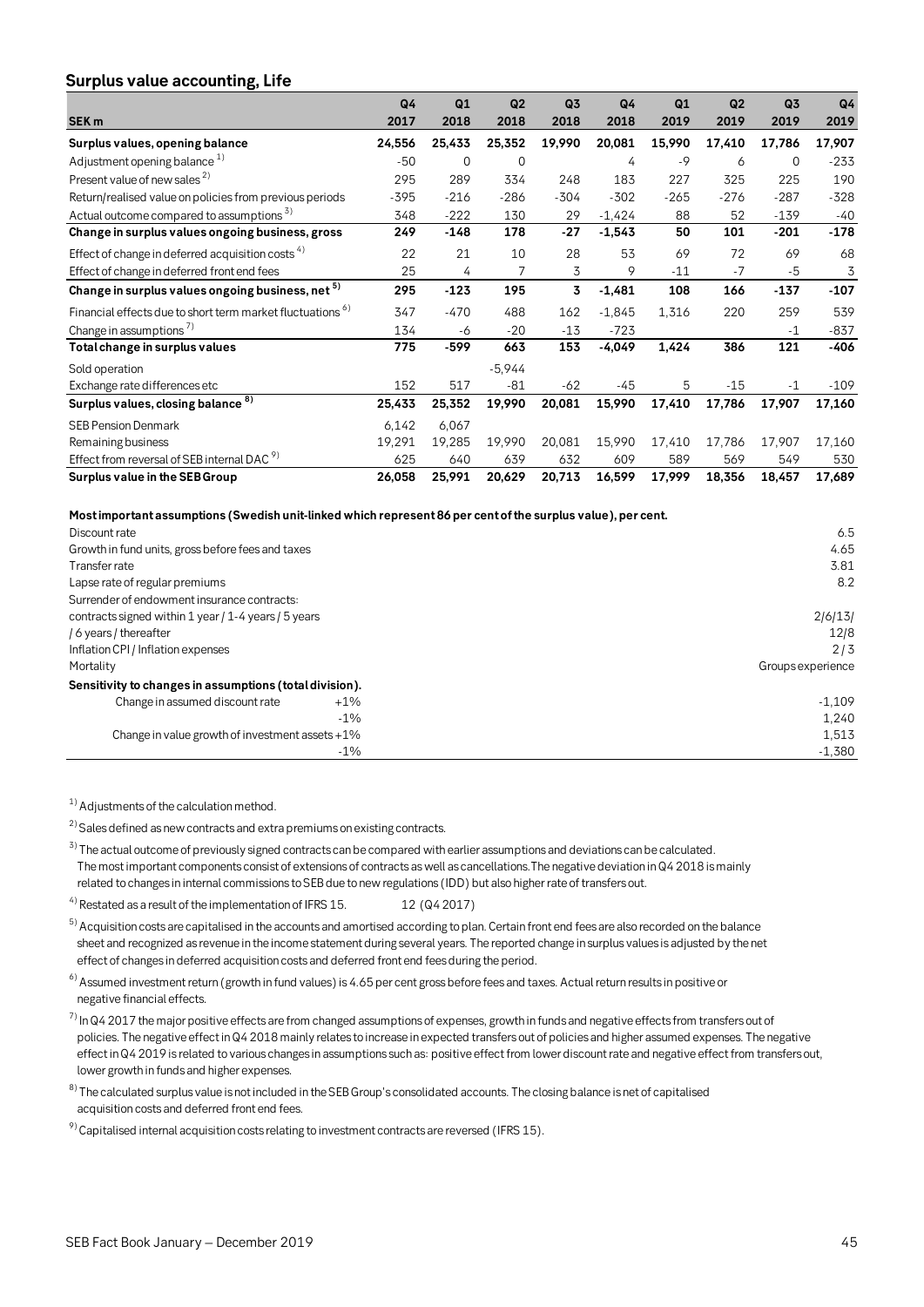## Surplus value accounting, Life

| SEK m | Q4 2017 | Q1 2018 | Q2 2018 | Q3 2018 | Q4 2018 | Q1 2019 | Q2 2019 | Q3 2019 | Q4 2019 |
|---|---|---|---|---|---|---|---|---|---|
| **Surplus values, opening balance** | **24,556** | **25,433** | **25,352** | **19,990** | **20,081** | **15,990** | **17,410** | **17,786** | **17,907** |
| Adjustment opening balance [1] | -50 | 0 | 0 | | 4 | -9 | 6 | 0 | -233 |
| Present value of new sales [2] | 295 | 289 | 334 | 248 | 183 | 227 | 325 | 225 | 190 |
| Return/realised value on policies from previous periods | -395 | -216 | -286 | -304 | -302 | -265 | -276 | -287 | -328 |
| Actual outcome compared to assumptions [3] | 348 | -222 | 130 | 29 | -1,424 | 88 | 52 | -139 | -40 |
| **Change in surplus values ongoing business, gross** | **249** | **-148** | **178** | **-27** | **-1,543** | **50** | **101** | **-201** | **-178** |
| Effect of change in deferred acquisition costs [4] | 22 | 21 | 10 | 28 | 53 | 69 | 72 | 69 | 68 |
| Effect of change in deferred front end fees | 25 | 4 | 7 | 3 | 9 | -11 | -7 | -5 | 3 |
| **Change in surplus values ongoing business, net [5]** | **295** | **-123** | **195** | **3** | **-1,481** | **108** | **166** | **-137** | **-107** |
| Financial effects due to short term market fluctuations [6] | 347 | -470 | 488 | 162 | -1,845 | 1,316 | 220 | 259 | 539 |
| Change in assumptions [7] | 134 | -6 | -20 | -13 | -723 | | | -1 | -837 |
| **Total change in surplus values** | **775** | **-599** | **663** | **153** | **-4,049** | **1,424** | **386** | **121** | **-406** |
| Sold operation | | | -5,944 | | | | | | |
| Exchange rate differences etc | 152 | 517 | -81 | -62 | -45 | 5 | -15 | -1 | -109 |
| **Surplus values, closing balance [8]** | **25,433** | **25,352** | **19,990** | **20,081** | **15,990** | **17,410** | **17,786** | **17,907** | **17,160** |
| SEB Pension Denmark | 6,142 | 6,067 | | | | | | | |
| Remaining business | 19,291 | 19,285 | 19,990 | 20,081 | 15,990 | 17,410 | 17,786 | 17,907 | 17,160 |
| Effect from reversal of SEB internal DAC [9] | 625 | 640 | 639 | 632 | 609 | 589 | 569 | 549 | 530 |
| **Surplus value in the SEB Group** | **26,058** | **25,991** | **20,629** | **20,713** | **16,599** | **17,999** | **18,356** | **18,457** | **17,689** |

**Most important assumptions (Swedish unit-linked which represent 86 per cent of the surplus value), per cent.**

| | |
|---|---|
| Discount rate | 6.5 |
| Growth in fund units, gross before fees and taxes | 4.65 |
| Transfer rate | 3.81 |
| Lapse rate of regular premiums | 8.2 |
| Surrender of endowment insurance contracts: | |
| contracts signed within 1 year / 1-4 years / 5 years | 2/6/13/ |
| / 6 years / thereafter | 12/8 |
| Inflation CPI / Inflation expenses | 2 / 3 |
| Mortality | Groups experience |
| **Sensitivity to changes in assumptions (total division).** | |
| Change in assumed discount rate +1% | -1,109 |
| -1% | 1,240 |
| Change in value growth of investment assets +1% | 1,513 |
| -1% | -1,380 |

[1] Adjustments of the calculation method.

[2] Sales defined as new contracts and extra premiums on existing contracts.

[3] The actual outcome of previously signed contracts can be compared with earlier assumptions and deviations can be calculated. The most important components consist of extensions of contracts as well as cancellations. The negative deviation in Q4 2018 is mainly related to changes in internal commissions to SEB due to new regulations (IDD) but also higher rate of transfers out.

[4] Restated as a result of the implementation of IFRS 15. 12 (Q4 2017)

[5] Acquisition costs are capitalised in the accounts and amortised according to plan. Certain front end fees are also recorded on the balance sheet and recognized as revenue in the income statement during several years. The reported change in surplus values is adjusted by the net effect of changes in deferred acquisition costs and deferred front end fees during the period.

[6] Assumed investment return (growth in fund values) is 4.65 per cent gross before fees and taxes. Actual return results in positive or negative financial effects.

[7] In Q4 2017 the major positive effects are from changed assumptions of expenses, growth in funds and negative effects from transfers out of policies. The negative effect in Q4 2018 mainly relates to increase in expected transfers out of policies and higher assumed expenses. The negative effect in Q4 2019 is related to various changes in assumptions such as: positive effect from lower discount rate and negative effect from transfers out, lower growth in funds and higher expenses.

[8] The calculated surplus value is not included in the SEB Group's consolidated accounts. The closing balance is net of capitalised acquisition costs and deferred front end fees.

[9] Capitalised internal acquisition costs relating to investment contracts are reversed (IFRS 15).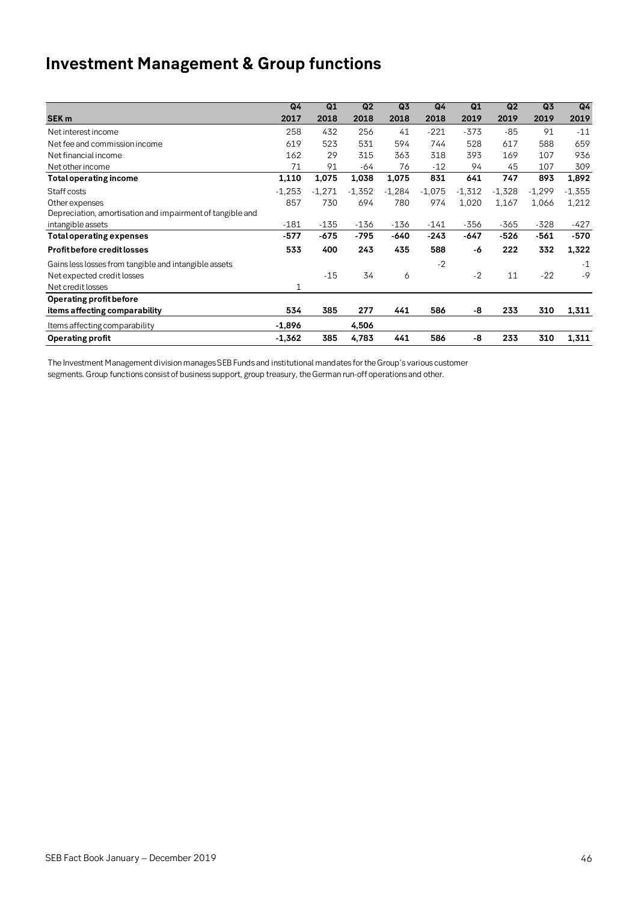# Investment Management & Group functions

| SEK m | Q4 2017 | Q1 2018 | Q2 2018 | Q3 2018 | Q4 2018 | Q1 2019 | Q2 2019 | Q3 2019 | Q4 2019 |
|---|---|---|---|---|---|---|---|---|---|
| Net interest income | 258 | 432 | 256 | 41 | -221 | -373 | -85 | 91 | -11 |
| Net fee and commission income | 619 | 523 | 531 | 594 | 744 | 528 | 617 | 588 | 659 |
| Net financial income | 162 | 29 | 315 | 363 | 318 | 393 | 169 | 107 | 936 |
| Net other income | 71 | 91 | -64 | 76 | -12 | 94 | 45 | 107 | 309 |
| **Total operating income** | **1,110** | **1,075** | **1,038** | **1,075** | **831** | **641** | **747** | **893** | **1,892** |
| Staff costs | -1,253 | -1,271 | -1,352 | -1,284 | -1,075 | -1,312 | -1,328 | -1,299 | -1,355 |
| Other expenses | 857 | 730 | 694 | 780 | 974 | 1,020 | 1,167 | 1,066 | 1,212 |
| Depreciation, amortisation and impairment of tangible and intangible assets | -181 | -135 | -136 | -136 | -141 | -356 | -365 | -328 | -427 |
| **Total operating expenses** | **-577** | **-675** | **-795** | **-640** | **-243** | **-647** | **-526** | **-561** | **-570** |
| **Profit before credit losses** | **533** | **400** | **243** | **435** | **588** | **-6** | **222** | **332** | **1,322** |
| Gains less losses from tangible and intangible assets | | | | | -2 | | | | -1 |
| Net expected credit losses | | -15 | 34 | 6 | | -2 | 11 | -22 | -9 |
| Net credit losses | 1 | | | | | | | | |
| **Operating profit before items affecting comparability** | **534** | **385** | **277** | **441** | **586** | **-8** | **233** | **310** | **1,311** |
| Items affecting comparability | **-1,896** | | **4,506** | | | | | | |
| **Operating profit** | **-1,362** | **385** | **4,783** | **441** | **586** | **-8** | **233** | **310** | **1,311** |

The Investment Management division manages SEB Funds and institutional mandates for the Group's various customer segments. Group functions consist of business support, group treasury, the German run-off operations and other.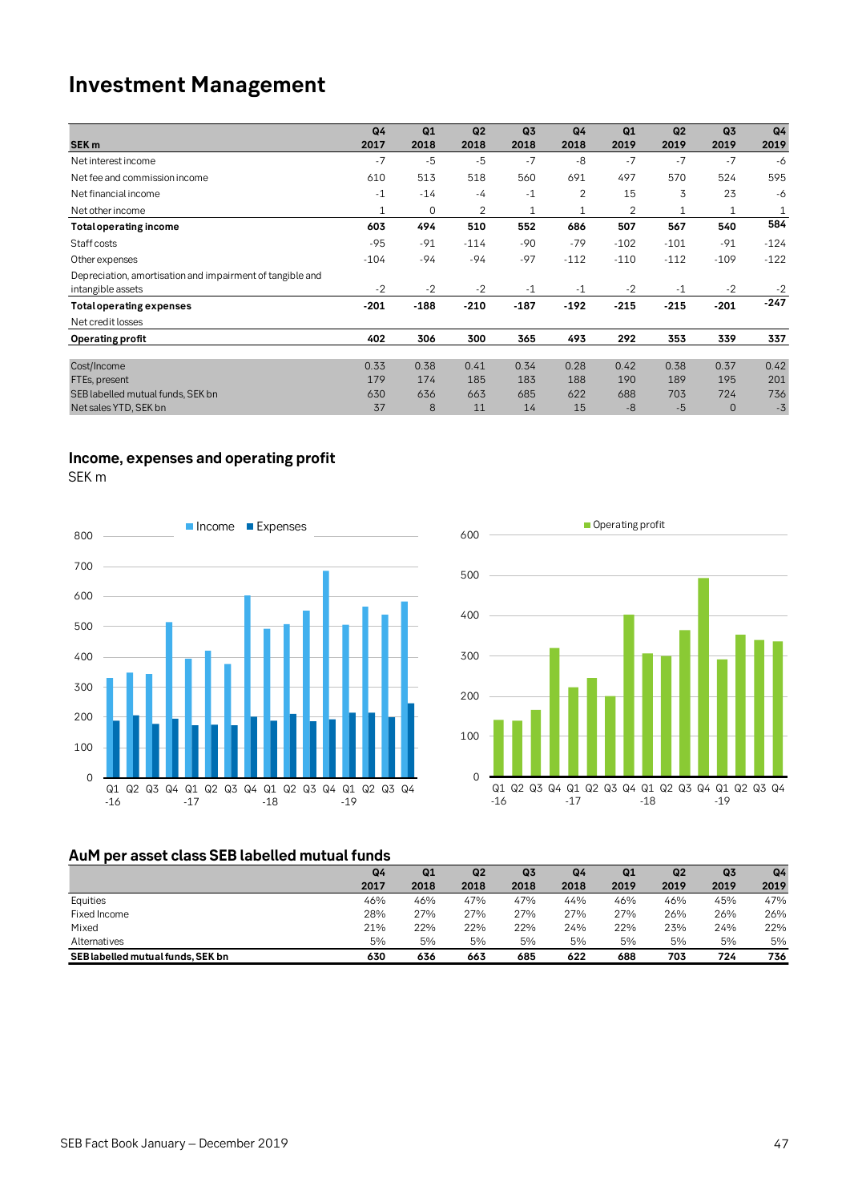# Investment Management

| SEK m | Q4 2017 | Q1 2018 | Q2 2018 | Q3 2018 | Q4 2018 | Q1 2019 | Q2 2019 | Q3 2019 | Q4 2019 |
|---|---|---|---|---|---|---|---|---|---|
| Net interest income | -7 | -5 | -5 | -7 | -8 | -7 | -7 | -7 | -6 |
| Net fee and commission income | 610 | 513 | 518 | 560 | 691 | 497 | 570 | 524 | 595 |
| Net financial income | -1 | -14 | -4 | -1 | 2 | 15 | 3 | 23 | -6 |
| Net other income | 1 | 0 | 2 | 1 | 1 | 2 | 1 | 1 | 1 |
| **Total operating income** | **603** | **494** | **510** | **552** | **686** | **507** | **567** | **540** | **584** |
| Staff costs | -95 | -91 | -114 | -90 | -79 | -102 | -101 | -91 | -124 |
| Other expenses | -104 | -94 | -94 | -97 | -112 | -110 | -112 | -109 | -122 |
| Depreciation, amortisation and impairment of tangible and intangible assets | -2 | -2 | -2 | -1 | -1 | -2 | -1 | -2 | -2 |
| **Total operating expenses** | **-201** | **-188** | **-210** | **-187** | **-192** | **-215** | **-215** | **-201** | **-247** |
| Net credit losses | | | | | | | | | |
| **Operating profit** | **402** | **306** | **300** | **365** | **493** | **292** | **353** | **339** | **337** |
| Cost/Income | 0.33 | 0.38 | 0.41 | 0.34 | 0.28 | 0.42 | 0.38 | 0.37 | 0.42 |
| FTEs, present | 179 | 174 | 185 | 183 | 188 | 190 | 189 | 195 | 201 |
| SEB labelled mutual funds, SEK bn | 630 | 636 | 663 | 685 | 622 | 688 | 703 | 724 | 736 |
| Net sales YTD, SEK bn | 37 | 8 | 11 | 14 | 15 | -8 | -5 | 0 | -3 |

## Income, expenses and operating profit

SEK m

## AuM per asset class SEB labelled mutual funds

| | Q4 2017 | Q1 2018 | Q2 2018 | Q3 2018 | Q4 2018 | Q1 2019 | Q2 2019 | Q3 2019 | Q4 2019 |
|---|---|---|---|---|---|---|---|---|---|
| Equities | 46% | 46% | 47% | 47% | 44% | 46% | 46% | 45% | 47% |
| Fixed Income | 28% | 27% | 27% | 27% | 27% | 27% | 26% | 26% | 26% |
| Mixed | 21% | 22% | 22% | 22% | 24% | 22% | 23% | 24% | 22% |
| Alternatives | 5% | 5% | 5% | 5% | 5% | 5% | 5% | 5% | 5% |
| **SEB labelled mutual funds, SEK bn** | **630** | **636** | **663** | **685** | **622** | **688** | **703** | **724** | **736** |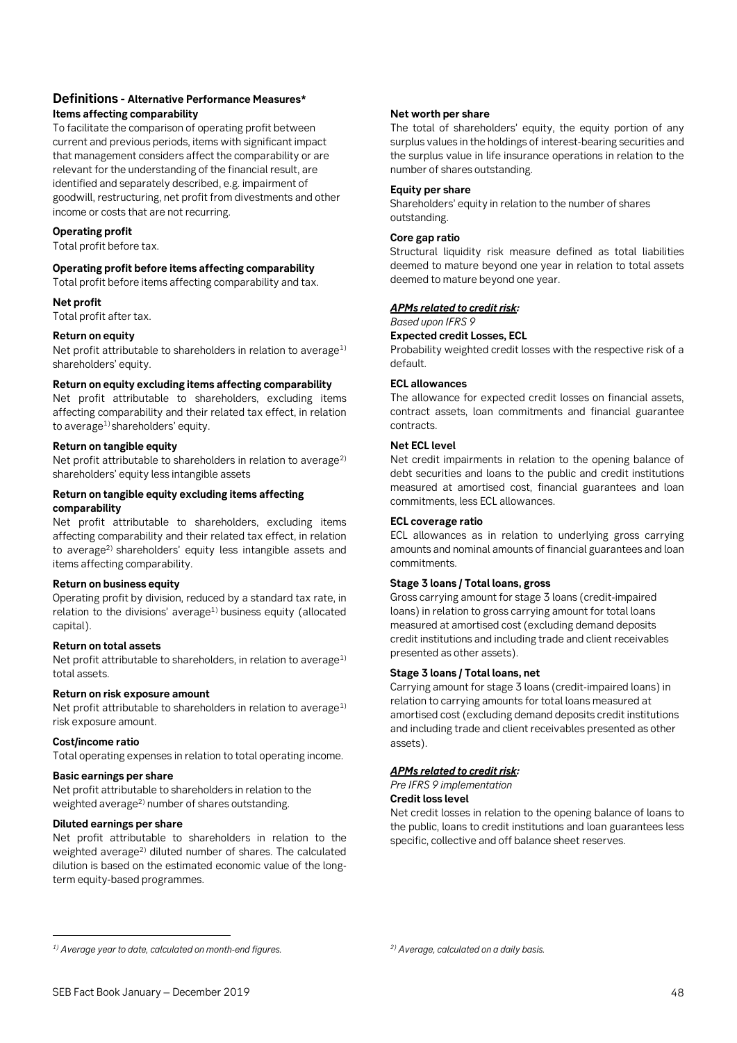## Definitions - Alternative Performance Measures*

**Items affecting comparability**

To facilitate the comparison of operating profit between current and previous periods, items with significant impact that management considers affect the comparability or are relevant for the understanding of the financial result, are identified and separately described, e.g. impairment of goodwill, restructuring, net profit from divestments and other income or costs that are not recurring.

**Operating profit**

Total profit before tax.

**Operating profit before items affecting comparability**

Total profit before items affecting comparability and tax.

**Net profit**

Total profit after tax.

**Return on equity**

Net profit attributable to shareholders in relation to average[1) ] shareholders' equity.

**Return on equity excluding items affecting comparability**

Net profit attributable to shareholders, excluding items affecting comparability and their related tax effect, in relation to average[1)] shareholders' equity.

**Return on tangible equity**

Net profit attributable to shareholders in relation to average[2)] shareholders' equity less intangible assets

**Return on tangible equity excluding items affecting comparability**

Net profit attributable to shareholders, excluding items affecting comparability and their related tax effect, in relation to average[2)] shareholders' equity less intangible assets and items affecting comparability.

**Return on business equity**

Operating profit by division, reduced by a standard tax rate, in relation to the divisions' average[1)] business equity (allocated capital).

**Return on total assets**

Net profit attributable to shareholders, in relation to average[1)] total assets.

**Return on risk exposure amount**

Net profit attributable to shareholders in relation to average[1)] risk exposure amount.

**Cost/income ratio**

Total operating expenses in relation to total operating income.

**Basic earnings per share**

Net profit attributable to shareholders in relation to the weighted average[2)] number of shares outstanding.

**Diluted earnings per share**

Net profit attributable to shareholders in relation to the weighted average[2)] diluted number of shares. The calculated dilution is based on the estimated economic value of the long-term equity-based programmes.

**Net worth per share**

The total of shareholders' equity, the equity portion of any surplus values in the holdings of interest-bearing securities and the surplus value in life insurance operations in relation to the number of shares outstanding.

**Equity per share**

Shareholders' equity in relation to the number of shares outstanding.

**Core gap ratio**

Structural liquidity risk measure defined as total liabilities deemed to mature beyond one year in relation to total assets deemed to mature beyond one year.

***APMs related to credit risk:***

*Based upon IFRS 9*

**Expected credit Losses, ECL**

Probability weighted credit losses with the respective risk of a default.

**ECL allowances**

The allowance for expected credit losses on financial assets, contract assets, loan commitments and financial guarantee contracts.

**Net ECL level**

Net credit impairments in relation to the opening balance of debt securities and loans to the public and credit institutions measured at amortised cost, financial guarantees and loan commitments, less ECL allowances.

**ECL coverage ratio**

ECL allowances as in relation to underlying gross carrying amounts and nominal amounts of financial guarantees and loan commitments.

**Stage 3 loans / Total loans, gross**

Gross carrying amount for stage 3 loans (credit-impaired loans) in relation to gross carrying amount for total loans measured at amortised cost (excluding demand deposits credit institutions and including trade and client receivables presented as other assets).

**Stage 3 loans / Total loans, net**

Carrying amount for stage 3 loans (credit-impaired loans) in relation to carrying amounts for total loans measured at amortised cost (excluding demand deposits credit institutions and including trade and client receivables presented as other assets).

***APMs related to credit risk:***

*Pre IFRS 9 implementation*

**Credit loss level**

Net credit losses in relation to the opening balance of loans to the public, loans to credit institutions and loan guarantees less specific, collective and off balance sheet reserves.

---

*[1)] Average year to date, calculated on month-end figures.*

*[2)] Average, calculated on a daily basis.*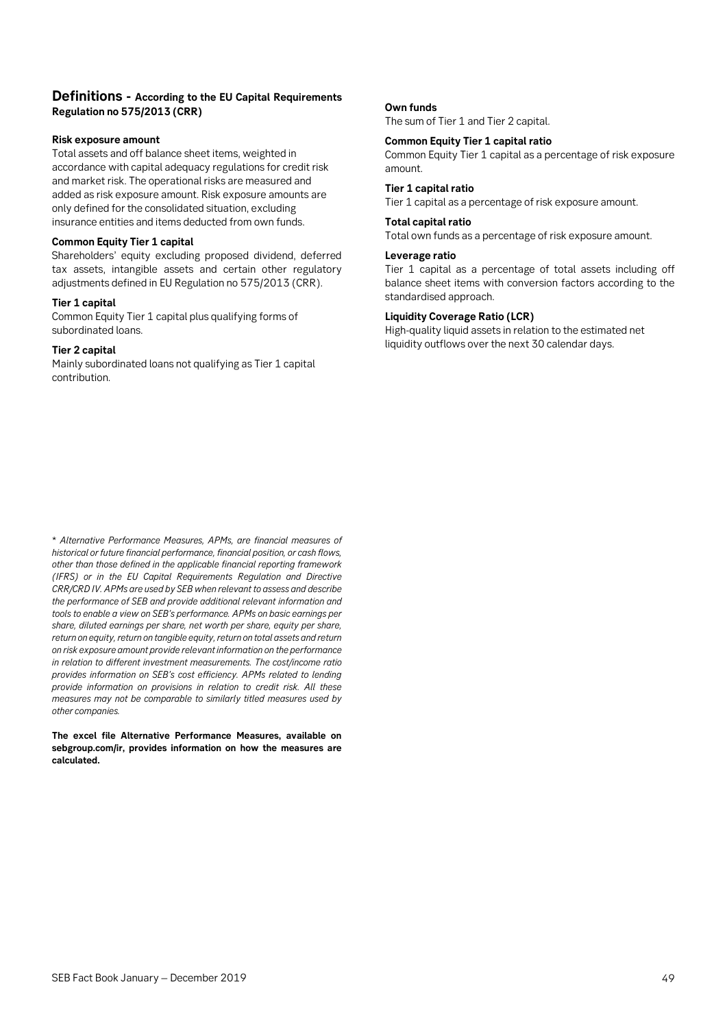## Definitions - According to the EU Capital Requirements Regulation no 575/2013 (CRR)

**Risk exposure amount**
Total assets and off balance sheet items, weighted in accordance with capital adequacy regulations for credit risk and market risk. The operational risks are measured and added as risk exposure amount. Risk exposure amounts are only defined for the consolidated situation, excluding insurance entities and items deducted from own funds.

**Common Equity Tier 1 capital**
Shareholders' equity excluding proposed dividend, deferred tax assets, intangible assets and certain other regulatory adjustments defined in EU Regulation no 575/2013 (CRR).

**Tier 1 capital**
Common Equity Tier 1 capital plus qualifying forms of subordinated loans.

**Tier 2 capital**
Mainly subordinated loans not qualifying as Tier 1 capital contribution.

**Own funds**
The sum of Tier 1 and Tier 2 capital.

**Common Equity Tier 1 capital ratio**
Common Equity Tier 1 capital as a percentage of risk exposure amount.

**Tier 1 capital ratio**
Tier 1 capital as a percentage of risk exposure amount.

**Total capital ratio**
Total own funds as a percentage of risk exposure amount.

**Leverage ratio**
Tier 1 capital as a percentage of total assets including off balance sheet items with conversion factors according to the standardised approach.

**Liquidity Coverage Ratio (LCR)**
High-quality liquid assets in relation to the estimated net liquidity outflows over the next 30 calendar days.

*\* Alternative Performance Measures, APMs, are financial measures of historical or future financial performance, financial position, or cash flows, other than those defined in the applicable financial reporting framework (IFRS) or in the EU Capital Requirements Regulation and Directive CRR/CRD IV. APMs are used by SEB when relevant to assess and describe the performance of SEB and provide additional relevant information and tools to enable a view on SEB's performance. APMs on basic earnings per share, diluted earnings per share, net worth per share, equity per share, return on equity, return on tangible equity, return on total assets and return on risk exposure amount provide relevant information on the performance in relation to different investment measurements. The cost/income ratio provides information on SEB's cost efficiency. APMs related to lending provide information on provisions in relation to credit risk. All these measures may not be comparable to similarly titled measures used by other companies.*

**The excel file Alternative Performance Measures, available on sebgroup.com/ir, provides information on how the measures are calculated.**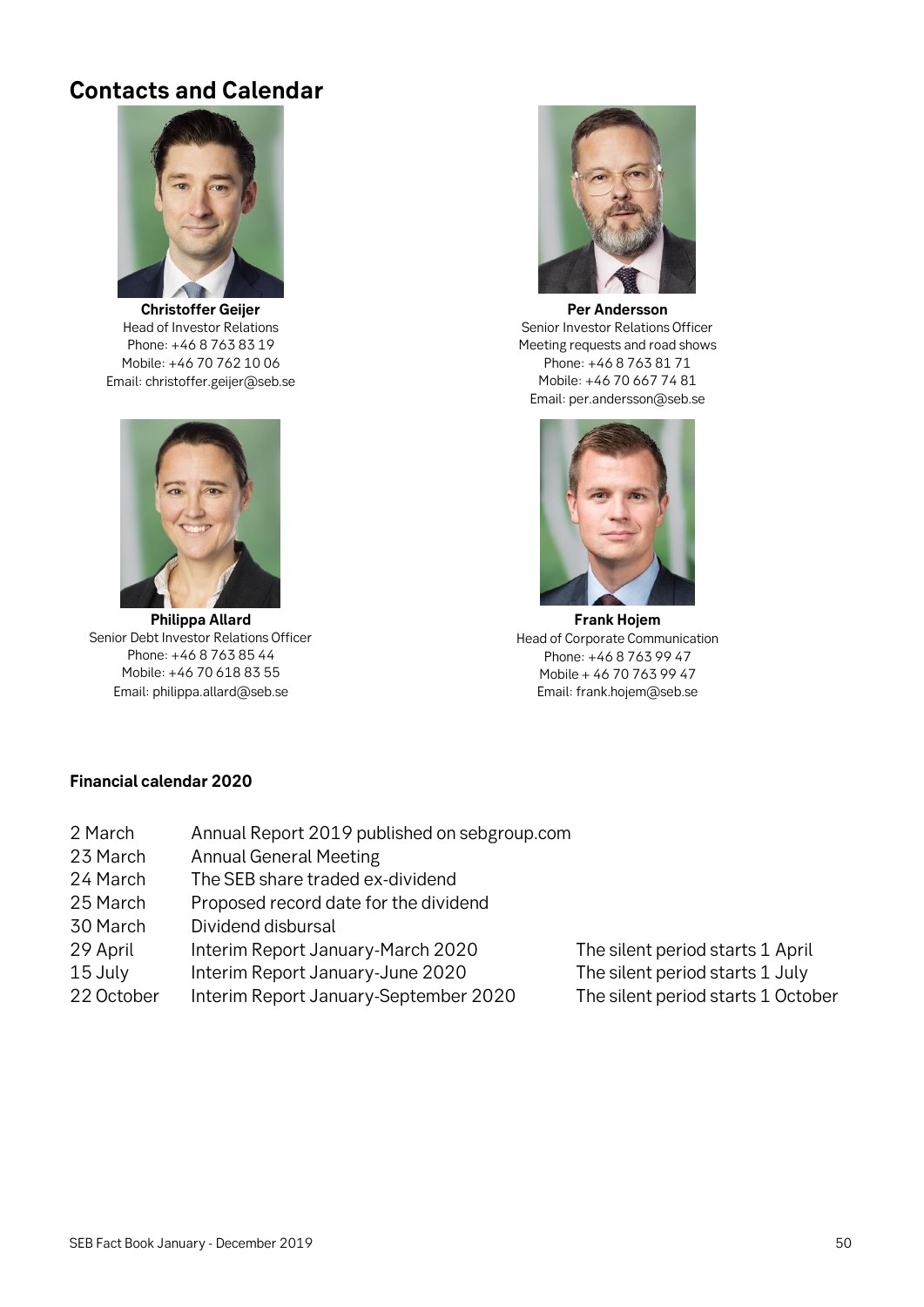## Contacts and Calendar

**Christoffer Geijer**
Head of Investor Relations
Phone: +46 8 763 83 19
Mobile: +46 70 762 10 06
Email: christoffer.geijer@seb.se

**Per Andersson**
Senior Investor Relations Officer
Meeting requests and road shows
Phone: +46 8 763 81 71
Mobile: +46 70 667 74 81
Email: per.andersson@seb.se

**Philippa Allard**
Senior Debt Investor Relations Officer
Phone: +46 8 763 85 44
Mobile: +46 70 618 83 55
Email: philippa.allard@seb.se

**Frank Hojem**
Head of Corporate Communication
Phone: +46 8 763 99 47
Mobile + 46 70 763 99 47
Email: frank.hojem@seb.se

**Financial calendar 2020**

| | | |
|---|---|---|
| 2 March | Annual Report 2019 published on sebgroup.com | |
| 23 March | Annual General Meeting | |
| 24 March | The SEB share traded ex-dividend | |
| 25 March | Proposed record date for the dividend | |
| 30 March | Dividend disbursal | |
| 29 April | Interim Report January-March 2020 | The silent period starts 1 April |
| 15 July | Interim Report January-June 2020 | The silent period starts 1 July |
| 22 October | Interim Report January-September 2020 | The silent period starts 1 October |